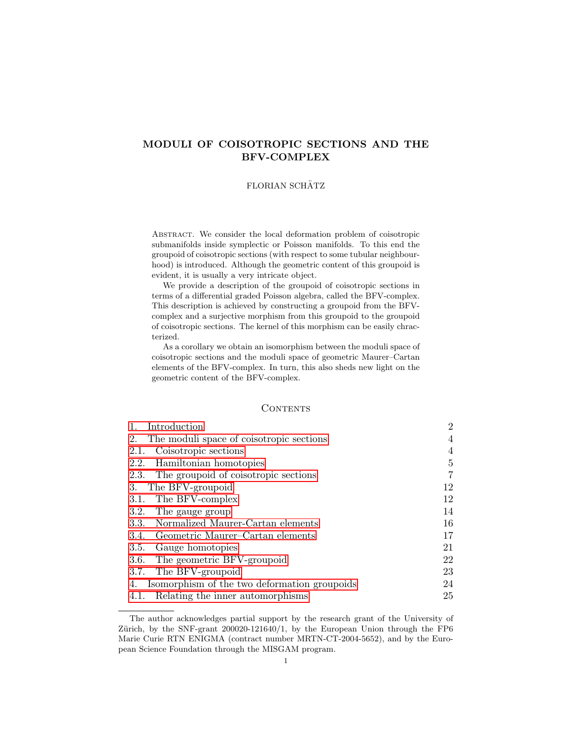# MODULI OF COISOTROPIC SECTIONS AND THE BFV-COMPLEX

FLORIAN SCHÄTZ

Abstract. We consider the local deformation problem of coisotropic submanifolds inside symplectic or Poisson manifolds. To this end the groupoid of coisotropic sections (with respect to some tubular neighbourhood) is introduced. Although the geometric content of this groupoid is evident, it is usually a very intricate object.

We provide a description of the groupoid of coisotropic sections in terms of a differential graded Poisson algebra, called the BFV-complex. This description is achieved by constructing a groupoid from the BFV-complex and a surjective morphism from this groupoid to the groupoid of coisotropic sections. The kernel of this morphism can be easily chracterized.

As a corollary we obtain an isomorphism between the moduli space of coisotropic sections and the moduli space of geometric Maurer–Cartan elements of the BFV-complex. In turn, this also sheds new light on the geometric content of the BFV-complex.

## Contents

| | |
|---|---|
| 1. Introduction | 2 |
| 2. The moduli space of coisotropic sections | 4 |
| 2.1. Coisotropic sections | 4 |
| 2.2. Hamiltonian homotopies | 5 |
| 2.3. The groupoid of coisotropic sections | 7 |
| 3. The BFV-groupoid | 12 |
| 3.1. The BFV-complex | 12 |
| 3.2. The gauge group | 14 |
| 3.3. Normalized Maurer-Cartan elements | 16 |
| 3.4. Geometric Maurer–Cartan elements | 17 |
| 3.5. Gauge homotopies | 21 |
| 3.6. The geometric BFV-groupoid | 22 |
| 3.7. The BFV-groupoid | 23 |
| 4. Isomorphism of the two deformation groupoids | 24 |
| 4.1. Relating the inner automorphisms | 25 |

The author acknowledges partial support by the research grant of the University of Zürich, by the SNF-grant 200020-121640/1, by the European Union through the FP6 Marie Curie RTN ENIGMA (contract number MRTN-CT-2004-5652), and by the European Science Foundation through the MISGAM program.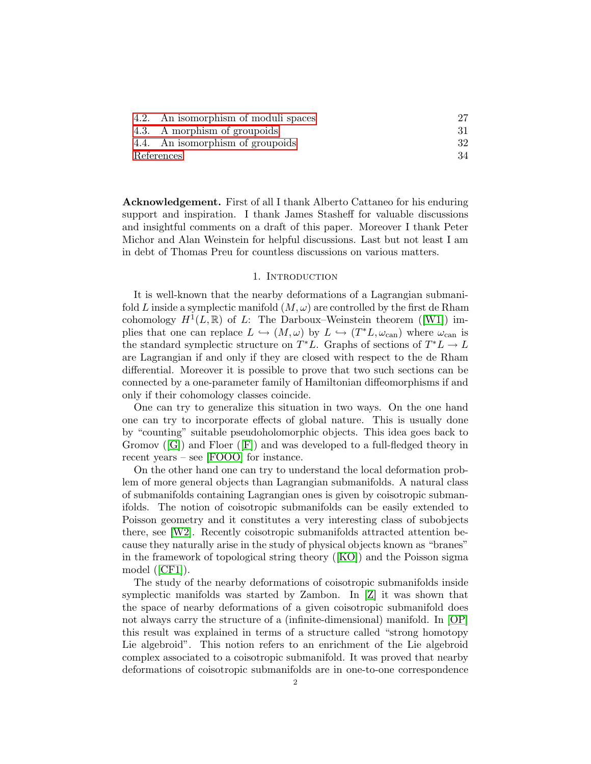4.2. An isomorphism of moduli spaces 27
4.3. A morphism of groupoids 31
4.4. An isomorphism of groupoids 32
References 34

**Acknowledgement.** First of all I thank Alberto Cattaneo for his enduring support and inspiration. I thank James Stasheff for valuable discussions and insightful comments on a draft of this paper. Moreover I thank Peter Michor and Alan Weinstein for helpful discussions. Last but not least I am in debt of Thomas Preu for countless discussions on various matters.

## 1. Introduction

It is well-known that the nearby deformations of a Lagrangian submanifold $L$ inside a symplectic manifold $(M, \omega)$ are controlled by the first de Rham cohomology $H^1(L, \mathbb{R})$ of $L$: The Darboux–Weinstein theorem ([W1]) implies that one can replace $L \hookrightarrow (M, \omega)$ by $L \hookrightarrow (T^*L, \omega_{\text{can}})$ where $\omega_{\text{can}}$ is the standard symplectic structure on $T^*L$. Graphs of sections of $T^*L \to L$ are Lagrangian if and only if they are closed with respect to the de Rham differential. Moreover it is possible to prove that two such sections can be connected by a one-parameter family of Hamiltonian diffeomorphisms if and only if their cohomology classes coincide.

One can try to generalize this situation in two ways. On the one hand one can try to incorporate effects of global nature. This is usually done by "counting" suitable pseudoholomorphic objects. This idea goes back to Gromov ([G]) and Floer ([F]) and was developed to a full-fledged theory in recent years – see [FOOO] for instance.

On the other hand one can try to understand the local deformation problem of more general objects than Lagrangian submanifolds. A natural class of submanifolds containing Lagrangian ones is given by coisotropic submanifolds. The notion of coisotropic submanifolds can be easily extended to Poisson geometry and it constitutes a very interesting class of subobjects there, see [W2]. Recently coisotropic submanifolds attracted attention because they naturally arise in the study of physical objects known as "branes" in the framework of topological string theory ([KO]) and the Poisson sigma model ([CF1]).

The study of the nearby deformations of coisotropic submanifolds inside symplectic manifolds was started by Zambon. In [Z] it was shown that the space of nearby deformations of a given coisotropic submanifold does not always carry the structure of a (infinite-dimensional) manifold. In [OP] this result was explained in terms of a structure called "strong homotopy Lie algebroid". This notion refers to an enrichment of the Lie algebroid complex associated to a coisotropic submanifold. It was proved that nearby deformations of coisotropic submanifolds are in one-to-one correspondence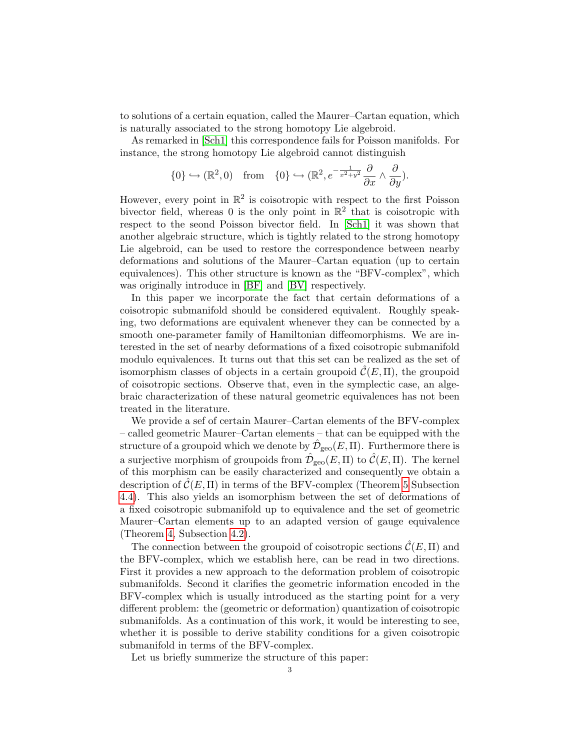to solutions of a certain equation, called the Maurer–Cartan equation, which is naturally associated to the strong homotopy Lie algebroid.

As remarked in [Sch1] this correspondence fails for Poisson manifolds. For instance, the strong homotopy Lie algebroid cannot distinguish

$$\{0\} \hookrightarrow (\mathbb{R}^2, 0) \quad \text{from} \quad \{0\} \hookrightarrow (\mathbb{R}^2, e^{-\frac{1}{x^2+y^2}} \frac{\partial}{\partial x} \wedge \frac{\partial}{\partial y}).$$

However, every point in $\mathbb{R}^2$ is coisotropic with respect to the first Poisson bivector field, whereas 0 is the only point in $\mathbb{R}^2$ that is coisotropic with respect to the seond Poisson bivector field. In [Sch1] it was shown that another algebraic structure, which is tightly related to the strong homotopy Lie algebroid, can be used to restore the correspondence between nearby deformations and solutions of the Maurer–Cartan equation (up to certain equivalences). This other structure is known as the "BFV-complex", which was originally introduce in [BF] and [BV] respectively.

In this paper we incorporate the fact that certain deformations of a coisotropic submanifold should be considered equivalent. Roughly speaking, two deformations are equivalent whenever they can be connected by a smooth one-parameter family of Hamiltonian diffeomorphisms. We are interested in the set of nearby deformations of a fixed coisotropic submanifold modulo equivalences. It turns out that this set can be realized as the set of isomorphism classes of objects in a certain groupoid $\hat{\mathcal{C}}(E, \Pi)$, the groupoid of coisotropic sections. Observe that, even in the symplectic case, an algebraic characterization of these natural geometric equivalences has not been treated in the literature.

We provide a sef of certain Maurer–Cartan elements of the BFV-complex – called geometric Maurer–Cartan elements – that can be equipped with the structure of a groupoid which we denote by $\hat{\mathcal{D}}_{\text{geo}}(E, \Pi)$. Furthermore there is a surjective morphism of groupoids from $\hat{\mathcal{D}}_{\text{geo}}(E, \Pi)$ to $\hat{\mathcal{C}}(E, \Pi)$. The kernel of this morphism can be easily characterized and consequently we obtain a description of $\hat{\mathcal{C}}(E, \Pi)$ in terms of the BFV-complex (Theorem 5 Subsection 4.4). This also yields an isomorphism between the set of deformations of a fixed coisotropic submanifold up to equivalence and the set of geometric Maurer–Cartan elements up to an adapted version of gauge equivalence (Theorem 4, Subsection 4.2).

The connection between the groupoid of coisotropic sections $\hat{\mathcal{C}}(E, \Pi)$ and the BFV-complex, which we establish here, can be read in two directions. First it provides a new approach to the deformation problem of coisotropic submanifolds. Second it clarifies the geometric information encoded in the BFV-complex which is usually introduced as the starting point for a very different problem: the (geometric or deformation) quantization of coisotropic submanifolds. As a continuation of this work, it would be interesting to see, whether it is possible to derive stability conditions for a given coisotropic submanifold in terms of the BFV-complex.

Let us briefly summerize the structure of this paper: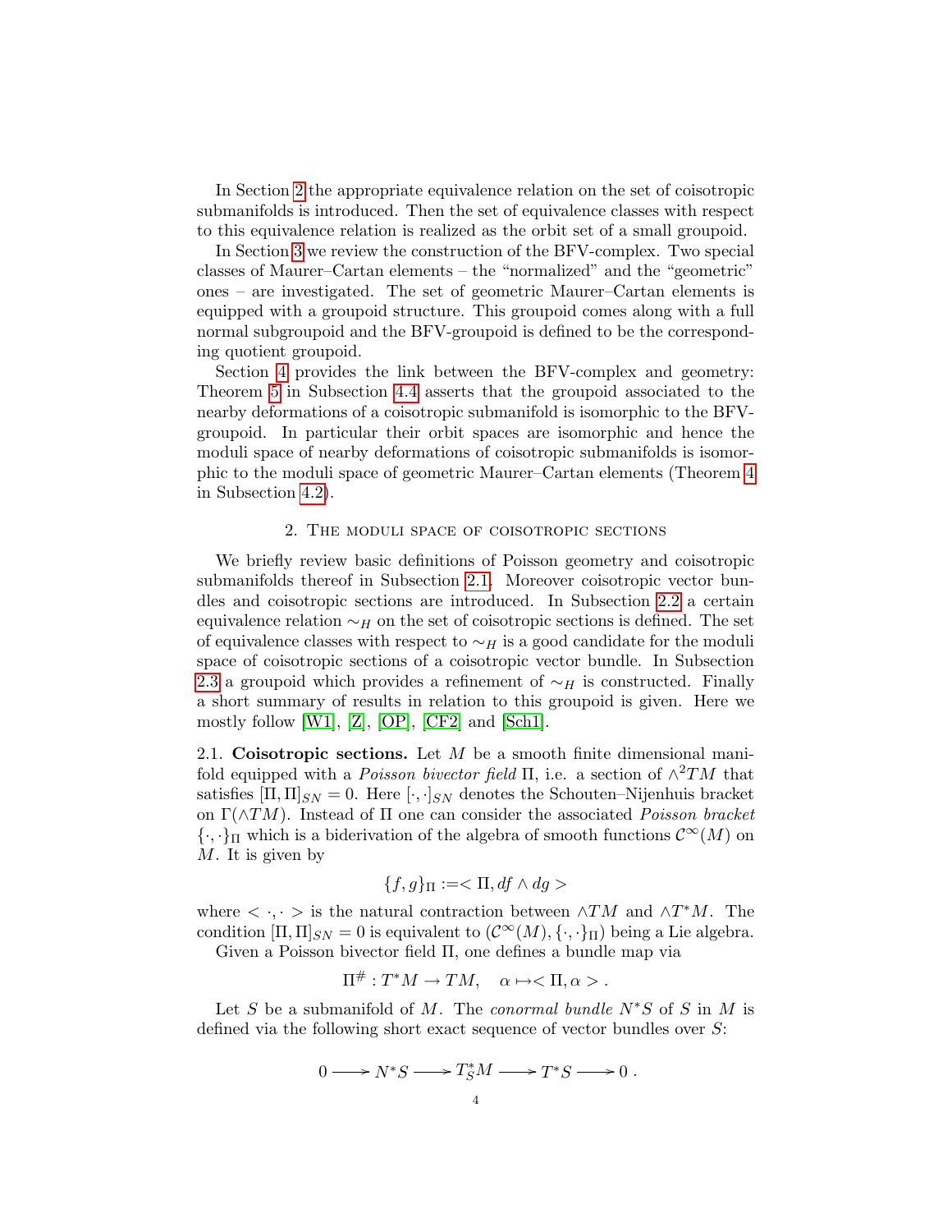In Section 2 the appropriate equivalence relation on the set of coisotropic submanifolds is introduced. Then the set of equivalence classes with respect to this equivalence relation is realized as the orbit set of a small groupoid.

In Section 3 we review the construction of the BFV-complex. Two special classes of Maurer–Cartan elements – the "normalized" and the "geometric" ones – are investigated. The set of geometric Maurer–Cartan elements is equipped with a groupoid structure. This groupoid comes along with a full normal subgroupoid and the BFV-groupoid is defined to be the corresponding quotient groupoid.

Section 4 provides the link between the BFV-complex and geometry: Theorem 5 in Subsection 4.4 asserts that the groupoid associated to the nearby deformations of a coisotropic submanifold is isomorphic to the BFV-groupoid. In particular their orbit spaces are isomorphic and hence the moduli space of nearby deformations of coisotropic submanifolds is isomorphic to the moduli space of geometric Maurer–Cartan elements (Theorem 4 in Subsection 4.2).

## 2. The moduli space of coisotropic sections

We briefly review basic definitions of Poisson geometry and coisotropic submanifolds thereof in Subsection 2.1. Moreover coisotropic vector bundles and coisotropic sections are introduced. In Subsection 2.2 a certain equivalence relation $\sim_H$ on the set of coisotropic sections is defined. The set of equivalence classes with respect to $\sim_H$ is a good candidate for the moduli space of coisotropic sections of a coisotropic vector bundle. In Subsection 2.3 a groupoid which provides a refinement of $\sim_H$ is constructed. Finally a short summary of results in relation to this groupoid is given. Here we mostly follow [W1], [Z], [OP], [CF2] and [Sch1].

2.1. **Coisotropic sections.** Let $M$ be a smooth finite dimensional manifold equipped with a *Poisson bivector field* $\Pi$, i.e. a section of $\wedge^2 TM$ that satisfies $[\Pi,\Pi]_{SN} = 0$. Here $[\cdot,\cdot]_{SN}$ denotes the Schouten–Nijenhuis bracket on $\Gamma(\wedge TM)$. Instead of $\Pi$ one can consider the associated *Poisson bracket* $\{\cdot,\cdot\}_\Pi$ which is a biderivation of the algebra of smooth functions $\mathcal{C}^\infty(M)$ on $M$. It is given by

$$\{f,g\}_\Pi := <\Pi, df\wedge dg>$$

where $<\cdot,\cdot>$ is the natural contraction between $\wedge TM$ and $\wedge T^*M$. The condition $[\Pi,\Pi]_{SN} = 0$ is equivalent to $(\mathcal{C}^\infty(M), \{\cdot,\cdot\}_\Pi)$ being a Lie algebra.

Given a Poisson bivector field $\Pi$, one defines a bundle map via

$$\Pi^\#: T^*M \to TM, \quad \alpha \mapsto <\Pi,\alpha> .$$

Let $S$ be a submanifold of $M$. The *conormal bundle* $N^*S$ of $S$ in $M$ is defined via the following short exact sequence of vector bundles over $S$:

$$0 \longrightarrow N^*S \longrightarrow T^*_S M \longrightarrow T^*S \longrightarrow 0\ .$$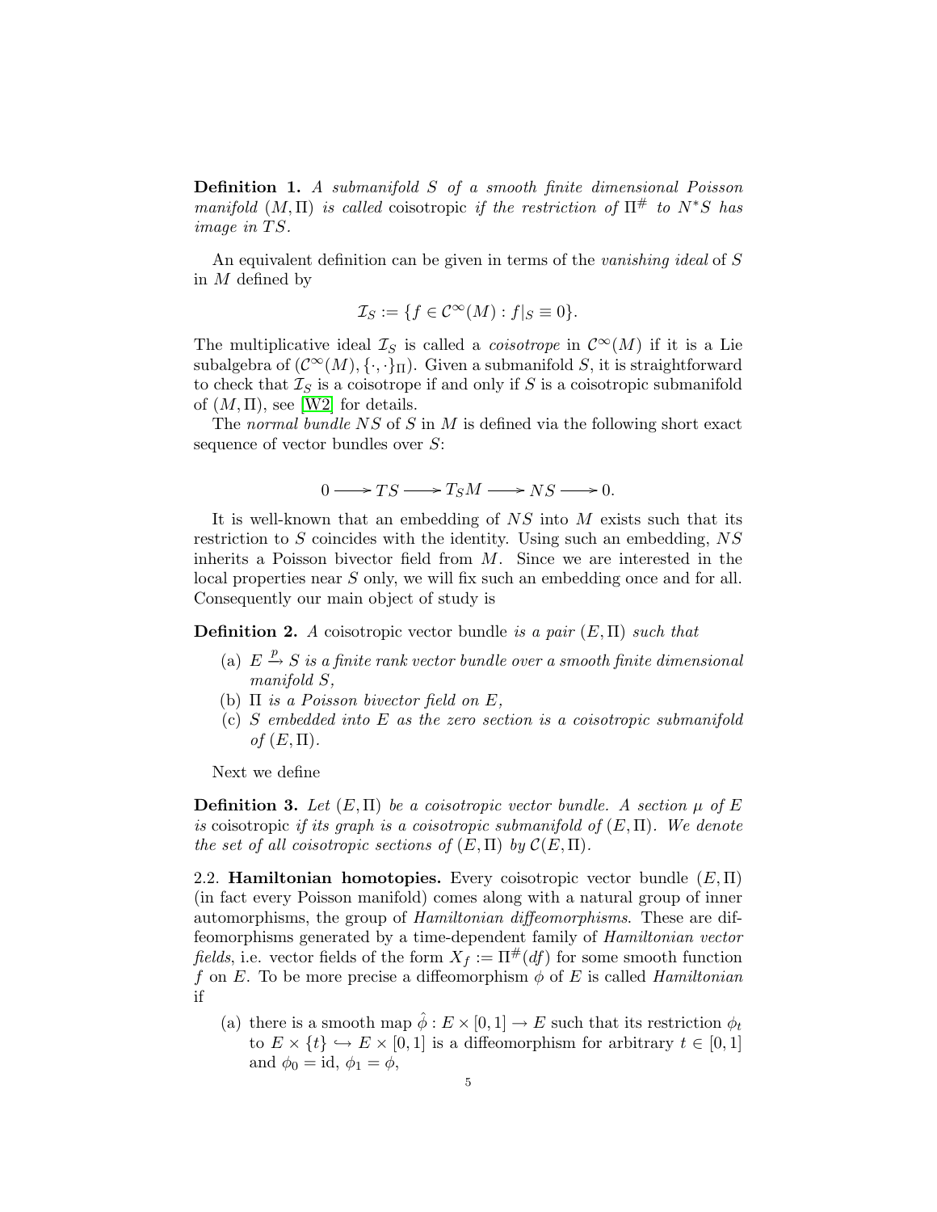**Definition 1.** *A submanifold $S$ of a smooth finite dimensional Poisson manifold $(M, \Pi)$ is called* coisotropic *if the restriction of $\Pi^{\#}$ to $N^*S$ has image in $TS$.*

An equivalent definition can be given in terms of the *vanishing ideal* of $S$ in $M$ defined by

$$\mathcal{I}_S := \{f \in \mathcal{C}^\infty(M) : f|_S \equiv 0\}.$$

The multiplicative ideal $\mathcal{I}_S$ is called a *coisotrope* in $\mathcal{C}^\infty(M)$ if it is a Lie subalgebra of $(\mathcal{C}^\infty(M), \{\cdot,\cdot\}_\Pi)$. Given a submanifold $S$, it is straightforward to check that $\mathcal{I}_S$ is a coisotrope if and only if $S$ is a coisotropic submanifold of $(M, \Pi)$, see [W2] for details.

The *normal bundle* $NS$ of $S$ in $M$ is defined via the following short exact sequence of vector bundles over $S$:

$$0 \longrightarrow TS \longrightarrow T_SM \longrightarrow NS \longrightarrow 0.$$

It is well-known that an embedding of $NS$ into $M$ exists such that its restriction to $S$ coincides with the identity. Using such an embedding, $NS$ inherits a Poisson bivector field from $M$. Since we are interested in the local properties near $S$ only, we will fix such an embedding once and for all. Consequently our main object of study is

**Definition 2.** *A* coisotropic vector bundle *is a pair $(E, \Pi)$ such that*

- (a) *$E \xrightarrow{p} S$ is a finite rank vector bundle over a smooth finite dimensional manifold $S$,*
- (b) *$\Pi$ is a Poisson bivector field on $E$,*
- (c) *$S$ embedded into $E$ as the zero section is a coisotropic submanifold of $(E, \Pi)$.*

Next we define

**Definition 3.** *Let $(E, \Pi)$ be a coisotropic vector bundle. A section $\mu$ of $E$ is* coisotropic *if its graph is a coisotropic submanifold of $(E, \Pi)$. We denote the set of all coisotropic sections of $(E, \Pi)$ by $\mathcal{C}(E, \Pi)$.*

2.2. **Hamiltonian homotopies.** Every coisotropic vector bundle $(E, \Pi)$ (in fact every Poisson manifold) comes along with a natural group of inner automorphisms, the group of *Hamiltonian diffeomorphisms*. These are diffeomorphisms generated by a time-dependent family of *Hamiltonian vector fields*, i.e. vector fields of the form $X_f := \Pi^{\#}(df)$ for some smooth function $f$ on $E$. To be more precise a diffeomorphism $\phi$ of $E$ is called *Hamiltonian* if

- (a) there is a smooth map $\hat{\phi} : E \times [0, 1] \to E$ such that its restriction $\phi_t$ to $E \times \{t\} \hookrightarrow E \times [0, 1]$ is a diffeomorphism for arbitrary $t \in [0, 1]$ and $\phi_0 = \mathrm{id}$, $\phi_1 = \phi$,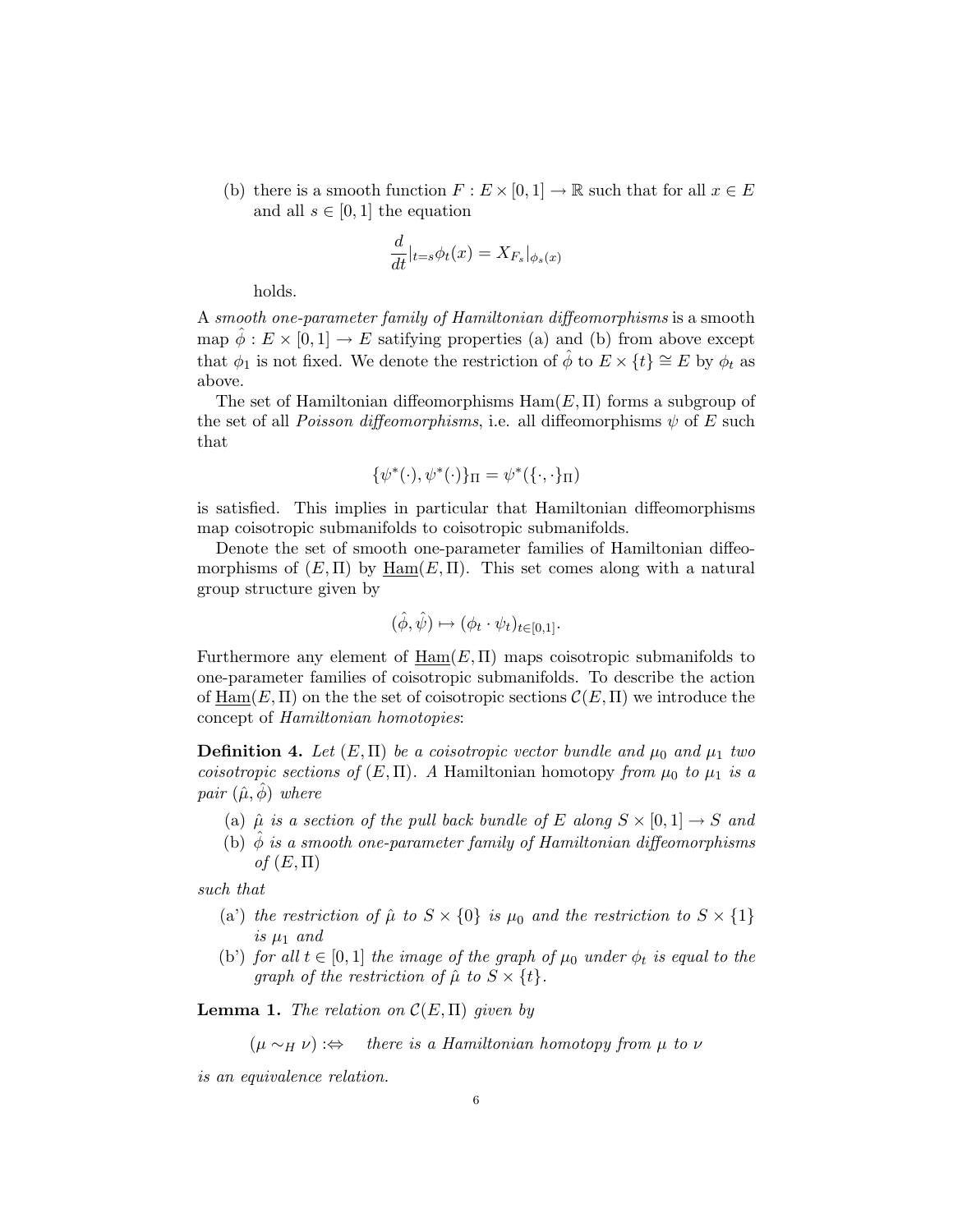(b) there is a smooth function $F : E \times [0,1] \to \mathbb{R}$ such that for all $x \in E$ and all $s \in [0,1]$ the equation

$$\frac{d}{dt}|_{t=s}\phi_t(x) = X_{F_s}|_{\phi_s(x)}$$

holds.

A *smooth one-parameter family of Hamiltonian diffeomorphisms* is a smooth map $\hat{\phi} : E \times [0,1] \to E$ satifying properties (a) and (b) from above except that $\phi_1$ is not fixed. We denote the restriction of $\hat{\phi}$ to $E \times \{t\} \cong E$ by $\phi_t$ as above.

The set of Hamiltonian diffeomorphisms $\mathrm{Ham}(E,\Pi)$ forms a subgroup of the set of all *Poisson diffeomorphisms*, i.e. all diffeomorphisms $\psi$ of $E$ such that

$$\{\psi^*(\cdot), \psi^*(\cdot)\}_\Pi = \psi^*(\{\cdot,\cdot\}_\Pi)$$

is satisfied. This implies in particular that Hamiltonian diffeomorphisms map coisotropic submanifolds to coisotropic submanifolds.

Denote the set of smooth one-parameter families of Hamiltonian diffeomorphisms of $(E,\Pi)$ by $\underline{\mathrm{Ham}}(E,\Pi)$. This set comes along with a natural group structure given by

$$(\hat{\phi}, \hat{\psi}) \mapsto (\phi_t \cdot \psi_t)_{t\in[0,1]}.$$

Furthermore any element of $\underline{\mathrm{Ham}}(E,\Pi)$ maps coisotropic submanifolds to one-parameter families of coisotropic submanifolds. To describe the action of $\underline{\mathrm{Ham}}(E,\Pi)$ on the the set of coisotropic sections $\mathcal{C}(E,\Pi)$ we introduce the concept of *Hamiltonian homotopies*:

**Definition 4.** *Let $(E,\Pi)$ be a coisotropic vector bundle and $\mu_0$ and $\mu_1$ two coisotropic sections of $(E,\Pi)$. A* Hamiltonian homotopy *from $\mu_0$ to $\mu_1$ is a pair $(\hat{\mu}, \hat{\phi})$ where*

*(a) $\hat{\mu}$ is a section of the pull back bundle of $E$ along $S \times [0,1] \to S$ and*

*(b) $\hat{\phi}$ is a smooth one-parameter family of Hamiltonian diffeomorphisms of $(E,\Pi)$*

*such that*

*(a') the restriction of $\hat{\mu}$ to $S \times \{0\}$ is $\mu_0$ and the restriction to $S \times \{1\}$ is $\mu_1$ and*

*(b') for all $t \in [0,1]$ the image of the graph of $\mu_0$ under $\phi_t$ is equal to the graph of the restriction of $\hat{\mu}$ to $S \times \{t\}$.*

**Lemma 1.** *The relation on $\mathcal{C}(E,\Pi)$ given by*

$$(\mu \sim_H \nu) :\Leftrightarrow \quad \text{there is a Hamiltonian homotopy from } \mu \text{ to } \nu$$

*is an equivalence relation.*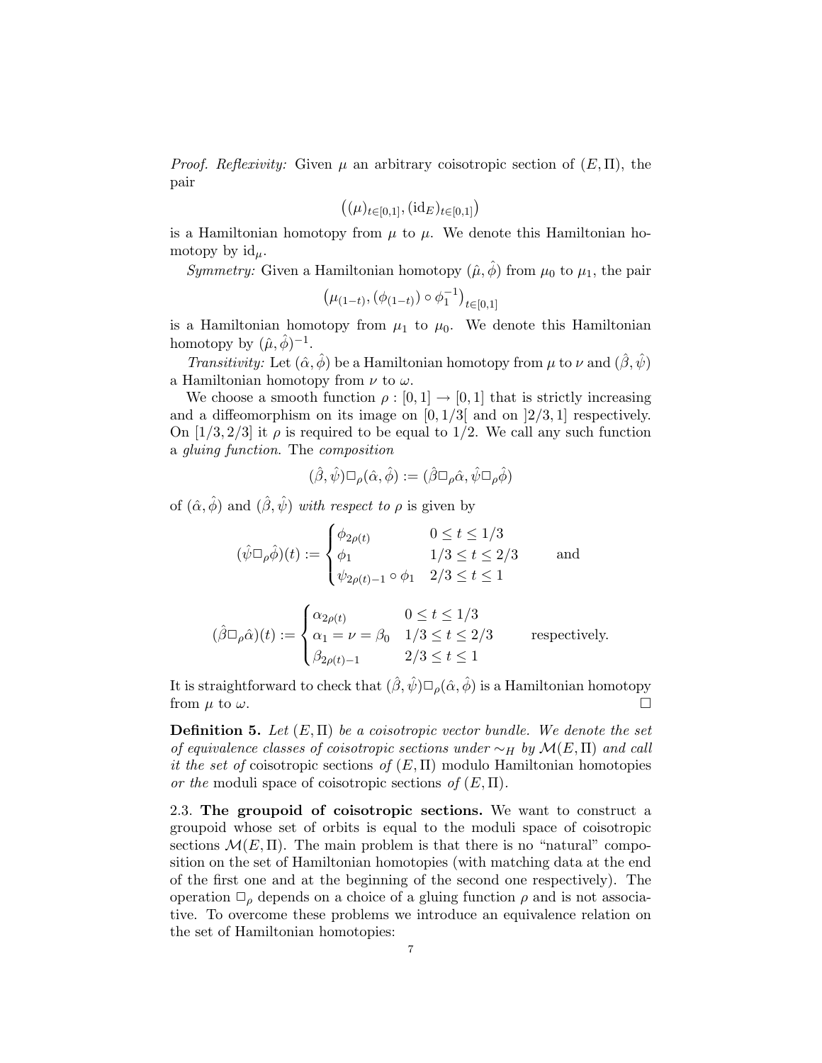*Proof. Reflexivity:* Given $\mu$ an arbitrary coisotropic section of $(E, \Pi)$, the pair

$$\big((\mu)_{t\in[0,1]}, (\mathrm{id}_E)_{t\in[0,1]}\big)$$

is a Hamiltonian homotopy from $\mu$ to $\mu$. We denote this Hamiltonian homotopy by $\mathrm{id}_\mu$.

*Symmetry:* Given a Hamiltonian homotopy $(\hat{\mu}, \hat{\phi})$ from $\mu_0$ to $\mu_1$, the pair

$$\big(\mu_{(1-t)}, (\phi_{(1-t)}) \circ \phi_1^{-1}\big)_{t\in[0,1]}$$

is a Hamiltonian homotopy from $\mu_1$ to $\mu_0$. We denote this Hamiltonian homotopy by $(\hat{\mu}, \hat{\phi})^{-1}$.

*Transitivity:* Let $(\hat{\alpha}, \hat{\phi})$ be a Hamiltonian homotopy from $\mu$ to $\nu$ and $(\hat{\beta}, \hat{\psi})$ a Hamiltonian homotopy from $\nu$ to $\omega$.

We choose a smooth function $\rho : [0,1] \to [0,1]$ that is strictly increasing and a diffeomorphism on its image on $[0, 1/3[$ and on $]2/3, 1]$ respectively. On $[1/3, 2/3]$ it $\rho$ is required to be equal to $1/2$. We call any such function a *gluing function*. The *composition*

$$(\hat{\beta}, \hat{\psi})\Box_\rho(\hat{\alpha}, \hat{\phi}) := (\hat{\beta}\Box_\rho\hat{\alpha}, \hat{\psi}\Box_\rho\hat{\phi})$$

of $(\hat{\alpha}, \hat{\phi})$ and $(\hat{\beta}, \hat{\psi})$ *with respect to* $\rho$ is given by

$$(\hat{\psi}\Box_\rho\hat{\phi})(t) := \begin{cases} \phi_{2\rho(t)} & 0 \leq t \leq 1/3 \\ \phi_1 & 1/3 \leq t \leq 2/3 \\ \psi_{2\rho(t)-1} \circ \phi_1 & 2/3 \leq t \leq 1 \end{cases} \qquad \text{and}$$

$$(\hat{\beta}\Box_\rho\hat{\alpha})(t) := \begin{cases} \alpha_{2\rho(t)} & 0 \leq t \leq 1/3 \\ \alpha_1 = \nu = \beta_0 & 1/3 \leq t \leq 2/3 \\ \beta_{2\rho(t)-1} & 2/3 \leq t \leq 1 \end{cases} \qquad \text{respectively.}$$

It is straightforward to check that $(\hat{\beta}, \hat{\psi})\Box_\rho(\hat{\alpha}, \hat{\phi})$ is a Hamiltonian homotopy from $\mu$ to $\omega$. □

**Definition 5.** *Let $(E, \Pi)$ be a coisotropic vector bundle. We denote the set of equivalence classes of coisotropic sections under $\sim_H$ by $\mathcal{M}(E, \Pi)$ and call it the set of* coisotropic sections *of $(E, \Pi)$* modulo Hamiltonian homotopies *or the* moduli space of coisotropic sections *of $(E, \Pi)$.*

2.3. **The groupoid of coisotropic sections.** We want to construct a groupoid whose set of orbits is equal to the moduli space of coisotropic sections $\mathcal{M}(E, \Pi)$. The main problem is that there is no "natural" composition on the set of Hamiltonian homotopies (with matching data at the end of the first one and at the beginning of the second one respectively). The operation $\Box_\rho$ depends on a choice of a gluing function $\rho$ and is not associative. To overcome these problems we introduce an equivalence relation on the set of Hamiltonian homotopies: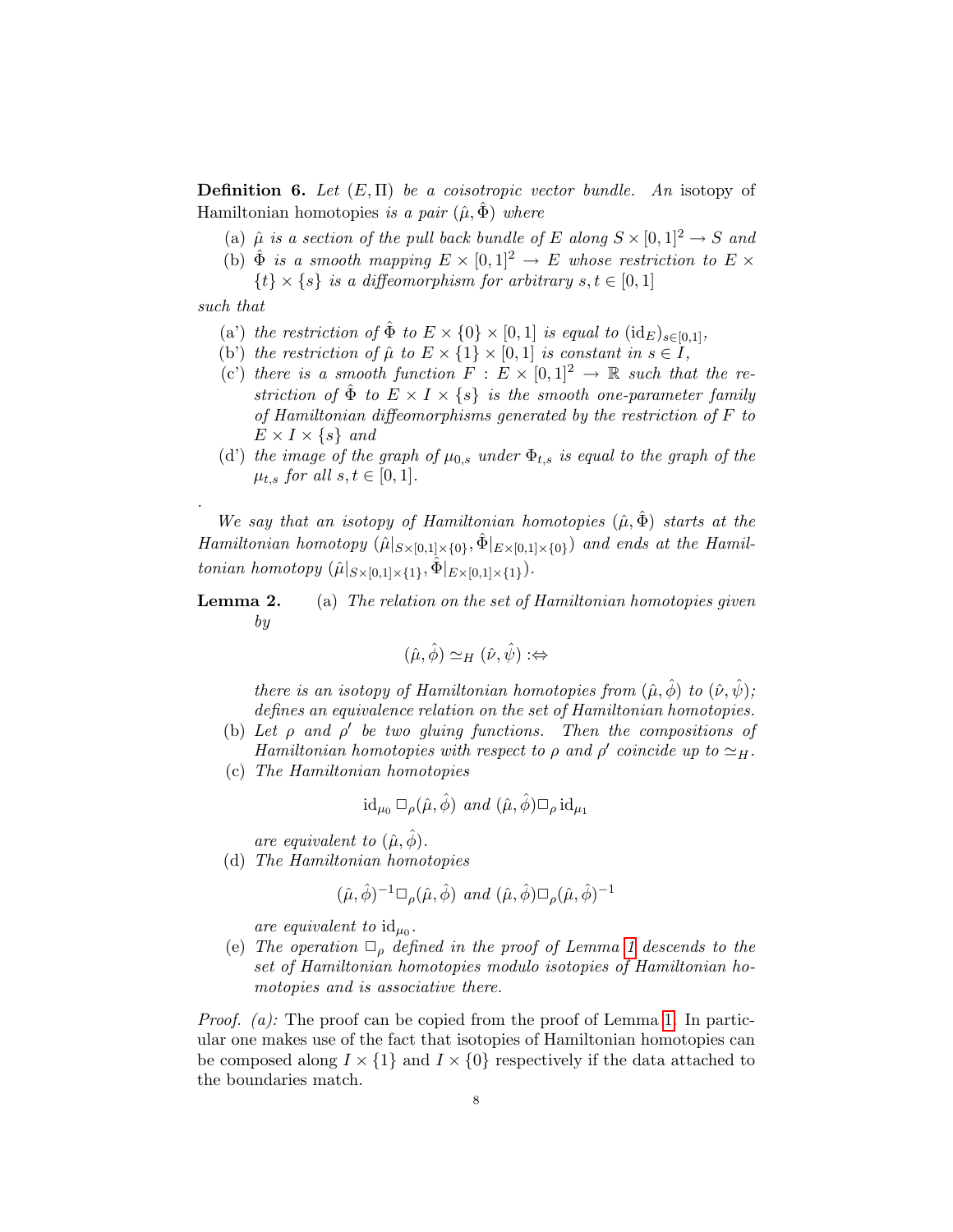**Definition 6.** *Let $(E, \Pi)$ be a coisotropic vector bundle. An* isotopy of Hamiltonian homotopies *is a pair $(\hat{\mu}, \hat{\Phi})$ where*

(a) *$\hat{\mu}$ is a section of the pull back bundle of $E$ along $S \times [0,1]^2 \to S$ and*
(b) *$\hat{\Phi}$ is a smooth mapping $E \times [0,1]^2 \to E$ whose restriction to $E \times \{t\} \times \{s\}$ is a diffeomorphism for arbitrary $s, t \in [0,1]$*

*such that*

(a') *the restriction of $\hat{\Phi}$ to $E \times \{0\} \times [0,1]$ is equal to $(\mathrm{id}_E)_{s \in [0,1]}$,*
(b') *the restriction of $\hat{\mu}$ to $E \times \{1\} \times [0,1]$ is constant in $s \in I$,*
(c') *there is a smooth function $F : E \times [0,1]^2 \to \mathbb{R}$ such that the restriction of $\hat{\Phi}$ to $E \times I \times \{s\}$ is the smooth one-parameter family of Hamiltonian diffeomorphisms generated by the restriction of $F$ to $E \times I \times \{s\}$ and*
(d') *the image of the graph of $\mu_{0,s}$ under $\Phi_{t,s}$ is equal to the graph of the $\mu_{t,s}$ for all $s, t \in [0,1]$.*

.

*We say that an isotopy of Hamiltonian homotopies $(\hat{\mu}, \hat{\Phi})$ starts at the Hamiltonian homotopy $(\hat{\mu}|_{S \times [0,1] \times \{0\}}, \hat{\Phi}|_{E \times [0,1] \times \{0\}})$ and ends at the Hamiltonian homotopy $(\hat{\mu}|_{S \times [0,1] \times \{1\}}, \hat{\Phi}|_{E \times [0,1] \times \{1\}})$.*

**Lemma 2.** (a) *The relation on the set of Hamiltonian homotopies given by*

$$(\hat{\mu}, \hat{\phi}) \simeq_H (\hat{\nu}, \hat{\psi}) :\Leftrightarrow$$

*there is an isotopy of Hamiltonian homotopies from $(\hat{\mu}, \hat{\phi})$ to $(\hat{\nu}, \hat{\psi})$; defines an equivalence relation on the set of Hamiltonian homotopies.*

(b) *Let $\rho$ and $\rho'$ be two gluing functions. Then the compositions of Hamiltonian homotopies with respect to $\rho$ and $\rho'$ coincide up to $\simeq_H$.*

(c) *The Hamiltonian homotopies*

$$\mathrm{id}_{\mu_0} \square_\rho (\hat{\mu}, \hat{\phi}) \text{ and } (\hat{\mu}, \hat{\phi}) \square_\rho \mathrm{id}_{\mu_1}$$

*are equivalent to $(\hat{\mu}, \hat{\phi})$.*

(d) *The Hamiltonian homotopies*

$$(\hat{\mu}, \hat{\phi})^{-1} \square_\rho (\hat{\mu}, \hat{\phi}) \text{ and } (\hat{\mu}, \hat{\phi}) \square_\rho (\hat{\mu}, \hat{\phi})^{-1}$$

*are equivalent to $\mathrm{id}_{\mu_0}$.*

(e) *The operation $\square_\rho$ defined in the proof of Lemma 1 descends to the set of Hamiltonian homotopies modulo isotopies of Hamiltonian homotopies and is associative there.*

*Proof. (a):* The proof can be copied from the proof of Lemma 1. In particular one makes use of the fact that isotopies of Hamiltonian homotopies can be composed along $I \times \{1\}$ and $I \times \{0\}$ respectively if the data attached to the boundaries match.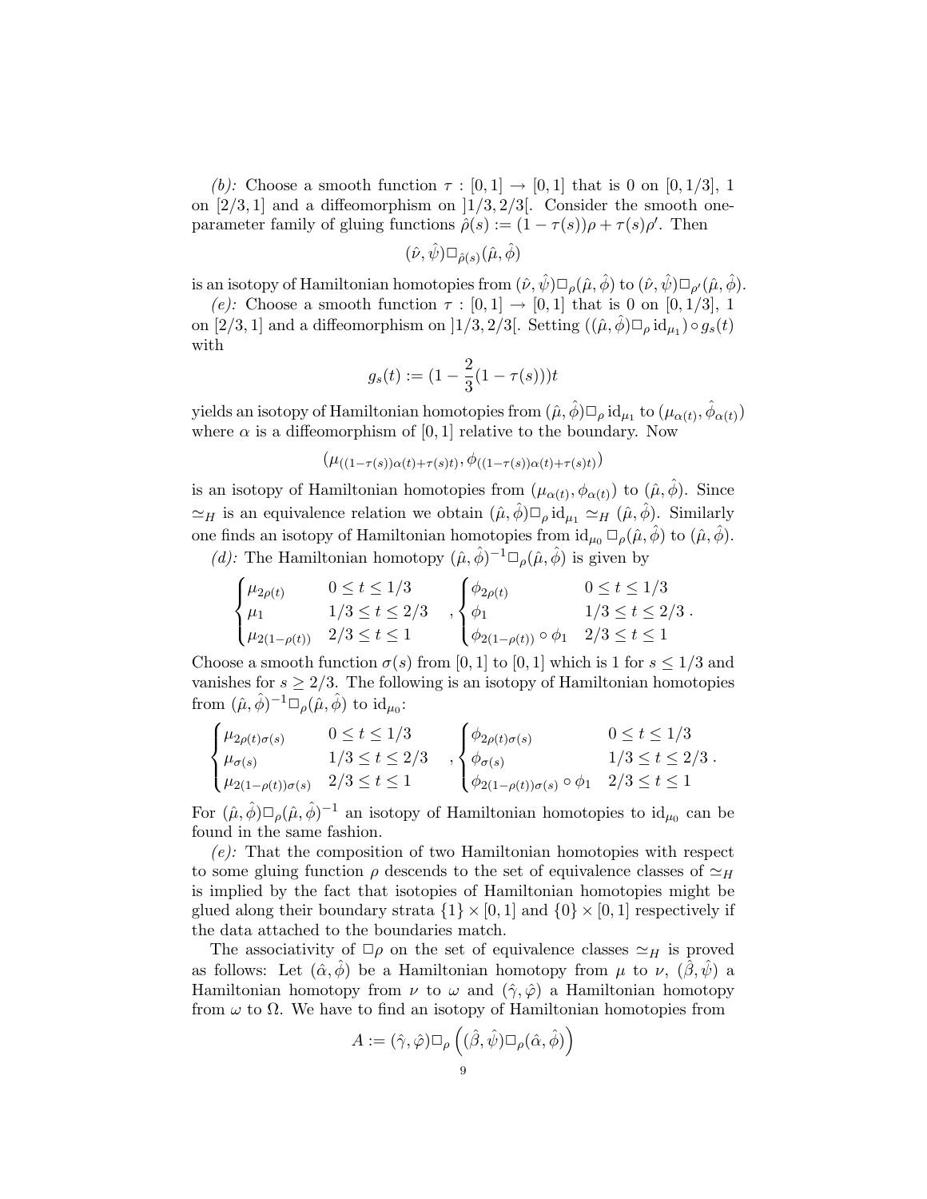*(b):* Choose a smooth function $\tau : [0,1] \to [0,1]$ that is 0 on $[0, 1/3]$, 1 on $[2/3, 1]$ and a diffeomorphism on $]1/3, 2/3[$. Consider the smooth one-parameter family of gluing functions $\hat{\rho}(s) := (1 - \tau(s))\rho + \tau(s)\rho'$. Then

$$(\hat{\nu}, \hat{\psi})\square_{\hat{\rho}(s)}(\hat{\mu}, \hat{\phi})$$

is an isotopy of Hamiltonian homotopies from $(\hat{\nu}, \hat{\psi})\square_\rho(\hat{\mu}, \hat{\phi})$ to $(\hat{\nu}, \hat{\psi})\square_{\rho'}(\hat{\mu}, \hat{\phi})$.

*(e):* Choose a smooth function $\tau : [0,1] \to [0,1]$ that is 0 on $[0, 1/3]$, 1 on $[2/3, 1]$ and a diffeomorphism on $]1/3, 2/3[$. Setting $((\hat{\mu}, \hat{\phi})\square_\rho \operatorname{id}_{\mu_1}) \circ g_s(t)$ with

$$g_s(t) := (1 - \frac{2}{3}(1 - \tau(s)))t$$

yields an isotopy of Hamiltonian homotopies from $(\hat{\mu}, \hat{\phi})\square_\rho \operatorname{id}_{\mu_1}$ to $(\mu_{\alpha(t)}, \hat{\phi}_{\alpha(t)})$ where $\alpha$ is a diffeomorphism of $[0,1]$ relative to the boundary. Now

$$(\mu_{((1-\tau(s))\alpha(t) + \tau(s)t)}, \phi_{((1-\tau(s))\alpha(t)+\tau(s)t)})$$

is an isotopy of Hamiltonian homotopies from $(\mu_{\alpha(t)}, \phi_{\alpha(t)})$ to $(\hat{\mu}, \hat{\phi})$. Since $\simeq_H$ is an equivalence relation we obtain $(\hat{\mu}, \hat{\phi})\square_\rho \operatorname{id}_{\mu_1} \simeq_H (\hat{\mu}, \hat{\phi})$. Similarly one finds an isotopy of Hamiltonian homotopies from $\operatorname{id}_{\mu_0} \square_\rho(\hat{\mu}, \hat{\phi})$ to $(\hat{\mu}, \hat{\phi})$.

*(d):* The Hamiltonian homotopy $(\hat{\mu}, \hat{\phi})^{-1}\square_\rho(\hat{\mu}, \hat{\phi})$ is given by

$$\begin{cases} \mu_{2\rho(t)} & 0 \le t \le 1/3 \\ \mu_1 & 1/3 \le t \le 2/3 \\ \mu_{2(1-\rho(t))} & 2/3 \le t \le 1 \end{cases}, \begin{cases} \phi_{2\rho(t)} & 0 \le t \le 1/3 \\ \phi_1 & 1/3 \le t \le 2/3 \\ \phi_{2(1-\rho(t))} \circ \phi_1 & 2/3 \le t \le 1 \end{cases}.$$

Choose a smooth function $\sigma(s)$ from $[0,1]$ to $[0,1]$ which is 1 for $s \le 1/3$ and vanishes for $s \ge 2/3$. The following is an isotopy of Hamiltonian homotopies from $(\hat{\mu}, \hat{\phi})^{-1}\square_\rho(\hat{\mu}, \hat{\phi})$ to $\operatorname{id}_{\mu_0}$:

$$\begin{cases} \mu_{2\rho(t)\sigma(s)} & 0 \le t \le 1/3 \\ \mu_{\sigma(s)} & 1/3 \le t \le 2/3 \\ \mu_{2(1-\rho(t))\sigma(s)} & 2/3 \le t \le 1 \end{cases}, \begin{cases} \phi_{2\rho(t)\sigma(s)} & 0 \le t \le 1/3 \\ \phi_{\sigma(s)} & 1/3 \le t \le 2/3 \\ \phi_{2(1-\rho(t))\sigma(s)} \circ \phi_1 & 2/3 \le t \le 1 \end{cases}.$$

For $(\hat{\mu}, \hat{\phi})\square_\rho(\hat{\mu}, \hat{\phi})^{-1}$ an isotopy of Hamiltonian homotopies to $\operatorname{id}_{\mu_0}$ can be found in the same fashion.

*(e):* That the composition of two Hamiltonian homotopies with respect to some gluing function $\rho$ descends to the set of equivalence classes of $\simeq_H$ is implied by the fact that isotopies of Hamiltonian homotopies might be glued along their boundary strata $\{1\} \times [0,1]$ and $\{0\} \times [0,1]$ respectively if the data attached to the boundaries match.

The associativity of $\square\rho$ on the set of equivalence classes $\simeq_H$ is proved as follows: Let $(\hat{\alpha}, \hat{\phi})$ be a Hamiltonian homotopy from $\mu$ to $\nu$, $(\hat{\beta}, \hat{\psi})$ a Hamiltonian homotopy from $\nu$ to $\omega$ and $(\hat{\gamma}, \hat{\varphi})$ a Hamiltonian homotopy from $\omega$ to $\Omega$. We have to find an isotopy of Hamiltonian homotopies from

$$A := (\hat{\gamma}, \hat{\varphi})\square_\rho \left( (\hat{\beta}, \hat{\psi})\square_\rho(\hat{\alpha}, \hat{\phi}) \right)$$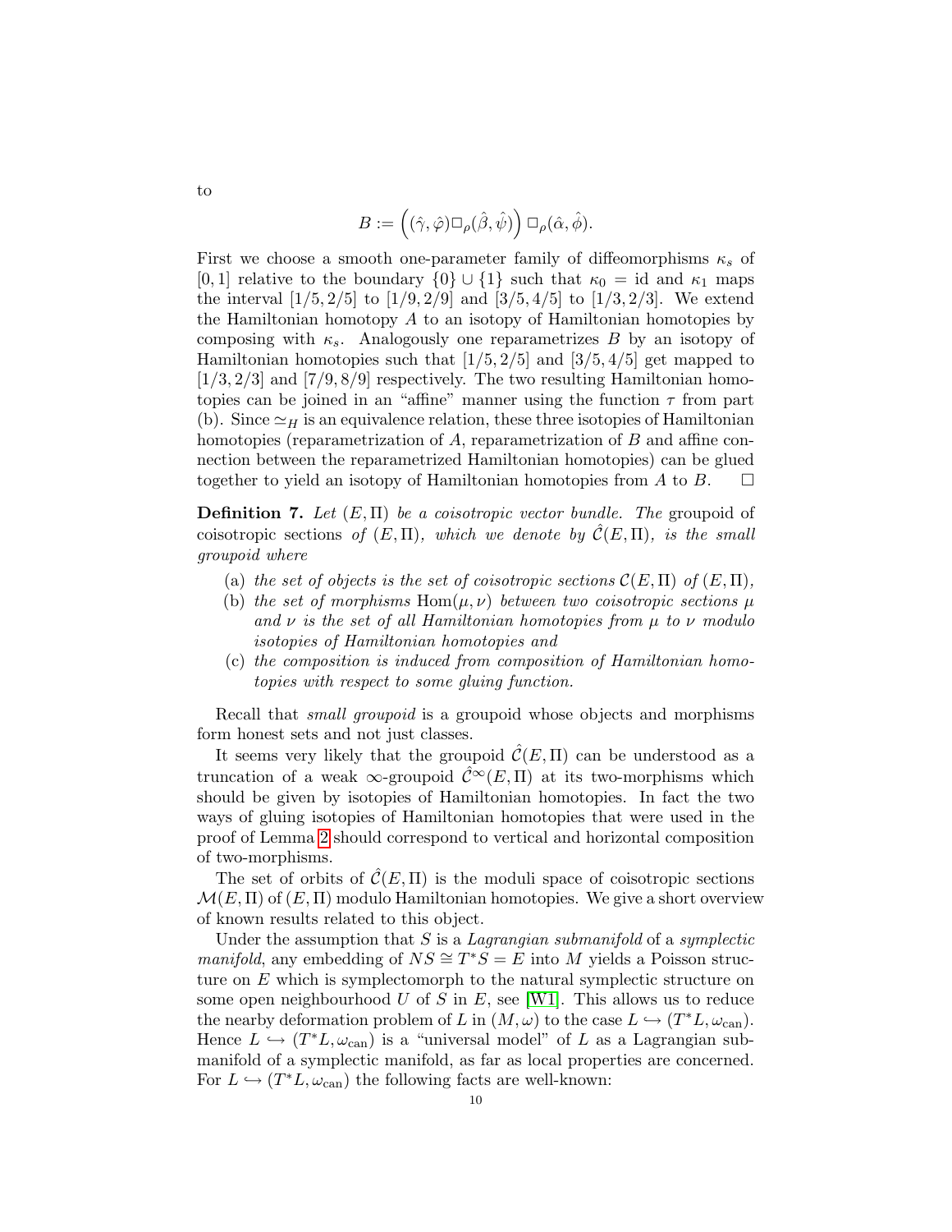to

$$B := \left( (\hat{\gamma}, \hat{\varphi}) \Box_\rho (\hat{\beta}, \hat{\psi}) \right) \Box_\rho (\hat{\alpha}, \hat{\phi}).$$

First we choose a smooth one-parameter family of diffeomorphisms $\kappa_s$ of $[0,1]$ relative to the boundary $\{0\} \cup \{1\}$ such that $\kappa_0 = \mathrm{id}$ and $\kappa_1$ maps the interval $[1/5, 2/5]$ to $[1/9, 2/9]$ and $[3/5, 4/5]$ to $[1/3, 2/3]$. We extend the Hamiltonian homotopy $A$ to an isotopy of Hamiltonian homotopies by composing with $\kappa_s$. Analogously one reparametrizes $B$ by an isotopy of Hamiltonian homotopies such that $[1/5, 2/5]$ and $[3/5, 4/5]$ get mapped to $[1/3, 2/3]$ and $[7/9, 8/9]$ respectively. The two resulting Hamiltonian homotopies can be joined in an "affine" manner using the function $\tau$ from part (b). Since $\simeq_H$ is an equivalence relation, these three isotopies of Hamiltonian homotopies (reparametrization of $A$, reparametrization of $B$ and affine connection between the reparametrized Hamiltonian homotopies) can be glued together to yield an isotopy of Hamiltonian homotopies from $A$ to $B$. $\square$

**Definition 7.** *Let $(E, \Pi)$ be a coisotropic vector bundle. The* groupoid of coisotropic sections *of $(E, \Pi)$, which we denote by $\hat{\mathcal{C}}(E, \Pi)$, is the small groupoid where*

(a) *the set of objects is the set of coisotropic sections $\mathcal{C}(E, \Pi)$ of $(E, \Pi)$,*
(b) *the set of morphisms $\mathrm{Hom}(\mu, \nu)$ between two coisotropic sections $\mu$ and $\nu$ is the set of all Hamiltonian homotopies from $\mu$ to $\nu$ modulo isotopies of Hamiltonian homotopies and*
(c) *the composition is induced from composition of Hamiltonian homotopies with respect to some gluing function.*

Recall that *small groupoid* is a groupoid whose objects and morphisms form honest sets and not just classes.

It seems very likely that the groupoid $\hat{\mathcal{C}}(E, \Pi)$ can be understood as a truncation of a weak $\infty$-groupoid $\hat{\mathcal{C}}^\infty(E, \Pi)$ at its two-morphisms which should be given by isotopies of Hamiltonian homotopies. In fact the two ways of gluing isotopies of Hamiltonian homotopies that were used in the proof of Lemma 2 should correspond to vertical and horizontal composition of two-morphisms.

The set of orbits of $\hat{\mathcal{C}}(E, \Pi)$ is the moduli space of coisotropic sections $\mathcal{M}(E, \Pi)$ of $(E, \Pi)$ modulo Hamiltonian homotopies. We give a short overview of known results related to this object.

Under the assumption that $S$ is a *Lagrangian submanifold* of a *symplectic manifold*, any embedding of $NS \cong T^*S = E$ into $M$ yields a Poisson structure on $E$ which is symplectomorph to the natural symplectic structure on some open neighbourhood $U$ of $S$ in $E$, see [W1]. This allows us to reduce the nearby deformation problem of $L$ in $(M, \omega)$ to the case $L \hookrightarrow (T^*L, \omega_{\mathrm{can}})$. Hence $L \hookrightarrow (T^*L, \omega_{\mathrm{can}})$ is a "universal model" of $L$ as a Lagrangian submanifold of a symplectic manifold, as far as local properties are concerned. For $L \hookrightarrow (T^*L, \omega_{\mathrm{can}})$ the following facts are well-known: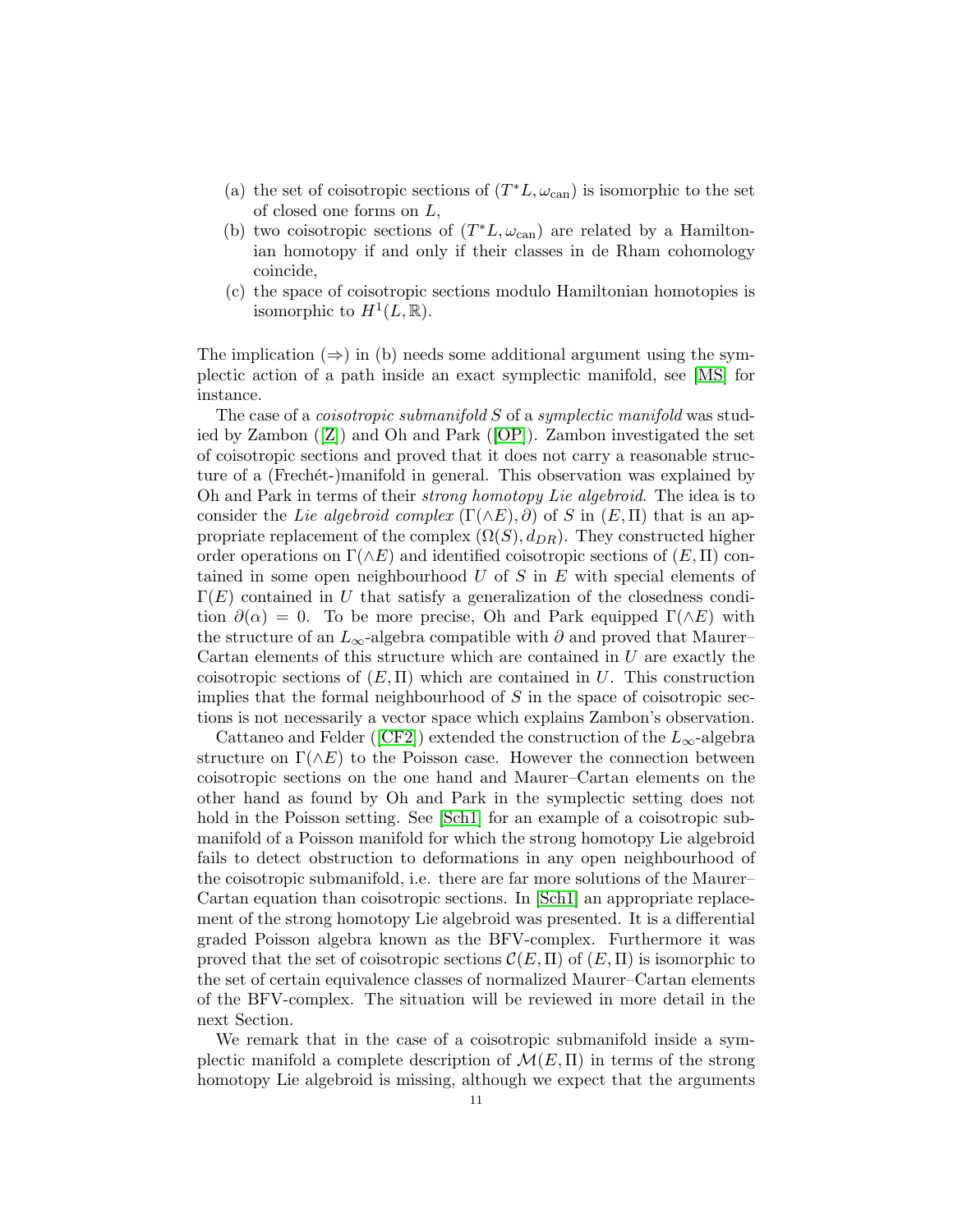(a) the set of coisotropic sections of $(T^*L, \omega_{\text{can}})$ is isomorphic to the set of closed one forms on $L$,

(b) two coisotropic sections of $(T^*L, \omega_{\text{can}})$ are related by a Hamiltonian homotopy if and only if their classes in de Rham cohomology coincide,

(c) the space of coisotropic sections modulo Hamiltonian homotopies is isomorphic to $H^1(L, \mathbb{R})$.

The implication $(\Rightarrow)$ in (b) needs some additional argument using the symplectic action of a path inside an exact symplectic manifold, see [MS] for instance.

The case of a *coisotropic submanifold* $S$ of a *symplectic manifold* was studied by Zambon ([Z]) and Oh and Park ([OP]). Zambon investigated the set of coisotropic sections and proved that it does not carry a reasonable structure of a (Frechét-)manifold in general. This observation was explained by Oh and Park in terms of their *strong homotopy Lie algebroid*. The idea is to consider the *Lie algebroid complex* $(\Gamma(\wedge E), \partial)$ of $S$ in $(E, \Pi)$ that is an appropriate replacement of the complex $(\Omega(S), d_{DR})$. They constructed higher order operations on $\Gamma(\wedge E)$ and identified coisotropic sections of $(E, \Pi)$ contained in some open neighbourhood $U$ of $S$ in $E$ with special elements of $\Gamma(E)$ contained in $U$ that satisfy a generalization of the closedness condition $\partial(\alpha) = 0$. To be more precise, Oh and Park equipped $\Gamma(\wedge E)$ with the structure of an $L_\infty$-algebra compatible with $\partial$ and proved that Maurer–Cartan elements of this structure which are contained in $U$ are exactly the coisotropic sections of $(E, \Pi)$ which are contained in $U$. This construction implies that the formal neighbourhood of $S$ in the space of coisotropic sections is not necessarily a vector space which explains Zambon's observation.

Cattaneo and Felder ([CF2]) extended the construction of the $L_\infty$-algebra structure on $\Gamma(\wedge E)$ to the Poisson case. However the connection between coisotropic sections on the one hand and Maurer–Cartan elements on the other hand as found by Oh and Park in the symplectic setting does not hold in the Poisson setting. See [Sch1] for an example of a coisotropic submanifold of a Poisson manifold for which the strong homotopy Lie algebroid fails to detect obstruction to deformations in any open neighbourhood of the coisotropic submanifold, i.e. there are far more solutions of the Maurer–Cartan equation than coisotropic sections. In [Sch1] an appropriate replacement of the strong homotopy Lie algebroid was presented. It is a differential graded Poisson algebra known as the BFV-complex. Furthermore it was proved that the set of coisotropic sections $\mathcal{C}(E, \Pi)$ of $(E, \Pi)$ is isomorphic to the set of certain equivalence classes of normalized Maurer–Cartan elements of the BFV-complex. The situation will be reviewed in more detail in the next Section.

We remark that in the case of a coisotropic submanifold inside a symplectic manifold a complete description of $\mathcal{M}(E, \Pi)$ in terms of the strong homotopy Lie algebroid is missing, although we expect that the arguments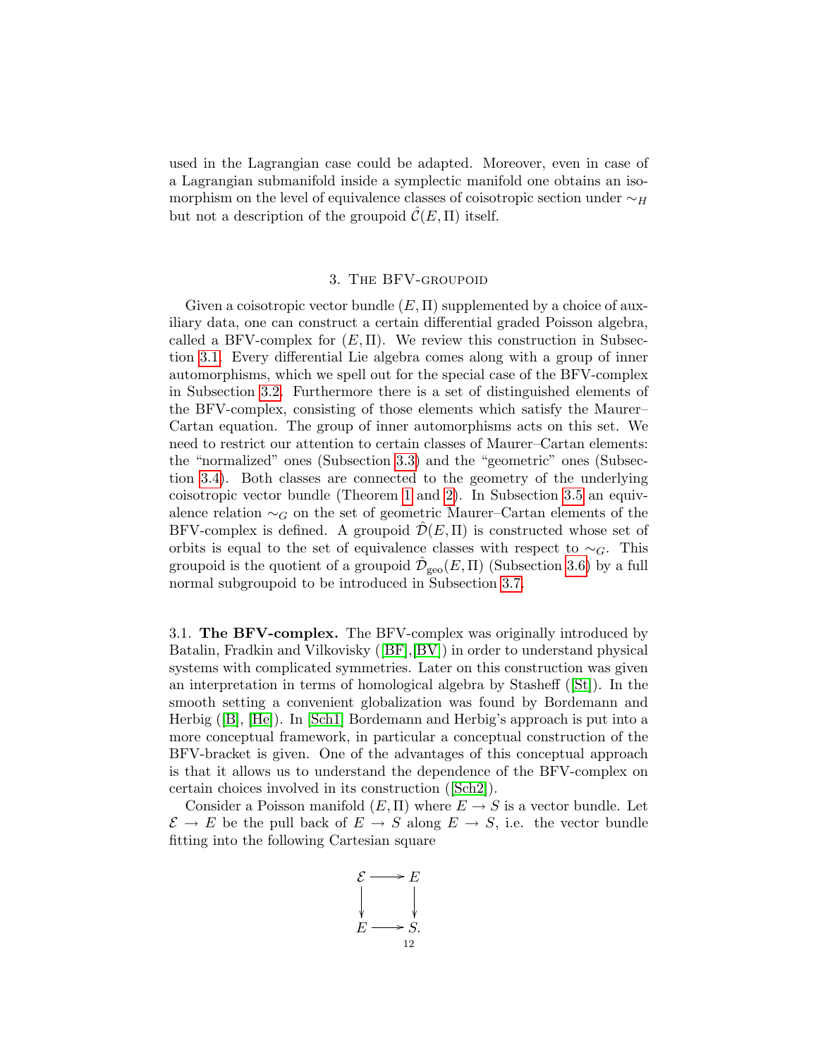used in the Lagrangian case could be adapted. Moreover, even in case of a Lagrangian submanifold inside a symplectic manifold one obtains an isomorphism on the level of equivalence classes of coisotropic section under $\sim_H$ but not a description of the groupoid $\hat{\mathcal{C}}(E,\Pi)$ itself.

## 3. The BFV-groupoid

Given a coisotropic vector bundle $(E,\Pi)$ supplemented by a choice of auxiliary data, one can construct a certain differential graded Poisson algebra, called a BFV-complex for $(E,\Pi)$. We review this construction in Subsection 3.1. Every differential Lie algebra comes along with a group of inner automorphisms, which we spell out for the special case of the BFV-complex in Subsection 3.2. Furthermore there is a set of distinguished elements of the BFV-complex, consisting of those elements which satisfy the Maurer–Cartan equation. The group of inner automorphisms acts on this set. We need to restrict our attention to certain classes of Maurer–Cartan elements: the "normalized" ones (Subsection 3.3) and the "geometric" ones (Subsection 3.4). Both classes are connected to the geometry of the underlying coisotropic vector bundle (Theorem 1 and 2). In Subsection 3.5 an equivalence relation $\sim_G$ on the set of geometric Maurer–Cartan elements of the BFV-complex is defined. A groupoid $\hat{\mathcal{D}}(E,\Pi)$ is constructed whose set of orbits is equal to the set of equivalence classes with respect to $\sim_G$. This groupoid is the quotient of a groupoid $\hat{\mathcal{D}}_{\mathrm{geo}}(E,\Pi)$ (Subsection 3.6) by a full normal subgroupoid to be introduced in Subsection 3.7.

3.1. **The BFV-complex.** The BFV-complex was originally introduced by Batalin, Fradkin and Vilkovisky ([BF],[BV]) in order to understand physical systems with complicated symmetries. Later on this construction was given an interpretation in terms of homological algebra by Stasheff ([St]). In the smooth setting a convenient globalization was found by Bordemann and Herbig ([B], [He]). In [Sch1] Bordemann and Herbig's approach is put into a more conceptual framework, in particular a conceptual construction of the BFV-bracket is given. One of the advantages of this conceptual approach is that it allows us to understand the dependence of the BFV-complex on certain choices involved in its construction ([Sch2]).

Consider a Poisson manifold $(E,\Pi)$ where $E \to S$ is a vector bundle. Let $\mathcal{E} \to E$ be the pull back of $E \to S$ along $E \to S$, i.e. the vector bundle fitting into the following Cartesian square

$$
\begin{array}{ccc}
\mathcal{E} & \longrightarrow & E \\
\downarrow & & \downarrow \\
E & \longrightarrow & S.
\end{array}
$$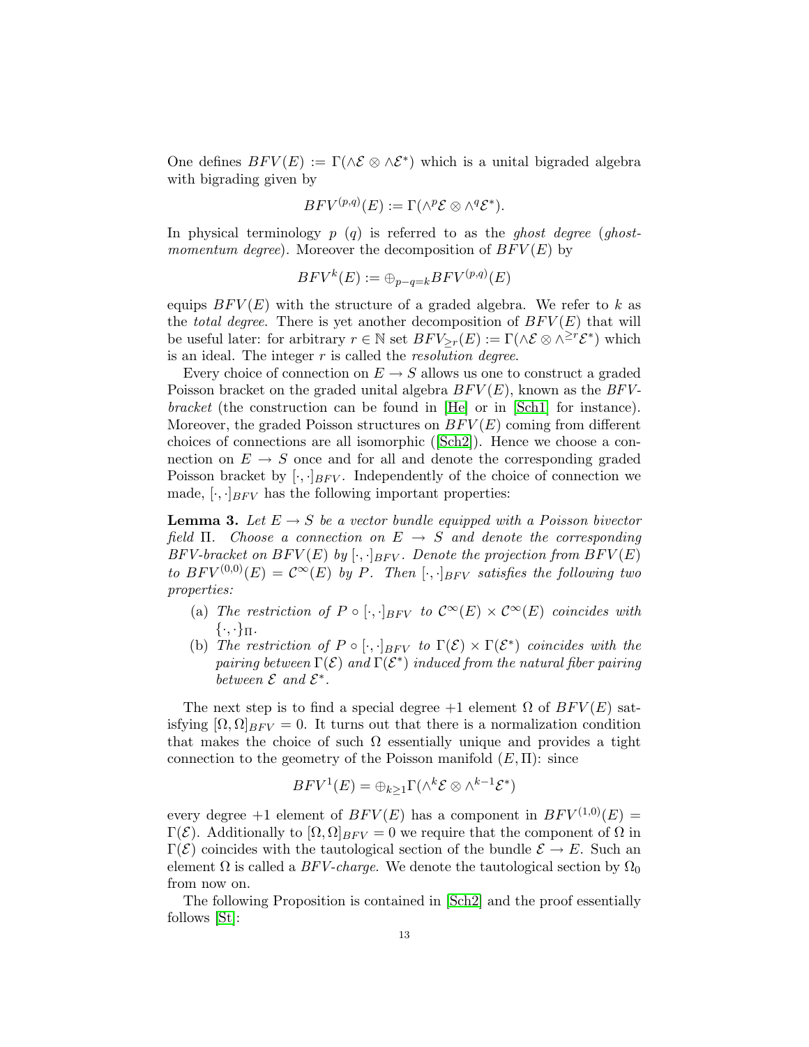One defines $BFV(E) := \Gamma(\wedge\mathcal{E} \otimes \wedge\mathcal{E}^*)$ which is a unital bigraded algebra with bigrading given by

$$BFV^{(p,q)}(E) := \Gamma(\wedge^p\mathcal{E} \otimes \wedge^q\mathcal{E}^*).$$

In physical terminology $p$ ($q$) is referred to as the *ghost degree* (*ghost-momentum degree*). Moreover the decomposition of $BFV(E)$ by

$$BFV^k(E) := \oplus_{p-q=k} BFV^{(p,q)}(E)$$

equips $BFV(E)$ with the structure of a graded algebra. We refer to $k$ as the *total degree*. There is yet another decomposition of $BFV(E)$ that will be useful later: for arbitrary $r \in \mathbb{N}$ set $BFV_{\geq r}(E) := \Gamma(\wedge\mathcal{E} \otimes \wedge^{\geq r}\mathcal{E}^*)$ which is an ideal. The integer $r$ is called the *resolution degree*.

Every choice of connection on $E \to S$ allows us one to construct a graded Poisson bracket on the graded unital algebra $BFV(E)$, known as the *BFV-bracket* (the construction can be found in [He] or in [Sch1] for instance). Moreover, the graded Poisson structures on $BFV(E)$ coming from different choices of connections are all isomorphic ([Sch2]). Hence we choose a connection on $E \to S$ once and for all and denote the corresponding graded Poisson bracket by $[\cdot,\cdot]_{BFV}$. Independently of the choice of connection we made, $[\cdot,\cdot]_{BFV}$ has the following important properties:

**Lemma 3.** *Let $E \to S$ be a vector bundle equipped with a Poisson bivector field $\Pi$. Choose a connection on $E \to S$ and denote the corresponding BFV-bracket on $BFV(E)$ by $[\cdot,\cdot]_{BFV}$. Denote the projection from $BFV(E)$ to $BFV^{(0,0)}(E) = \mathcal{C}^\infty(E)$ by $P$. Then $[\cdot,\cdot]_{BFV}$ satisfies the following two properties:*

(a) *The restriction of $P \circ [\cdot,\cdot]_{BFV}$ to $\mathcal{C}^\infty(E) \times \mathcal{C}^\infty(E)$ coincides with $\{\cdot,\cdot\}_\Pi$.*

(b) *The restriction of $P \circ [\cdot,\cdot]_{BFV}$ to $\Gamma(\mathcal{E}) \times \Gamma(\mathcal{E}^*)$ coincides with the pairing between $\Gamma(\mathcal{E})$ and $\Gamma(\mathcal{E}^*)$ induced from the natural fiber pairing between $\mathcal{E}$ and $\mathcal{E}^*$.*

The next step is to find a special degree $+1$ element $\Omega$ of $BFV(E)$ satisfying $[\Omega,\Omega]_{BFV} = 0$. It turns out that there is a normalization condition that makes the choice of such $\Omega$ essentially unique and provides a tight connection to the geometry of the Poisson manifold $(E,\Pi)$: since

$$BFV^1(E) = \oplus_{k\geq 1}\Gamma(\wedge^k\mathcal{E} \otimes \wedge^{k-1}\mathcal{E}^*)$$

every degree $+1$ element of $BFV(E)$ has a component in $BFV^{(1,0)}(E) = \Gamma(\mathcal{E})$. Additionally to $[\Omega,\Omega]_{BFV} = 0$ we require that the component of $\Omega$ in $\Gamma(\mathcal{E})$ coincides with the tautological section of the bundle $\mathcal{E} \to E$. Such an element $\Omega$ is called a *BFV-charge*. We denote the tautological section by $\Omega_0$ from now on.

The following Proposition is contained in [Sch2] and the proof essentially follows [St]: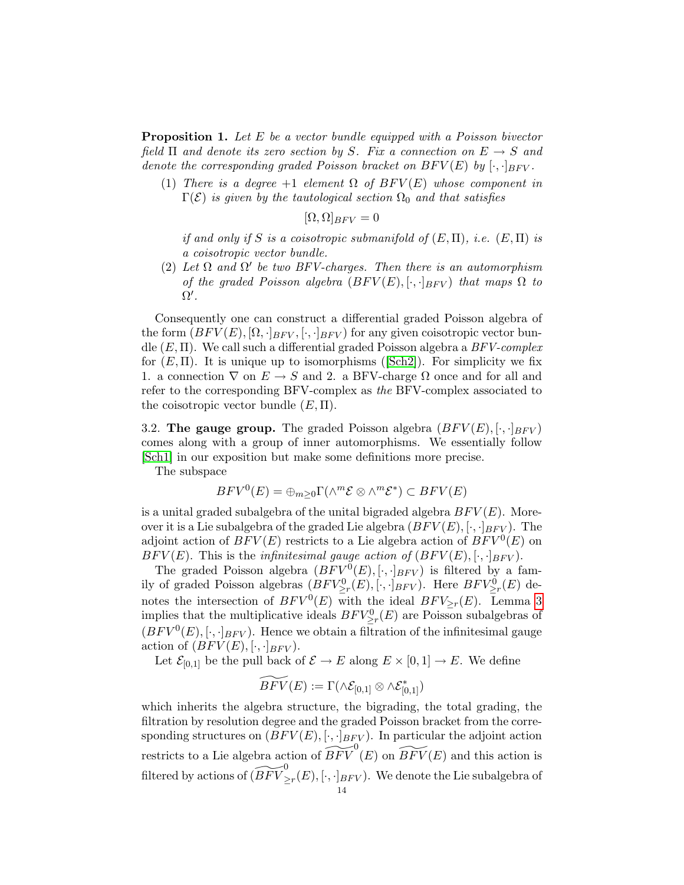**Proposition 1.** *Let $E$ be a vector bundle equipped with a Poisson bivector field $\Pi$ and denote its zero section by $S$. Fix a connection on $E \to S$ and denote the corresponding graded Poisson bracket on $BFV(E)$ by $[\cdot,\cdot]_{BFV}$.*

(1) *There is a degree $+1$ element $\Omega$ of $BFV(E)$ whose component in $\Gamma(\mathcal{E})$ is given by the tautological section $\Omega_0$ and that satisfies*

$$[\Omega, \Omega]_{BFV} = 0$$

*if and only if $S$ is a coisotropic submanifold of $(E, \Pi)$, i.e. $(E, \Pi)$ is a coisotropic vector bundle.*

(2) *Let $\Omega$ and $\Omega'$ be two BFV-charges. Then there is an automorphism of the graded Poisson algebra $(BFV(E), [\cdot,\cdot]_{BFV})$ that maps $\Omega$ to $\Omega'$.*

Consequently one can construct a differential graded Poisson algebra of the form $(BFV(E), [\Omega, \cdot]_{BFV}, [\cdot,\cdot]_{BFV})$ for any given coisotropic vector bundle $(E, \Pi)$. We call such a differential graded Poisson algebra a *BFV-complex* for $(E, \Pi)$. It is unique up to isomorphisms ([Sch2]). For simplicity we fix 1. a connection $\nabla$ on $E \to S$ and 2. a BFV-charge $\Omega$ once and for all and refer to the corresponding BFV-complex as *the* BFV-complex associated to the coisotropic vector bundle $(E, \Pi)$.

3.2. **The gauge group.** The graded Poisson algebra $(BFV(E), [\cdot,\cdot]_{BFV})$ comes along with a group of inner automorphisms. We essentially follow [Sch1] in our exposition but make some definitions more precise.

The subspace

$$BFV^0(E) = \oplus_{m \geq 0} \Gamma(\wedge^m \mathcal{E} \otimes \wedge^m \mathcal{E}^*) \subset BFV(E)$$

is a unital graded subalgebra of the unital bigraded algebra $BFV(E)$. Moreover it is a Lie subalgebra of the graded Lie algebra $(BFV(E), [\cdot,\cdot]_{BFV})$. The adjoint action of $BFV(E)$ restricts to a Lie algebra action of $BFV^0(E)$ on $BFV(E)$. This is the *infinitesimal gauge action of* $(BFV(E), [\cdot,\cdot]_{BFV})$.

The graded Poisson algebra $(BFV^0(E), [\cdot,\cdot]_{BFV})$ is filtered by a family of graded Poisson algebras $(BFV^0_{\geq r}(E), [\cdot,\cdot]_{BFV})$. Here $BFV^0_{\geq r}(E)$ denotes the intersection of $BFV^0(E)$ with the ideal $BFV_{\geq r}(E)$. Lemma 3 implies that the multiplicative ideals $BFV^0_{\geq r}(E)$ are Poisson subalgebras of $(BFV^0(E), [\cdot,\cdot]_{BFV})$. Hence we obtain a filtration of the infinitesimal gauge action of $(BFV(E), [\cdot,\cdot]_{BFV})$.

Let $\mathcal{E}_{[0,1]}$ be the pull back of $\mathcal{E} \to E$ along $E \times [0,1] \to E$. We define

$$\widetilde{BFV}(E) := \Gamma(\wedge \mathcal{E}_{[0,1]} \otimes \wedge \mathcal{E}^*_{[0,1]})$$

which inherits the algebra structure, the bigrading, the total grading, the filtration by resolution degree and the graded Poisson bracket from the corresponding structures on $(BFV(E), [\cdot,\cdot]_{BFV})$. In particular the adjoint action restricts to a Lie algebra action of $\widetilde{BFV}^0(E)$ on $\widetilde{BFV}(E)$ and this action is filtered by actions of $(\widetilde{BFV}^0_{\geq r}(E), [\cdot,\cdot]_{BFV})$. We denote the Lie subalgebra of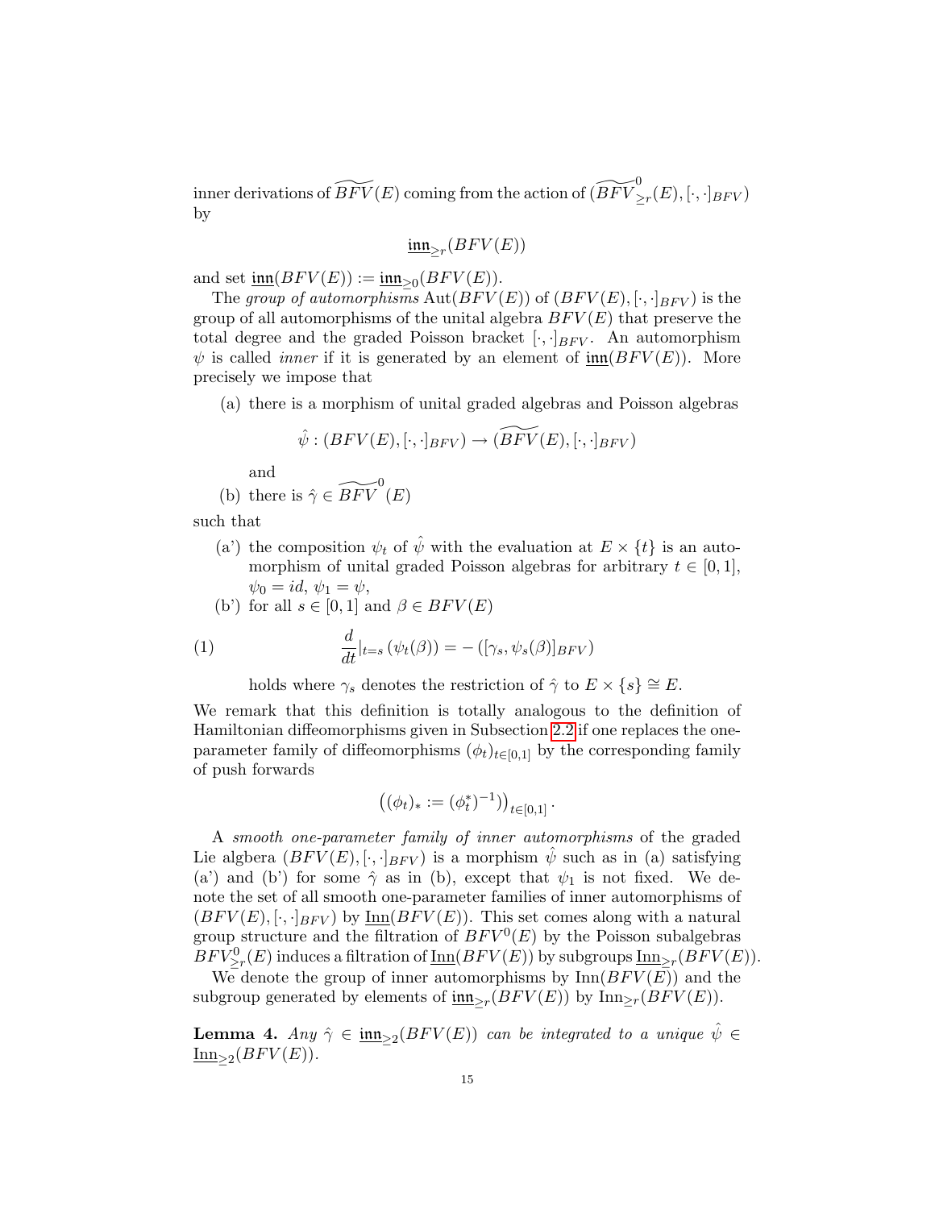inner derivations of $\widetilde{BFV}(E)$ coming from the action of $(\widetilde{BFV}^0_{\geq r}(E), [\cdot,\cdot]_{BFV})$ by

$$\underline{\mathfrak{inn}}_{\geq r}(BFV(E))$$

and set $\underline{\mathfrak{inn}}(BFV(E)) := \underline{\mathfrak{inn}}_{\geq 0}(BFV(E))$.

The *group of automorphisms* $\mathrm{Aut}(BFV(E))$ of $(BFV(E), [\cdot,\cdot]_{BFV})$ is the group of all automorphisms of the unital algebra $BFV(E)$ that preserve the total degree and the graded Poisson bracket $[\cdot,\cdot]_{BFV}$. An automorphism $\psi$ is called *inner* if it is generated by an element of $\underline{\mathfrak{inn}}(BFV(E))$. More precisely we impose that

(a) there is a morphism of unital graded algebras and Poisson algebras

$$\hat{\psi} : (BFV(E), [\cdot,\cdot]_{BFV}) \to (\widetilde{BFV}(E), [\cdot,\cdot]_{BFV})$$

and

(b) there is $\hat{\gamma} \in \widetilde{BFV}^0(E)$

such that

(a') the composition $\psi_t$ of $\hat{\psi}$ with the evaluation at $E \times \{t\}$ is an automorphism of unital graded Poisson algebras for arbitrary $t \in [0,1]$, $\psi_0 = id$, $\psi_1 = \psi$,

(b') for all $s \in [0,1]$ and $\beta \in BFV(E)$

$$\frac{d}{dt}|_{t=s}\,(\psi_t(\beta)) = -\left([\gamma_s, \psi_s(\beta)]_{BFV}\right) \tag{1}$$

holds where $\gamma_s$ denotes the restriction of $\hat{\gamma}$ to $E \times \{s\} \cong E$.

We remark that this definition is totally analogous to the definition of Hamiltonian diffeomorphisms given in Subsection 2.2 if one replaces the one-parameter family of diffeomorphisms $(\phi_t)_{t\in[0,1]}$ by the corresponding family of push forwards

$$\left((\phi_t)_* := (\phi_t^*)^{-1})\right)_{t\in[0,1]}.$$

A *smooth one-parameter family of inner automorphisms* of the graded Lie algbera $(BFV(E), [\cdot,\cdot]_{BFV})$ is a morphism $\hat{\psi}$ such as in (a) satisfying (a') and (b') for some $\hat{\gamma}$ as in (b), except that $\psi_1$ is not fixed. We denote the set of all smooth one-parameter families of inner automorphisms of $(BFV(E), [\cdot,\cdot]_{BFV})$ by $\underline{\mathrm{Inn}}(BFV(E))$. This set comes along with a natural group structure and the filtration of $BFV^0(E)$ by the Poisson subalgebras $BFV^0_{\geq r}(E)$ induces a filtration of $\underline{\mathrm{Inn}}(BFV(E))$ by subgroups $\underline{\mathrm{Inn}}_{\geq r}(BFV(E))$.

We denote the group of inner automorphisms by $\mathrm{Inn}(BFV(E))$ and the subgroup generated by elements of $\underline{\mathfrak{inn}}_{\geq r}(BFV(E))$ by $\mathrm{Inn}_{\geq r}(BFV(E))$.

**Lemma 4.** *Any $\hat{\gamma} \in \underline{\mathfrak{inn}}_{\geq 2}(BFV(E))$ can be integrated to a unique $\hat{\psi} \in \underline{\mathrm{Inn}}_{\geq 2}(BFV(E))$.*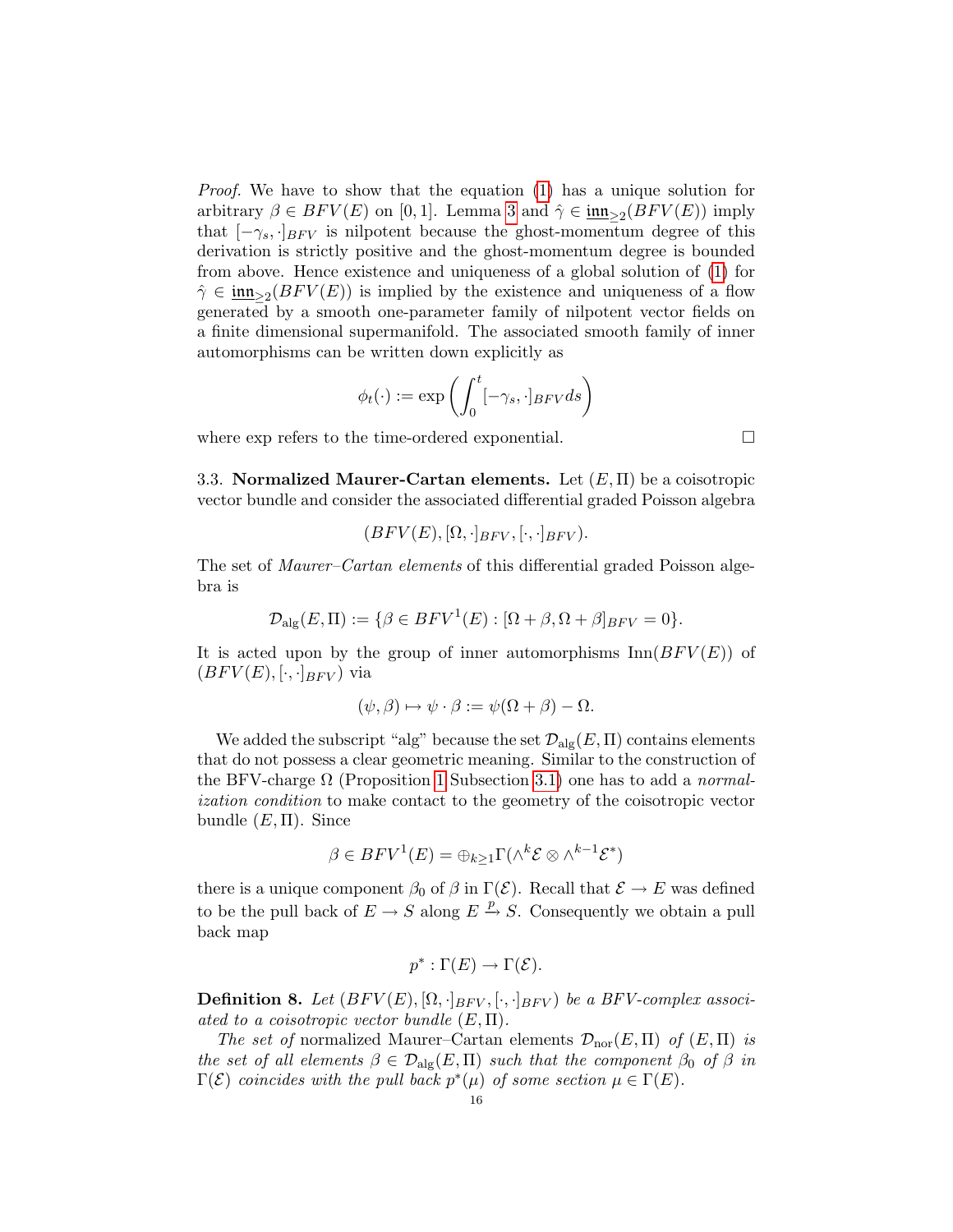*Proof.* We have to show that the equation (1) has a unique solution for arbitrary $\beta \in BFV(E)$ on $[0,1]$. Lemma 3 and $\hat{\gamma} \in \underline{\mathfrak{inn}}_{\geq 2}(BFV(E))$ imply that $[-\gamma_s, \cdot]_{BFV}$ is nilpotent because the ghost-momentum degree of this derivation is strictly positive and the ghost-momentum degree is bounded from above. Hence existence and uniqueness of a global solution of (1) for $\hat{\gamma} \in \underline{\mathfrak{inn}}_{\geq 2}(BFV(E))$ is implied by the existence and uniqueness of a flow generated by a smooth one-parameter family of nilpotent vector fields on a finite dimensional supermanifold. The associated smooth family of inner automorphisms can be written down explicitly as

$$\phi_t(\cdot) := \exp\left(\int_0^t [-\gamma_s, \cdot]_{BFV} ds\right)$$

where exp refers to the time-ordered exponential. □

3.3. **Normalized Maurer-Cartan elements.** Let $(E, \Pi)$ be a coisotropic vector bundle and consider the associated differential graded Poisson algebra

$$(BFV(E), [\Omega, \cdot]_{BFV}, [\cdot, \cdot]_{BFV}).$$

The set of *Maurer–Cartan elements* of this differential graded Poisson algebra is

$$\mathcal{D}_{\text{alg}}(E, \Pi) := \{\beta \in BFV^1(E) : [\Omega + \beta, \Omega + \beta]_{BFV} = 0\}.$$

It is acted upon by the group of inner automorphisms $\text{Inn}(BFV(E))$ of $(BFV(E), [\cdot, \cdot]_{BFV})$ via

$$(\psi, \beta) \mapsto \psi \cdot \beta := \psi(\Omega + \beta) - \Omega.$$

We added the subscript "alg" because the set $\mathcal{D}_{\text{alg}}(E, \Pi)$ contains elements that do not possess a clear geometric meaning. Similar to the construction of the BFV-charge $\Omega$ (Proposition 1 Subsection 3.1) one has to add a *normalization condition* to make contact to the geometry of the coisotropic vector bundle $(E, \Pi)$. Since

$$\beta \in BFV^1(E) = \oplus_{k \geq 1} \Gamma(\wedge^k \mathcal{E} \otimes \wedge^{k-1} \mathcal{E}^*)$$

there is a unique component $\beta_0$ of $\beta$ in $\Gamma(\mathcal{E})$. Recall that $\mathcal{E} \to E$ was defined to be the pull back of $E \to S$ along $E \xrightarrow{p} S$. Consequently we obtain a pull back map

$$p^* : \Gamma(E) \to \Gamma(\mathcal{E}).$$

**Definition 8.** *Let $(BFV(E), [\Omega, \cdot]_{BFV}, [\cdot, \cdot]_{BFV})$ be a BFV-complex associated to a coisotropic vector bundle $(E, \Pi)$.*

*The set of* normalized Maurer–Cartan elements *$\mathcal{D}_{\text{nor}}(E, \Pi)$ of $(E, \Pi)$ is the set of all elements $\beta \in \mathcal{D}_{\text{alg}}(E, \Pi)$ such that the component $\beta_0$ of $\beta$ in $\Gamma(\mathcal{E})$ coincides with the pull back $p^*(\mu)$ of some section $\mu \in \Gamma(E)$.*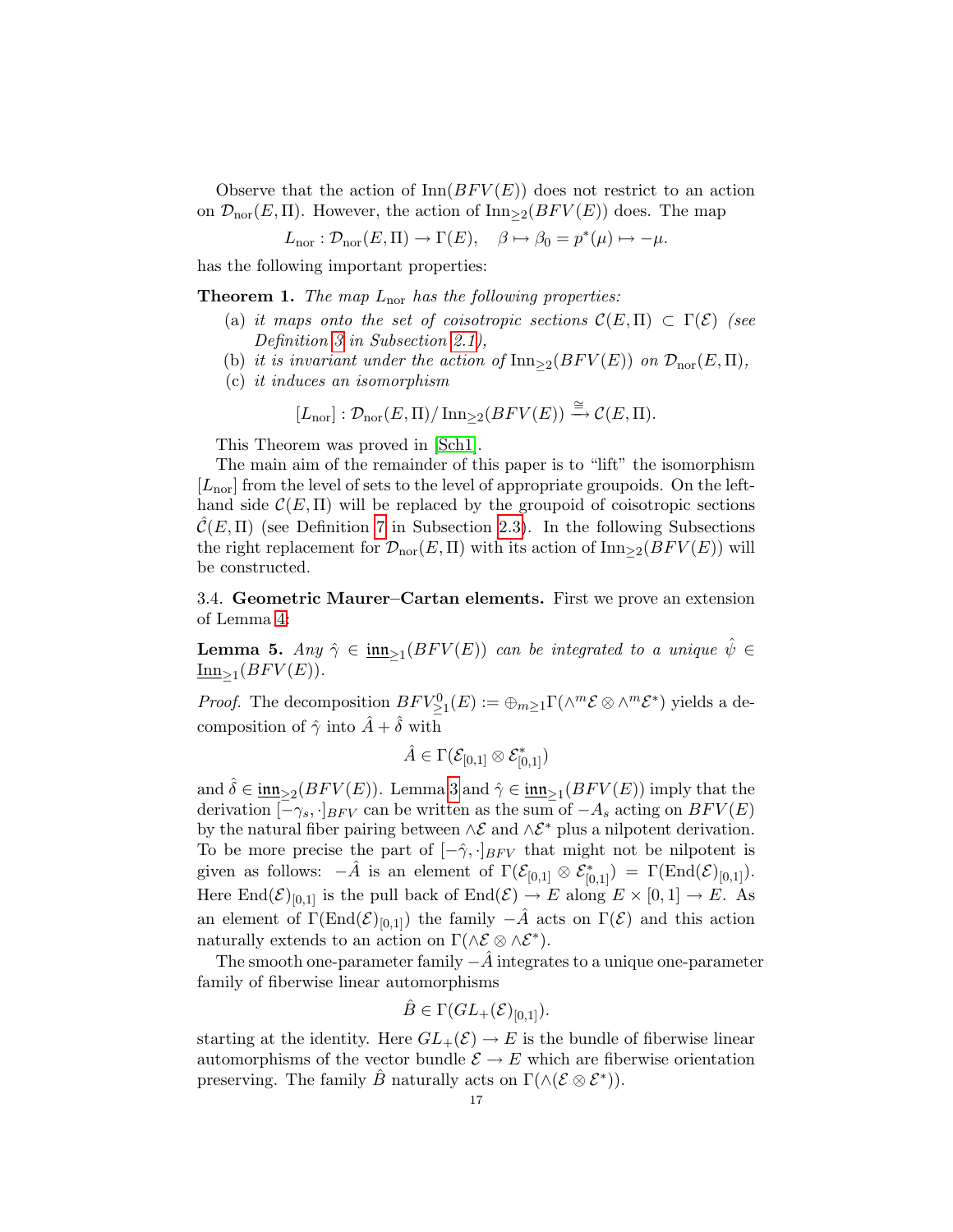Observe that the action of $\mathrm{Inn}(BFV(E))$ does not restrict to an action on $\mathcal{D}_{\mathrm{nor}}(E,\Pi)$. However, the action of $\mathrm{Inn}_{\geq 2}(BFV(E))$ does. The map

$$L_{\mathrm{nor}} : \mathcal{D}_{\mathrm{nor}}(E,\Pi) \to \Gamma(E), \quad \beta \mapsto \beta_0 = p^*(\mu) \mapsto -\mu.$$

has the following important properties:

**Theorem 1.** *The map $L_{\mathrm{nor}}$ has the following properties:*

(a) *it maps onto the set of coisotropic sections $\mathcal{C}(E,\Pi) \subset \Gamma(\mathcal{E})$ (see Definition 3 in Subsection 2.1),*

(b) *it is invariant under the action of $\mathrm{Inn}_{\geq 2}(BFV(E))$ on $\mathcal{D}_{\mathrm{nor}}(E,\Pi)$,*

(c) *it induces an isomorphism*

$$[L_{\mathrm{nor}}] : \mathcal{D}_{\mathrm{nor}}(E,\Pi)/\,\mathrm{Inn}_{\geq 2}(BFV(E)) \xrightarrow{\cong} \mathcal{C}(E,\Pi).$$

This Theorem was proved in [Sch1].

The main aim of the remainder of this paper is to "lift" the isomorphism $[L_{\mathrm{nor}}]$ from the level of sets to the level of appropriate groupoids. On the left-hand side $\mathcal{C}(E,\Pi)$ will be replaced by the groupoid of coisotropic sections $\hat{\mathcal{C}}(E,\Pi)$ (see Definition 7 in Subsection 2.3). In the following Subsections the right replacement for $\mathcal{D}_{\mathrm{nor}}(E,\Pi)$ with its action of $\mathrm{Inn}_{\geq 2}(BFV(E))$ will be constructed.

### 3.4. Geometric Maurer–Cartan elements.

First we prove an extension of Lemma 4:

**Lemma 5.** *Any $\hat{\gamma} \in \underline{\mathfrak{inn}}_{\geq 1}(BFV(E))$ can be integrated to a unique $\hat{\psi} \in \underline{\mathrm{Inn}}_{\geq 1}(BFV(E))$.*

*Proof.* The decomposition $BFV^0_{\geq 1}(E) := \oplus_{m \geq 1}\Gamma(\wedge^m \mathcal{E} \otimes \wedge^m \mathcal{E}^*)$ yields a decomposition of $\hat{\gamma}$ into $\hat{A} + \hat{\delta}$ with

$$\hat{A} \in \Gamma(\mathcal{E}_{[0,1]} \otimes \mathcal{E}^*_{[0,1]})$$

and $\hat{\delta} \in \underline{\mathfrak{inn}}_{\geq 2}(BFV(E))$. Lemma 3 and $\hat{\gamma} \in \underline{\mathfrak{inn}}_{\geq 1}(BFV(E))$ imply that the derivation $[-\gamma_s, \cdot]_{BFV}$ can be written as the sum of $-A_s$ acting on $BFV(E)$ by the natural fiber pairing between $\wedge \mathcal{E}$ and $\wedge \mathcal{E}^*$ plus a nilpotent derivation. To be more precise the part of $[-\hat{\gamma}, \cdot]_{BFV}$ that might not be nilpotent is given as follows: $-\hat{A}$ is an element of $\Gamma(\mathcal{E}_{[0,1]} \otimes \mathcal{E}^*_{[0,1]}) = \Gamma(\mathrm{End}(\mathcal{E})_{[0,1]})$. Here $\mathrm{End}(\mathcal{E})_{[0,1]}$ is the pull back of $\mathrm{End}(\mathcal{E}) \to E$ along $E \times [0,1] \to E$. As an element of $\Gamma(\mathrm{End}(\mathcal{E})_{[0,1]})$ the family $-\hat{A}$ acts on $\Gamma(\mathcal{E})$ and this action naturally extends to an action on $\Gamma(\wedge \mathcal{E} \otimes \wedge \mathcal{E}^*)$.

The smooth one-parameter family $-\hat{A}$ integrates to a unique one-parameter family of fiberwise linear automorphisms

$$\hat{B} \in \Gamma(GL_+(\mathcal{E})_{[0,1]}).$$

starting at the identity. Here $GL_+(\mathcal{E}) \to E$ is the bundle of fiberwise linear automorphisms of the vector bundle $\mathcal{E} \to E$ which are fiberwise orientation preserving. The family $\hat{B}$ naturally acts on $\Gamma(\wedge(\mathcal{E} \otimes \mathcal{E}^*))$.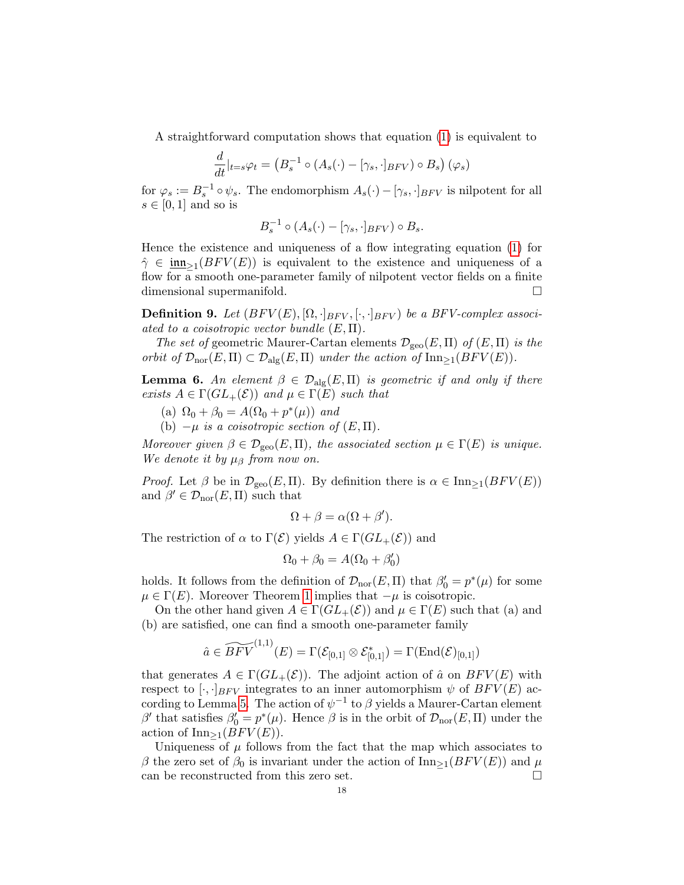A straightforward computation shows that equation (1) is equivalent to

$$\frac{d}{dt}|_{t=s}\varphi_t = \left(B_s^{-1} \circ (A_s(\cdot) - [\gamma_s, \cdot]_{BFV}) \circ B_s\right)(\varphi_s)$$

for $\varphi_s := B_s^{-1} \circ \psi_s$. The endomorphism $A_s(\cdot) - [\gamma_s, \cdot]_{BFV}$ is nilpotent for all $s \in [0,1]$ and so is

$$B_s^{-1} \circ (A_s(\cdot) - [\gamma_s, \cdot]_{BFV}) \circ B_s.$$

Hence the existence and uniqueness of a flow integrating equation (1) for $\hat{\gamma} \in \underline{\mathfrak{inn}}_{\geq 1}(BFV(E))$ is equivalent to the existence and uniqueness of a flow for a smooth one-parameter family of nilpotent vector fields on a finite dimensional supermanifold. □

**Definition 9.** *Let $(BFV(E), [\Omega, \cdot]_{BFV}, [\cdot, \cdot]_{BFV})$ be a BFV-complex associated to a coisotropic vector bundle $(E, \Pi)$.*

*The set of* geometric Maurer-Cartan elements $\mathcal{D}_{\text{geo}}(E, \Pi)$ *of $(E, \Pi)$ is the orbit of $\mathcal{D}_{\text{nor}}(E, \Pi) \subset \mathcal{D}_{\text{alg}}(E, \Pi)$ under the action of $\text{Inn}_{\geq 1}(BFV(E))$.*

**Lemma 6.** *An element $\beta \in \mathcal{D}_{\text{alg}}(E, \Pi)$ is geometric if and only if there exists $A \in \Gamma(GL_+(\mathcal{E}))$ and $\mu \in \Gamma(E)$ such that*

(a) $\Omega_0 + \beta_0 = A(\Omega_0 + p^*(\mu))$ *and*
(b) $-\mu$ *is a coisotropic section of $(E, \Pi)$.*

*Moreover given $\beta \in \mathcal{D}_{\text{geo}}(E, \Pi)$, the associated section $\mu \in \Gamma(E)$ is unique. We denote it by $\mu_\beta$ from now on.*

*Proof.* Let $\beta$ be in $\mathcal{D}_{\text{geo}}(E, \Pi)$. By definition there is $\alpha \in \text{Inn}_{\geq 1}(BFV(E))$ and $\beta' \in \mathcal{D}_{\text{nor}}(E, \Pi)$ such that

$$\Omega + \beta = \alpha(\Omega + \beta').$$

The restriction of $\alpha$ to $\Gamma(\mathcal{E})$ yields $A \in \Gamma(GL_+(\mathcal{E}))$ and

$$\Omega_0 + \beta_0 = A(\Omega_0 + \beta'_0)$$

holds. It follows from the definition of $\mathcal{D}_{\text{nor}}(E, \Pi)$ that $\beta'_0 = p^*(\mu)$ for some $\mu \in \Gamma(E)$. Moreover Theorem 1 implies that $-\mu$ is coisotropic.

On the other hand given $A \in \Gamma(GL_+(\mathcal{E}))$ and $\mu \in \Gamma(E)$ such that (a) and (b) are satisfied, one can find a smooth one-parameter family

$$\hat{a} \in \widetilde{BFV}^{(1,1)}(E) = \Gamma(\mathcal{E}_{[0,1]} \otimes \mathcal{E}^*_{[0,1]}) = \Gamma(\text{End}(\mathcal{E})_{[0,1]})$$

that generates $A \in \Gamma(GL_+(\mathcal{E}))$. The adjoint action of $\hat{a}$ on $BFV(E)$ with respect to $[\cdot, \cdot]_{BFV}$ integrates to an inner automorphism $\psi$ of $BFV(E)$ according to Lemma 5. The action of $\psi^{-1}$ to $\beta$ yields a Maurer-Cartan element $\beta'$ that satisfies $\beta'_0 = p^*(\mu)$. Hence $\beta$ is in the orbit of $\mathcal{D}_{\text{nor}}(E, \Pi)$ under the action of $\text{Inn}_{\geq 1}(BFV(E))$.

Uniqueness of $\mu$ follows from the fact that the map which associates to $\beta$ the zero set of $\beta_0$ is invariant under the action of $\text{Inn}_{\geq 1}(BFV(E))$ and $\mu$ can be reconstructed from this zero set. □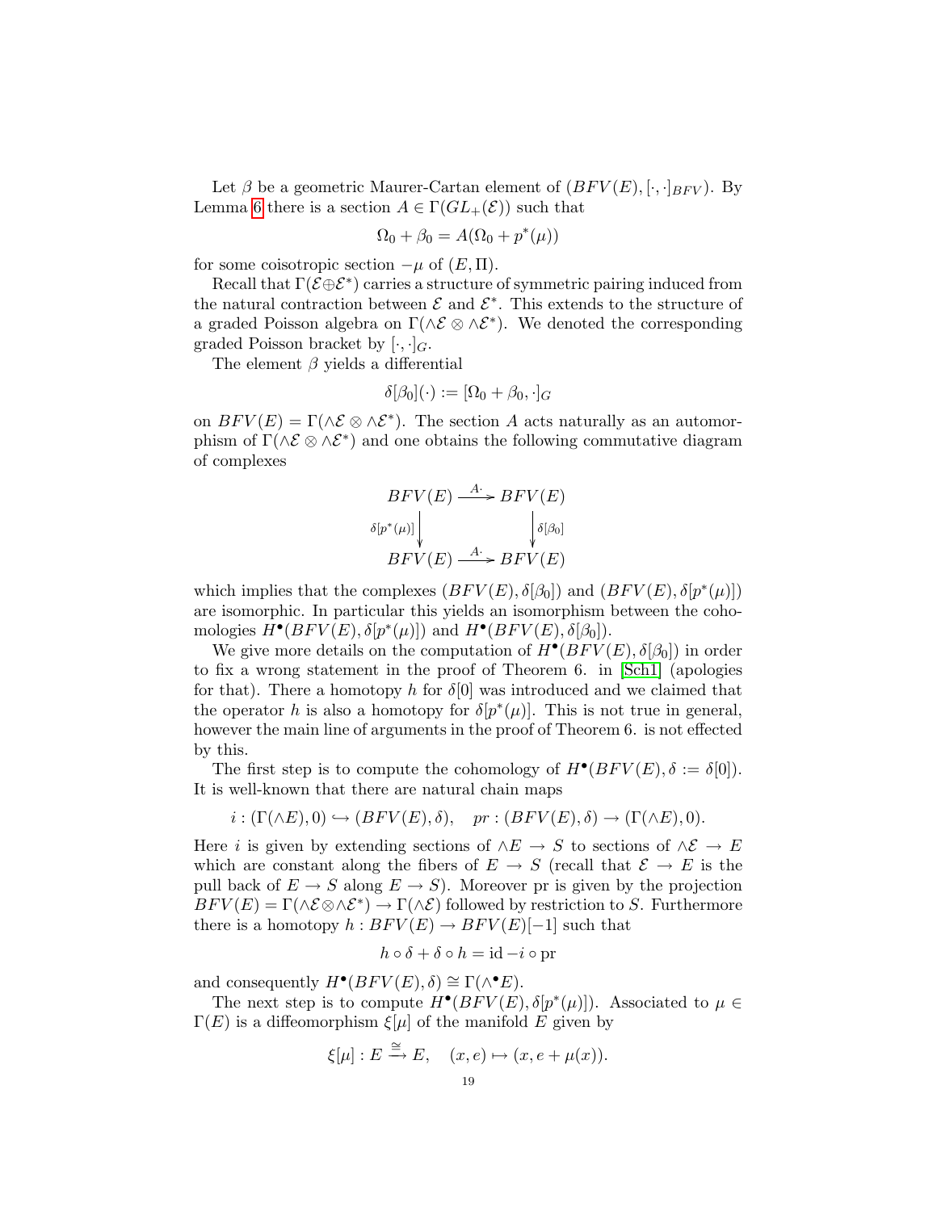Let $\beta$ be a geometric Maurer-Cartan element of $(BFV(E), [\cdot,\cdot]_{BFV})$. By Lemma 6 there is a section $A \in \Gamma(GL_+(\mathcal{E}))$ such that

$$\Omega_0 + \beta_0 = A(\Omega_0 + p^*(\mu))$$

for some coisotropic section $-\mu$ of $(E, \Pi)$.

Recall that $\Gamma(\mathcal{E} \oplus \mathcal{E}^*)$ carries a structure of symmetric pairing induced from the natural contraction between $\mathcal{E}$ and $\mathcal{E}^*$. This extends to the structure of a graded Poisson algebra on $\Gamma(\wedge\mathcal{E} \otimes \wedge\mathcal{E}^*)$. We denoted the corresponding graded Poisson bracket by $[\cdot,\cdot]_G$.

The element $\beta$ yields a differential

$$\delta[\beta_0](\cdot) := [\Omega_0 + \beta_0, \cdot]_G$$

on $BFV(E) = \Gamma(\wedge\mathcal{E} \otimes \wedge\mathcal{E}^*)$. The section $A$ acts naturally as an automorphism of $\Gamma(\wedge\mathcal{E} \otimes \wedge\mathcal{E}^*)$ and one obtains the following commutative diagram of complexes

$$\begin{array}{ccc} BFV(E) & \xrightarrow{A\cdot} & BFV(E) \\ \Big\downarrow{\scriptstyle \delta[p^*(\mu)]} & & \Big\downarrow{\scriptstyle \delta[\beta_0]} \\ BFV(E) & \xrightarrow{A\cdot} & BFV(E) \end{array}$$

which implies that the complexes $(BFV(E), \delta[\beta_0])$ and $(BFV(E), \delta[p^*(\mu)])$ are isomorphic. In particular this yields an isomorphism between the cohomologies $H^\bullet(BFV(E), \delta[p^*(\mu)])$ and $H^\bullet(BFV(E), \delta[\beta_0])$.

We give more details on the computation of $H^\bullet(BFV(E), \delta[\beta_0])$ in order to fix a wrong statement in the proof of Theorem 6. in [Sch1] (apologies for that). There a homotopy $h$ for $\delta[0]$ was introduced and we claimed that the operator $h$ is also a homotopy for $\delta[p^*(\mu)]$. This is not true in general, however the main line of arguments in the proof of Theorem 6. is not effected by this.

The first step is to compute the cohomology of $H^\bullet(BFV(E), \delta := \delta[0])$. It is well-known that there are natural chain maps

$$i : (\Gamma(\wedge E), 0) \hookrightarrow (BFV(E), \delta), \quad pr : (BFV(E), \delta) \to (\Gamma(\wedge E), 0).$$

Here $i$ is given by extending sections of $\wedge E \to S$ to sections of $\wedge\mathcal{E} \to E$ which are constant along the fibers of $E \to S$ (recall that $\mathcal{E} \to E$ is the pull back of $E \to S$ along $E \to S$). Moreover pr is given by the projection $BFV(E) = \Gamma(\wedge\mathcal{E} \otimes \wedge\mathcal{E}^*) \to \Gamma(\wedge\mathcal{E})$ followed by restriction to $S$. Furthermore there is a homotopy $h : BFV(E) \to BFV(E)[-1]$ such that

$$h \circ \delta + \delta \circ h = \mathrm{id} - i \circ \mathrm{pr}$$

and consequently $H^\bullet(BFV(E), \delta) \cong \Gamma(\wedge^\bullet E)$.

The next step is to compute $H^\bullet(BFV(E), \delta[p^*(\mu)])$. Associated to $\mu \in \Gamma(E)$ is a diffeomorphism $\xi[\mu]$ of the manifold $E$ given by

$$\xi[\mu] : E \xrightarrow{\cong} E, \quad (x, e) \mapsto (x, e + \mu(x)).$$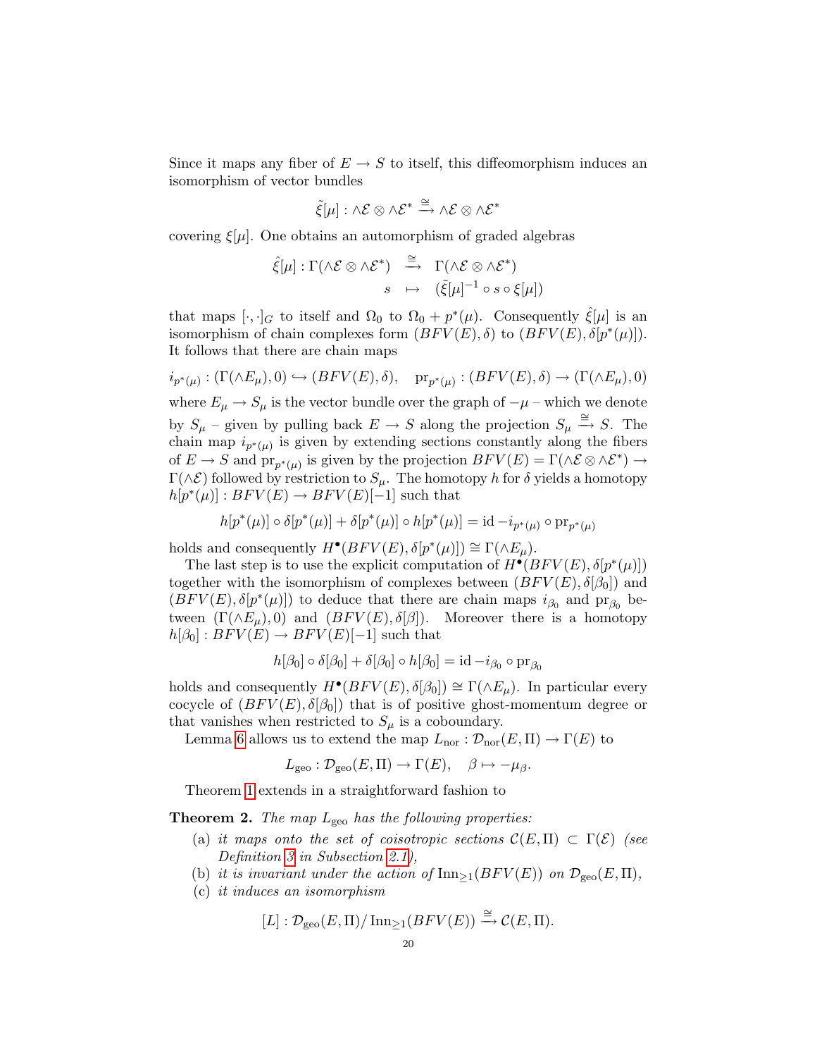Since it maps any fiber of $E \to S$ to itself, this diffeomorphism induces an isomorphism of vector bundles

$$\tilde{\xi}[\mu] : \wedge\mathcal{E} \otimes \wedge\mathcal{E}^* \xrightarrow{\cong} \wedge\mathcal{E} \otimes \wedge\mathcal{E}^*$$

covering $\xi[\mu]$. One obtains an automorphism of graded algebras

$$\begin{array}{rcl} \hat{\xi}[\mu] : \Gamma(\wedge\mathcal{E} \otimes \wedge\mathcal{E}^*) & \xrightarrow{\cong} & \Gamma(\wedge\mathcal{E} \otimes \wedge\mathcal{E}^*) \\ s & \mapsto & (\tilde{\xi}[\mu]^{-1} \circ s \circ \xi[\mu]) \end{array}$$

that maps $[\cdot,\cdot]_G$ to itself and $\Omega_0$ to $\Omega_0 + p^*(\mu)$. Consequently $\hat{\xi}[\mu]$ is an isomorphism of chain complexes form $(BFV(E), \delta)$ to $(BFV(E), \delta[p^*(\mu)])$. It follows that there are chain maps

$$i_{p^*(\mu)} : (\Gamma(\wedge E_\mu), 0) \hookrightarrow (BFV(E), \delta), \quad \mathrm{pr}_{p^*(\mu)} : (BFV(E), \delta) \to (\Gamma(\wedge E_\mu), 0)$$

where $E_\mu \to S_\mu$ is the vector bundle over the graph of $-\mu$ – which we denote by $S_\mu$ – given by pulling back $E \to S$ along the projection $S_\mu \xrightarrow{\cong} S$. The chain map $i_{p^*(\mu)}$ is given by extending sections constantly along the fibers of $E \to S$ and $\mathrm{pr}_{p^*(\mu)}$ is given by the projection $BFV(E) = \Gamma(\wedge\mathcal{E} \otimes \wedge\mathcal{E}^*) \to \Gamma(\wedge\mathcal{E})$ followed by restriction to $S_\mu$. The homotopy $h$ for $\delta$ yields a homotopy $h[p^*(\mu)] : BFV(E) \to BFV(E)[-1]$ such that

$$h[p^*(\mu)] \circ \delta[p^*(\mu)] + \delta[p^*(\mu)] \circ h[p^*(\mu)] = \mathrm{id} - i_{p^*(\mu)} \circ \mathrm{pr}_{p^*(\mu)}$$

holds and consequently $H^\bullet(BFV(E), \delta[p^*(\mu)]) \cong \Gamma(\wedge E_\mu)$.

The last step is to use the explicit computation of $H^\bullet(BFV(E), \delta[p^*(\mu)])$ together with the isomorphism of complexes between $(BFV(E), \delta[\beta_0])$ and $(BFV(E), \delta[p^*(\mu)])$ to deduce that there are chain maps $i_{\beta_0}$ and $\mathrm{pr}_{\beta_0}$ between $(\Gamma(\wedge E_\mu), 0)$ and $(BFV(E), \delta[\beta])$. Moreover there is a homotopy $h[\beta_0] : BFV(E) \to BFV(E)[-1]$ such that

$$h[\beta_0] \circ \delta[\beta_0] + \delta[\beta_0] \circ h[\beta_0] = \mathrm{id} - i_{\beta_0} \circ \mathrm{pr}_{\beta_0}$$

holds and consequently $H^\bullet(BFV(E), \delta[\beta_0]) \cong \Gamma(\wedge E_\mu)$. In particular every cocycle of $(BFV(E), \delta[\beta_0])$ that is of positive ghost-momentum degree or that vanishes when restricted to $S_\mu$ is a coboundary.

Lemma 6 allows us to extend the map $L_{\mathrm{nor}} : \mathcal{D}_{\mathrm{nor}}(E, \Pi) \to \Gamma(E)$ to

$$L_{\mathrm{geo}} : \mathcal{D}_{\mathrm{geo}}(E, \Pi) \to \Gamma(E), \quad \beta \mapsto -\mu_\beta.$$

Theorem 1 extends in a straightforward fashion to

**Theorem 2.** *The map $L_{\mathrm{geo}}$ has the following properties:*

- (a) *it maps onto the set of coisotropic sections $\mathcal{C}(E, \Pi) \subset \Gamma(\mathcal{E})$ (see Definition 3 in Subsection 2.1),*
- (b) *it is invariant under the action of $\mathrm{Inn}_{\geq 1}(BFV(E))$ on $\mathcal{D}_{\mathrm{geo}}(E, \Pi)$,*
- (c) *it induces an isomorphism*

$$[L] : \mathcal{D}_{\mathrm{geo}}(E, \Pi)/\,\mathrm{Inn}_{\geq 1}(BFV(E)) \xrightarrow{\cong} \mathcal{C}(E, \Pi).$$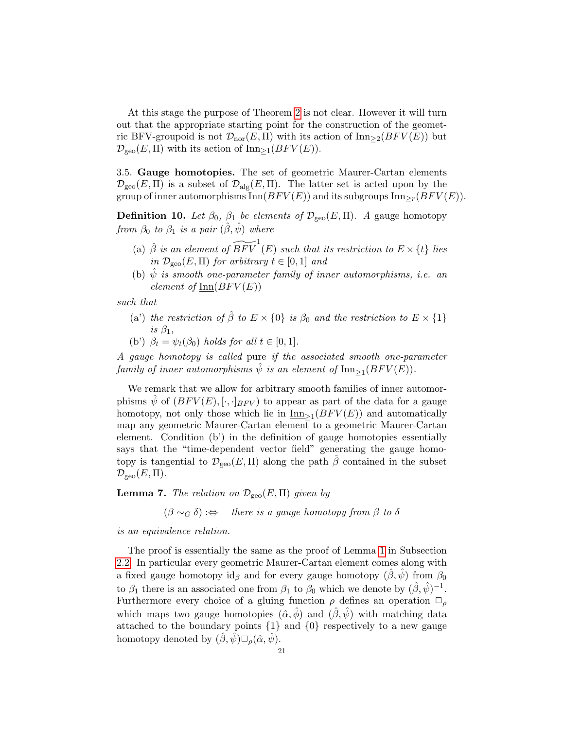At this stage the purpose of Theorem 2 is not clear. However it will turn out that the appropriate starting point for the construction of the geometric BFV-groupoid is not $\mathcal{D}_{\mathrm{nor}}(E,\Pi)$ with its action of $\mathrm{Inn}_{\geq 2}(BFV(E))$ but $\mathcal{D}_{\mathrm{geo}}(E,\Pi)$ with its action of $\mathrm{Inn}_{\geq 1}(BFV(E))$.

3.5. **Gauge homotopies.** The set of geometric Maurer-Cartan elements $\mathcal{D}_{\mathrm{geo}}(E,\Pi)$ is a subset of $\mathcal{D}_{\mathrm{alg}}(E,\Pi)$. The latter set is acted upon by the group of inner automorphisms $\mathrm{Inn}(BFV(E))$ and its subgroups $\mathrm{Inn}_{\geq r}(BFV(E))$.

**Definition 10.** *Let $\beta_0$, $\beta_1$ be elements of $\mathcal{D}_{\mathrm{geo}}(E,\Pi)$. A* gauge homotopy *from $\beta_0$ to $\beta_1$ is a pair $(\hat{\beta},\hat{\psi})$ where*

- (a) *$\hat{\beta}$ is an element of $\widetilde{BFV}^1(E)$ such that its restriction to $E\times\{t\}$ lies in $\mathcal{D}_{\mathrm{geo}}(E,\Pi)$ for arbitrary $t\in[0,1]$ and*
- (b) *$\hat{\psi}$ is smooth one-parameter family of inner automorphisms, i.e. an element of $\underline{\mathrm{Inn}}(BFV(E))$*

*such that*

- (a') *the restriction of $\hat{\beta}$ to $E\times\{0\}$ is $\beta_0$ and the restriction to $E\times\{1\}$ is $\beta_1$,*
- (b') *$\beta_t=\psi_t(\beta_0)$ holds for all $t\in[0,1]$.*

*A gauge homotopy is called* pure *if the associated smooth one-parameter family of inner automorphisms $\hat{\psi}$ is an element of $\underline{\mathrm{Inn}}_{\geq 1}(BFV(E))$.*

We remark that we allow for arbitrary smooth families of inner automorphisms $\hat{\psi}$ of $(BFV(E),[\cdot,\cdot]_{BFV})$ to appear as part of the data for a gauge homotopy, not only those which lie in $\underline{\mathrm{Inn}}_{\geq 1}(BFV(E))$ and automatically map any geometric Maurer-Cartan element to a geometric Maurer-Cartan element. Condition (b') in the definition of gauge homotopies essentially says that the "time-dependent vector field" generating the gauge homotopy is tangential to $\mathcal{D}_{\mathrm{geo}}(E,\Pi)$ along the path $\hat{\beta}$ contained in the subset $\mathcal{D}_{\mathrm{geo}}(E,\Pi)$.

**Lemma 7.** *The relation on $\mathcal{D}_{\mathrm{geo}}(E,\Pi)$ given by*

$$(\beta\sim_G\delta):\Leftrightarrow\quad \text{there is a gauge homotopy from } \beta \text{ to } \delta$$

*is an equivalence relation.*

The proof is essentially the same as the proof of Lemma 1 in Subsection 2.2. In particular every geometric Maurer-Cartan element comes along with a fixed gauge homotopy $\mathrm{id}_\beta$ and for every gauge homotopy $(\hat{\beta},\hat{\psi})$ from $\beta_0$ to $\beta_1$ there is an associated one from $\beta_1$ to $\beta_0$ which we denote by $(\hat{\beta},\hat{\psi})^{-1}$. Furthermore every choice of a gluing function $\rho$ defines an operation $\square_\rho$ which maps two gauge homotopies $(\hat{\alpha},\hat{\phi})$ and $(\hat{\beta},\hat{\psi})$ with matching data attached to the boundary points $\{1\}$ and $\{0\}$ respectively to a new gauge homotopy denoted by $(\hat{\beta},\hat{\psi})\square_\rho(\hat{\alpha},\hat{\psi})$.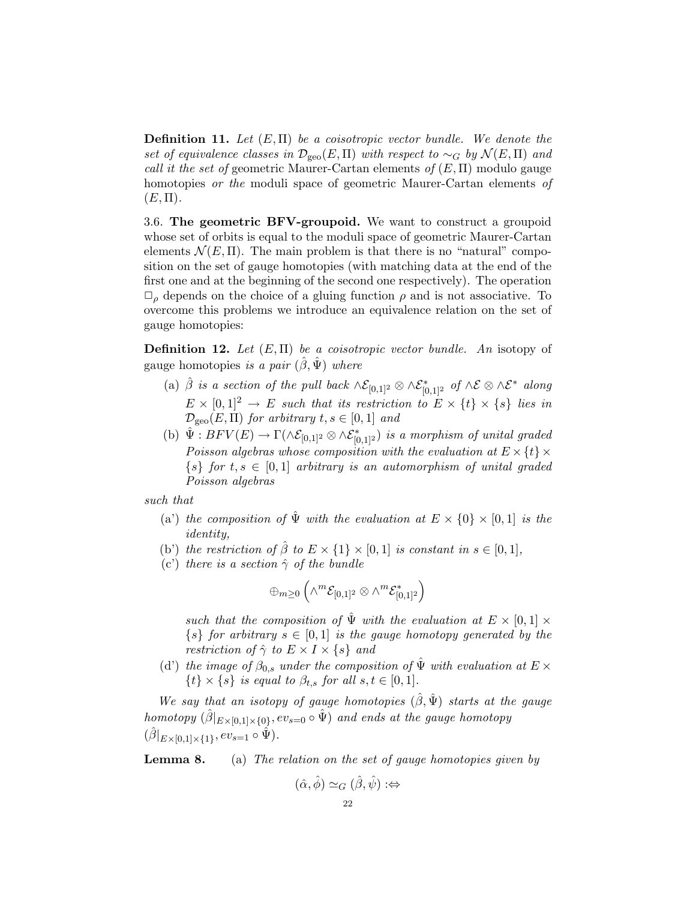**Definition 11.** *Let $(E,\Pi)$ be a coisotropic vector bundle. We denote the set of equivalence classes in $\mathcal{D}_{\mathrm{geo}}(E,\Pi)$ with respect to $\sim_G$ by $\mathcal{N}(E,\Pi)$ and call it the set of* geometric Maurer-Cartan elements *of* $(E,\Pi)$ modulo gauge homotopies *or the* moduli space of geometric Maurer-Cartan elements *of* $(E,\Pi)$.

3.6. **The geometric BFV-groupoid.** We want to construct a groupoid whose set of orbits is equal to the moduli space of geometric Maurer-Cartan elements $\mathcal{N}(E,\Pi)$. The main problem is that there is no "natural" composition on the set of gauge homotopies (with matching data at the end of the first one and at the beginning of the second one respectively). The operation $\Box_\rho$ depends on the choice of a gluing function $\rho$ and is not associative. To overcome this problems we introduce an equivalence relation on the set of gauge homotopies:

**Definition 12.** *Let $(E,\Pi)$ be a coisotropic vector bundle. An* isotopy of gauge homotopies *is a pair $(\hat{\beta},\hat{\Psi})$ where*

- (a) *$\hat{\beta}$ is a section of the pull back $\wedge\mathcal{E}_{[0,1]^2}\otimes\wedge\mathcal{E}^*_{[0,1]^2}$ of $\wedge\mathcal{E}\otimes\wedge\mathcal{E}^*$ along $E\times[0,1]^2\to E$ such that its restriction to $E\times\{t\}\times\{s\}$ lies in $\mathcal{D}_{\mathrm{geo}}(E,\Pi)$ for arbitrary $t,s\in[0,1]$ and*
- (b) *$\hat{\Psi}: BFV(E)\to\Gamma(\wedge\mathcal{E}_{[0,1]^2}\otimes\wedge\mathcal{E}^*_{[0,1]^2})$ is a morphism of unital graded Poisson algebras whose composition with the evaluation at $E\times\{t\}\times\{s\}$ for $t,s\in[0,1]$ arbitrary is an automorphism of unital graded Poisson algebras*

*such that*

- (a') *the composition of $\hat{\Psi}$ with the evaluation at $E\times\{0\}\times[0,1]$ is the identity,*
- (b') *the restriction of $\hat{\beta}$ to $E\times\{1\}\times[0,1]$ is constant in $s\in[0,1]$,*
- (c') *there is a section $\hat{\gamma}$ of the bundle*
$$\oplus_{m\geq 0}\left(\wedge^m\mathcal{E}_{[0,1]^2}\otimes\wedge^m\mathcal{E}^*_{[0,1]^2}\right)$$
*such that the composition of $\hat{\Psi}$ with the evaluation at $E\times[0,1]\times\{s\}$ for arbitrary $s\in[0,1]$ is the gauge homotopy generated by the restriction of $\hat{\gamma}$ to $E\times I\times\{s\}$ and*
- (d') *the image of $\beta_{0,s}$ under the composition of $\hat{\Psi}$ with evaluation at $E\times\{t\}\times\{s\}$ is equal to $\beta_{t,s}$ for all $s,t\in[0,1]$.*

*We say that an isotopy of gauge homotopies $(\hat{\beta},\hat{\Psi})$ starts at the gauge homotopy $(\hat{\beta}|_{E\times[0,1]\times\{0\}}, ev_{s=0}\circ\hat{\Psi})$ and ends at the gauge homotopy $(\hat{\beta}|_{E\times[0,1]\times\{1\}}, ev_{s=1}\circ\hat{\Psi})$.*

**Lemma 8.** (a) *The relation on the set of gauge homotopies given by*

$$(\hat{\alpha},\hat{\phi})\simeq_G(\hat{\beta},\hat{\psi}):\Leftrightarrow$$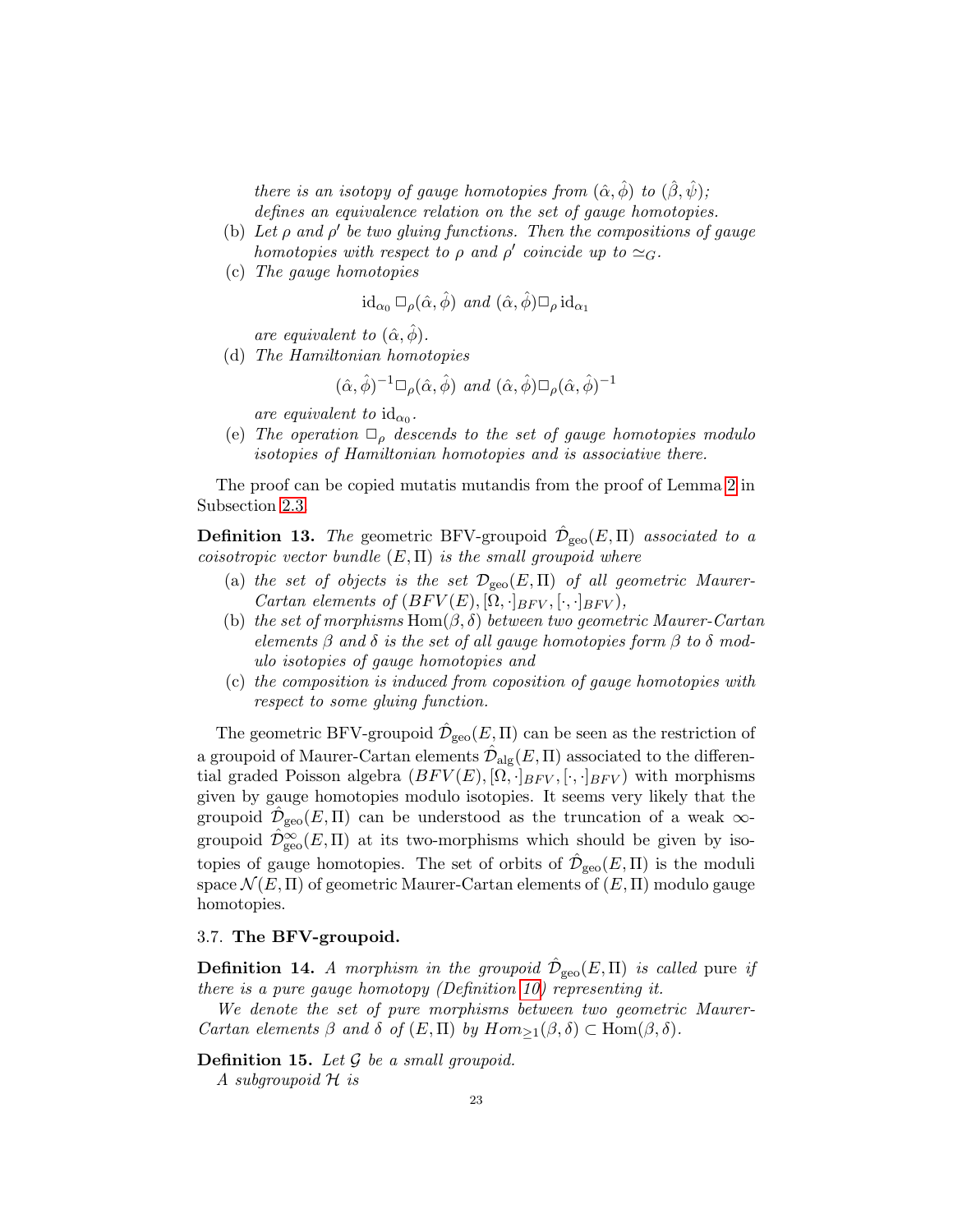*there is an isotopy of gauge homotopies from $(\hat{\alpha}, \hat{\phi})$ to $(\hat{\beta}, \hat{\psi})$; defines an equivalence relation on the set of gauge homotopies.*

(b) *Let $\rho$ and $\rho'$ be two gluing functions. Then the compositions of gauge homotopies with respect to $\rho$ and $\rho'$ coincide up to $\simeq_G$.*

(c) *The gauge homotopies*

$$\mathrm{id}_{\alpha_0} \Box_\rho (\hat{\alpha}, \hat{\phi}) \text{ and } (\hat{\alpha}, \hat{\phi}) \Box_\rho \mathrm{id}_{\alpha_1}$$

*are equivalent to $(\hat{\alpha}, \hat{\phi})$.*

(d) *The Hamiltonian homotopies*

$$(\hat{\alpha}, \hat{\phi})^{-1} \Box_\rho (\hat{\alpha}, \hat{\phi}) \text{ and } (\hat{\alpha}, \hat{\phi}) \Box_\rho (\hat{\alpha}, \hat{\phi})^{-1}$$

*are equivalent to $\mathrm{id}_{\alpha_0}$.*

(e) *The operation $\Box_\rho$ descends to the set of gauge homotopies modulo isotopies of Hamiltonian homotopies and is associative there.*

The proof can be copied mutatis mutandis from the proof of Lemma 2 in Subsection 2.3.

**Definition 13.** *The* geometric BFV-groupoid $\hat{\mathcal{D}}_{\mathrm{geo}}(E, \Pi)$ *associated to a coisotropic vector bundle $(E, \Pi)$ is the small groupoid where*

(a) *the set of objects is the set $\mathcal{D}_{\mathrm{geo}}(E, \Pi)$ of all geometric Maurer-Cartan elements of $(BFV(E), [\Omega, \cdot]_{BFV}, [\cdot, \cdot]_{BFV})$,*

(b) *the set of morphisms $\mathrm{Hom}(\beta, \delta)$ between two geometric Maurer-Cartan elements $\beta$ and $\delta$ is the set of all gauge homotopies form $\beta$ to $\delta$ modulo isotopies of gauge homotopies and*

(c) *the composition is induced from coposition of gauge homotopies with respect to some gluing function.*

The geometric BFV-groupoid $\hat{\mathcal{D}}_{\mathrm{geo}}(E, \Pi)$ can be seen as the restriction of a groupoid of Maurer-Cartan elements $\hat{\mathcal{D}}_{\mathrm{alg}}(E, \Pi)$ associated to the differential graded Poisson algebra $(BFV(E), [\Omega, \cdot]_{BFV}, [\cdot, \cdot]_{BFV})$ with morphisms given by gauge homotopies modulo isotopies. It seems very likely that the groupoid $\hat{\mathcal{D}}_{\mathrm{geo}}(E, \Pi)$ can be understood as the truncation of a weak $\infty$-groupoid $\hat{\mathcal{D}}^{\infty}_{\mathrm{geo}}(E, \Pi)$ at its two-morphisms which should be given by isotopies of gauge homotopies. The set of orbits of $\hat{\mathcal{D}}_{\mathrm{geo}}(E, \Pi)$ is the moduli space $\mathcal{N}(E, \Pi)$ of geometric Maurer-Cartan elements of $(E, \Pi)$ modulo gauge homotopies.

### 3.7. **The BFV-groupoid.**

**Definition 14.** *A morphism in the groupoid $\hat{\mathcal{D}}_{\mathrm{geo}}(E, \Pi)$ is called* pure *if there is a pure gauge homotopy (Definition 10) representing it.*

*We denote the set of pure morphisms between two geometric Maurer-Cartan elements $\beta$ and $\delta$ of $(E, \Pi)$ by $Hom_{\geq 1}(\beta, \delta) \subset \mathrm{Hom}(\beta, \delta)$.*

**Definition 15.** *Let $\mathcal{G}$ be a small groupoid.*

*A subgroupoid $\mathcal{H}$ is*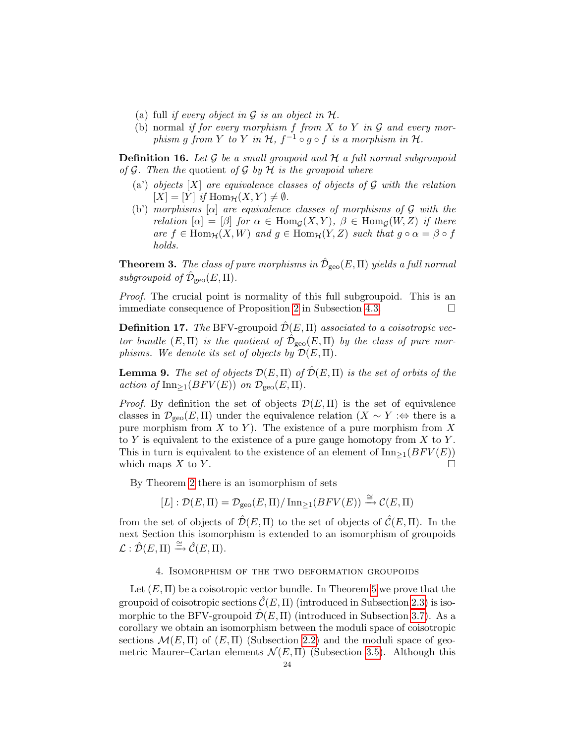(a) full *if every object in $\mathcal{G}$ is an object in $\mathcal{H}$.*

(b) normal *if for every morphism $f$ from $X$ to $Y$ in $\mathcal{G}$ and every morphism $g$ from $Y$ to $Y$ in $\mathcal{H}$, $f^{-1} \circ g \circ f$ is a morphism in $\mathcal{H}$.*

**Definition 16.** *Let $\mathcal{G}$ be a small groupoid and $\mathcal{H}$ a full normal subgroupoid of $\mathcal{G}$. Then the* quotient *of $\mathcal{G}$ by $\mathcal{H}$ is the groupoid where*

(a') *objects $[X]$ are equivalence classes of objects of $\mathcal{G}$ with the relation $[X] = [Y]$ if $\mathrm{Hom}_{\mathcal{H}}(X, Y) \neq \emptyset$.*

(b') *morphisms $[\alpha]$ are equivalence classes of morphisms of $\mathcal{G}$ with the relation $[\alpha] = [\beta]$ for $\alpha \in \mathrm{Hom}_{\mathcal{G}}(X, Y)$, $\beta \in \mathrm{Hom}_{\mathcal{G}}(W, Z)$ if there are $f \in \mathrm{Hom}_{\mathcal{H}}(X, W)$ and $g \in \mathrm{Hom}_{\mathcal{H}}(Y, Z)$ such that $g \circ \alpha = \beta \circ f$ holds.*

**Theorem 3.** *The class of pure morphisms in $\hat{\mathcal{D}}_{\mathrm{geo}}(E, \Pi)$ yields a full normal subgroupoid of $\hat{\mathcal{D}}_{\mathrm{geo}}(E, \Pi)$.*

*Proof.* The crucial point is normality of this full subgroupoid. This is an immediate consequence of Proposition 2 in Subsection 4.3. $\square$

**Definition 17.** *The* BFV-groupoid *$\hat{\mathcal{D}}(E, \Pi)$ associated to a coisotropic vector bundle $(E, \Pi)$ is the quotient of $\hat{\mathcal{D}}_{\mathrm{geo}}(E, \Pi)$ by the class of pure morphisms. We denote its set of objects by $\mathcal{D}(E, \Pi)$.*

**Lemma 9.** *The set of objects $\mathcal{D}(E, \Pi)$ of $\hat{\mathcal{D}}(E, \Pi)$ is the set of orbits of the action of $\mathrm{Inn}_{\geq 1}(BFV(E))$ on $\mathcal{D}_{\mathrm{geo}}(E, \Pi)$.*

*Proof.* By definition the set of objects $\mathcal{D}(E, \Pi)$ is the set of equivalence classes in $\mathcal{D}_{\mathrm{geo}}(E, \Pi)$ under the equivalence relation ($X \sim Y :\Leftrightarrow$ there is a pure morphism from $X$ to $Y$). The existence of a pure morphism from $X$ to $Y$ is equivalent to the existence of a pure gauge homotopy from $X$ to $Y$. This in turn is equivalent to the existence of an element of $\mathrm{Inn}_{\geq 1}(BFV(E))$ which maps $X$ to $Y$. $\square$

By Theorem 2 there is an isomorphism of sets

$$[L] : \mathcal{D}(E, \Pi) = \mathcal{D}_{\mathrm{geo}}(E, \Pi)/\,\mathrm{Inn}_{\geq 1}(BFV(E)) \xrightarrow{\cong} \mathcal{C}(E, \Pi)$$

from the set of objects of $\hat{\mathcal{D}}(E, \Pi)$ to the set of objects of $\hat{\mathcal{C}}(E, \Pi)$. In the next Section this isomorphism is extended to an isomorphism of groupoids $\mathcal{L} : \hat{\mathcal{D}}(E, \Pi) \xrightarrow{\cong} \hat{\mathcal{C}}(E, \Pi)$.

## 4. Isomorphism of the two deformation groupoids

Let $(E, \Pi)$ be a coisotropic vector bundle. In Theorem 5 we prove that the groupoid of coisotropic sections $\hat{\mathcal{C}}(E, \Pi)$ (introduced in Subsection 2.3) is isomorphic to the BFV-groupoid $\hat{\mathcal{D}}(E, \Pi)$ (introduced in Subsection 3.7). As a corollary we obtain an isomorphism between the moduli space of coisotropic sections $\mathcal{M}(E, \Pi)$ of $(E, \Pi)$ (Subsection 2.2) and the moduli space of geometric Maurer–Cartan elements $\mathcal{N}(E, \Pi)$ (Subsection 3.5). Although this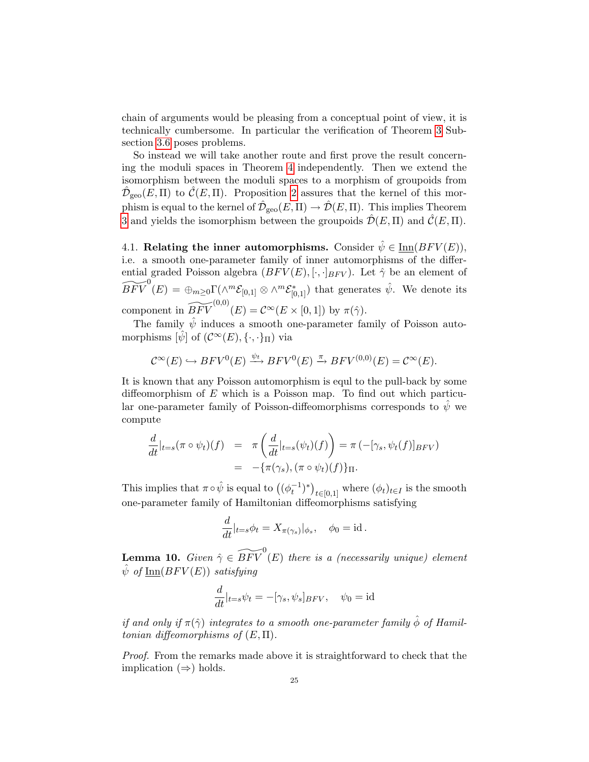chain of arguments would be pleasing from a conceptual point of view, it is technically cumbersome. In particular the verification of Theorem 3 Subsection 3.6 poses problems.

So instead we will take another route and first prove the result concerning the moduli spaces in Theorem 4 independently. Then we extend the isomorphism between the moduli spaces to a morphism of groupoids from $\hat{\mathcal{D}}_{\text{geo}}(E,\Pi)$ to $\hat{\mathcal{C}}(E,\Pi)$. Proposition 2 assures that the kernel of this morphism is equal to the kernel of $\hat{\mathcal{D}}_{\text{geo}}(E,\Pi) \to \hat{\mathcal{D}}(E,\Pi)$. This implies Theorem 3 and yields the isomorphism between the groupoids $\hat{\mathcal{D}}(E,\Pi)$ and $\hat{\mathcal{C}}(E,\Pi)$.

**4.1. Relating the inner automorphisms.** Consider $\hat{\psi} \in \underline{\text{Inn}}(BFV(E))$, i.e. a smooth one-parameter family of inner automorphisms of the differential graded Poisson algebra $(BFV(E), [\cdot,\cdot]_{BFV})$. Let $\hat{\gamma}$ be an element of $\widetilde{BFV}^0(E) = \oplus_{m\geq 0}\Gamma(\wedge^m \mathcal{E}_{[0,1]} \otimes \wedge^m \mathcal{E}^*_{[0,1]})$ that generates $\hat{\psi}$. We denote its component in $\widetilde{BFV}^{(0,0)}(E) = \mathcal{C}^\infty(E \times [0,1])$ by $\pi(\hat{\gamma})$.

The family $\hat{\psi}$ induces a smooth one-parameter family of Poisson automorphisms $[\hat{\psi}]$ of $(\mathcal{C}^\infty(E), \{\cdot,\cdot\}_\Pi)$ via

$$\mathcal{C}^\infty(E) \hookrightarrow BFV^0(E) \xrightarrow{\psi_t} BFV^0(E) \xrightarrow{\pi} BFV^{(0,0)}(E) = \mathcal{C}^\infty(E).$$

It is known that any Poisson automorphism is equl to the pull-back by some diffeomorphism of $E$ which is a Poisson map. To find out which particular one-parameter family of Poisson-diffeomorphisms corresponds to $\hat{\psi}$ we compute

$$\begin{aligned}
\frac{d}{dt}|_{t=s}(\pi \circ \psi_t)(f) &= \pi\left(\frac{d}{dt}|_{t=s}(\psi_t)(f)\right) = \pi\left(-[\gamma_s, \psi_t(f)]_{BFV}\right) \\
&= -\{\pi(\gamma_s), (\pi \circ \psi_t)(f)\}_\Pi.
\end{aligned}$$

This implies that $\pi \circ \hat{\psi}$ is equal to $\left((\phi_t^{-1})^*\right)_{t\in[0,1]}$ where $(\phi_t)_{t\in I}$ is the smooth one-parameter family of Hamiltonian diffeomorphisms satisfying

$$\frac{d}{dt}|_{t=s}\phi_t = X_{\pi(\gamma_s)}|_{\phi_s}, \quad \phi_0 = \text{id}\,.$$

**Lemma 10.** *Given $\hat{\gamma} \in \widetilde{BFV}^0(E)$ there is a (necessarily unique) element $\hat{\psi}$ of $\underline{\text{Inn}}(BFV(E))$ satisfying*

$$\frac{d}{dt}|_{t=s}\psi_t = -[\gamma_s, \psi_s]_{BFV}, \quad \psi_0 = \text{id}$$

*if and only if $\pi(\hat{\gamma})$ integrates to a smooth one-parameter family $\hat{\phi}$ of Hamiltonian diffeomorphisms of $(E,\Pi)$.*

*Proof.* From the remarks made above it is straightforward to check that the implication $(\Rightarrow)$ holds.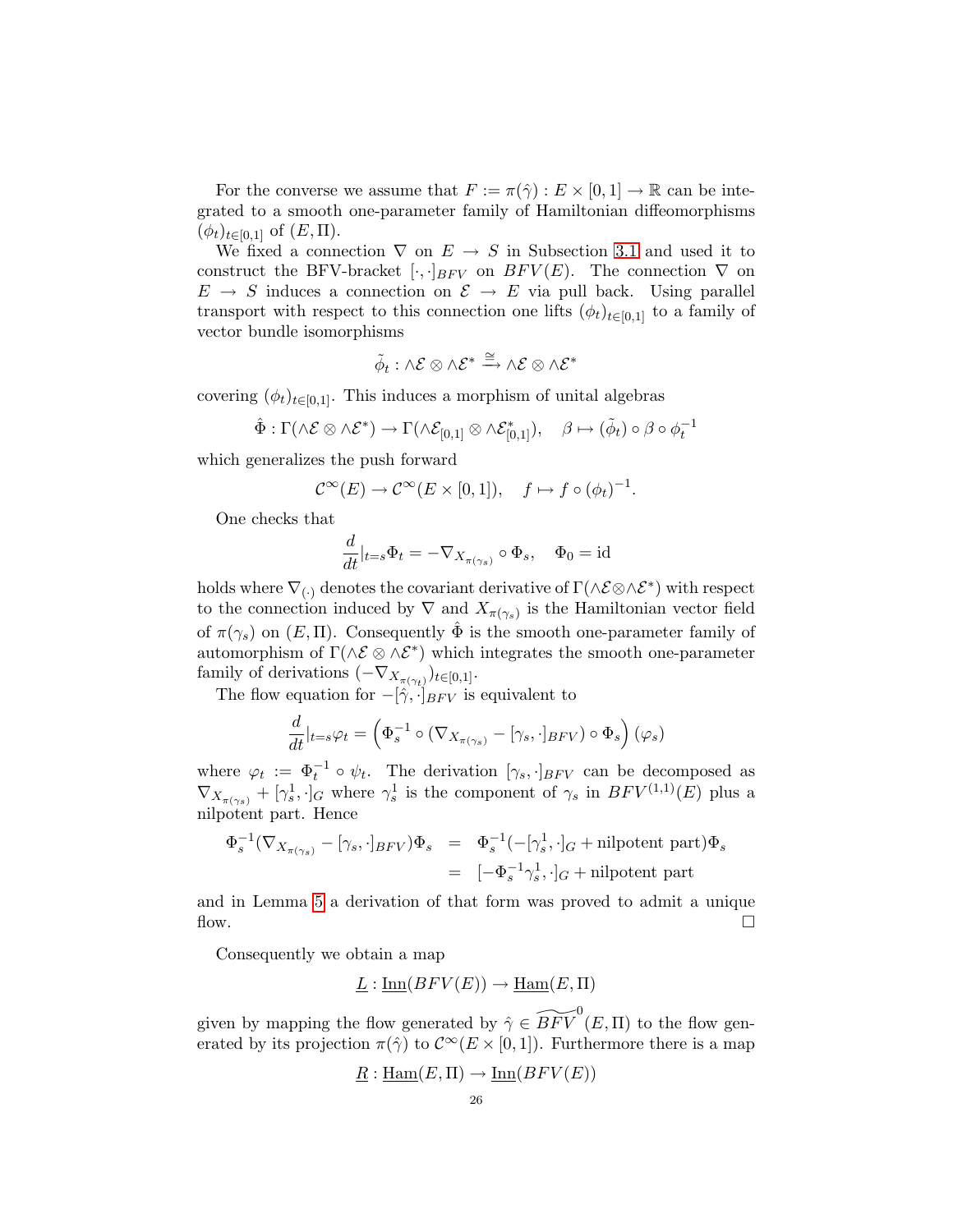For the converse we assume that $F := \pi(\hat{\gamma}) : E \times [0,1] \to \mathbb{R}$ can be integrated to a smooth one-parameter family of Hamiltonian diffeomorphisms $(\phi_t)_{t\in[0,1]}$ of $(E, \Pi)$.

We fixed a connection $\nabla$ on $E \to S$ in Subsection 3.1 and used it to construct the BFV-bracket $[\cdot,\cdot]_{BFV}$ on $BFV(E)$. The connection $\nabla$ on $E \to S$ induces a connection on $\mathcal{E} \to E$ via pull back. Using parallel transport with respect to this connection one lifts $(\phi_t)_{t\in[0,1]}$ to a family of vector bundle isomorphisms

$$\tilde{\phi}_t : \wedge\mathcal{E} \otimes \wedge\mathcal{E}^* \xrightarrow{\cong} \wedge\mathcal{E} \otimes \wedge\mathcal{E}^*$$

covering $(\phi_t)_{t\in[0,1]}$. This induces a morphism of unital algebras

$$\hat{\Phi} : \Gamma(\wedge\mathcal{E} \otimes \wedge\mathcal{E}^*) \to \Gamma(\wedge\mathcal{E}_{[0,1]} \otimes \wedge\mathcal{E}^*_{[0,1]}), \quad \beta \mapsto (\tilde{\phi}_t) \circ \beta \circ \phi_t^{-1}$$

which generalizes the push forward

$$\mathcal{C}^\infty(E) \to \mathcal{C}^\infty(E \times [0,1]), \quad f \mapsto f \circ (\phi_t)^{-1}.$$

One checks that

$$\frac{d}{dt}|_{t=s}\Phi_t = -\nabla_{X_{\pi(\gamma_s)}} \circ \Phi_s, \quad \Phi_0 = \mathrm{id}$$

holds where $\nabla_{(\cdot)}$ denotes the covariant derivative of $\Gamma(\wedge\mathcal{E}\otimes\wedge\mathcal{E}^*)$ with respect to the connection induced by $\nabla$ and $X_{\pi(\gamma_s)}$ is the Hamiltonian vector field of $\pi(\gamma_s)$ on $(E, \Pi)$. Consequently $\hat{\Phi}$ is the smooth one-parameter family of automorphism of $\Gamma(\wedge\mathcal{E} \otimes \wedge\mathcal{E}^*)$ which integrates the smooth one-parameter family of derivations $(-\nabla_{X_{\pi(\gamma_t)}})_{t\in[0,1]}$.

The flow equation for $-[\hat{\gamma},\cdot]_{BFV}$ is equivalent to

$$\frac{d}{dt}|_{t=s}\varphi_t = \left(\Phi_s^{-1} \circ (\nabla_{X_{\pi(\gamma_s)}} - [\gamma_s,\cdot]_{BFV}) \circ \Phi_s\right)(\varphi_s)$$

where $\varphi_t := \Phi_t^{-1} \circ \psi_t$. The derivation $[\gamma_s,\cdot]_{BFV}$ can be decomposed as $\nabla_{X_{\pi(\gamma_s)}} + [\gamma_s^1,\cdot]_G$ where $\gamma_s^1$ is the component of $\gamma_s$ in $BFV^{(1,1)}(E)$ plus a nilpotent part. Hence

$$\begin{aligned}
\Phi_s^{-1}(\nabla_{X_{\pi(\gamma_s)}} - [\gamma_s,\cdot]_{BFV})\Phi_s &= \Phi_s^{-1}(-[\gamma_s^1,\cdot]_G + \text{nilpotent part})\Phi_s \\
&= [-\Phi_s^{-1}\gamma_s^1,\cdot]_G + \text{nilpotent part}
\end{aligned}$$

and in Lemma 5 a derivation of that form was proved to admit a unique flow. □

Consequently we obtain a map

$$\underline{L} : \underline{\mathrm{Inn}}(BFV(E)) \to \underline{\mathrm{Ham}}(E, \Pi)$$

given by mapping the flow generated by $\hat{\gamma} \in \widetilde{BFV}^0(E, \Pi)$ to the flow generated by its projection $\pi(\hat{\gamma})$ to $\mathcal{C}^\infty(E \times [0,1])$. Furthermore there is a map

$$\underline{R} : \underline{\mathrm{Ham}}(E, \Pi) \to \underline{\mathrm{Inn}}(BFV(E))$$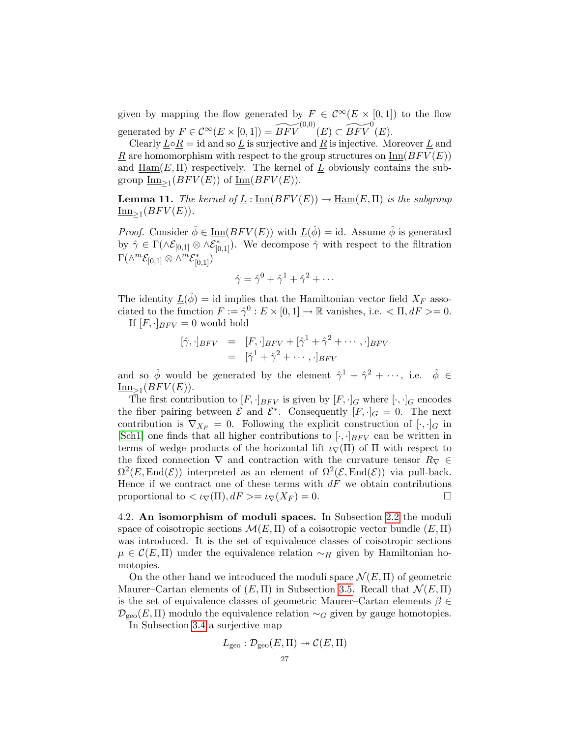given by mapping the flow generated by $F \in \mathcal{C}^\infty(E \times [0,1])$ to the flow generated by $F \in \mathcal{C}^\infty(E\times[0,1]) = \widetilde{BFV}^{(0,0)}(E) \subset \widetilde{BFV}^{0}(E)$.

Clearly $\underline{L} \circ \underline{R} = \mathrm{id}$ and so $\underline{L}$ is surjective and $\underline{R}$ is injective. Moreover $\underline{L}$ and $\underline{R}$ are homomorphism with respect to the group structures on $\underline{\mathrm{Inn}}(BFV(E))$ and $\underline{\mathrm{Ham}}(E,\Pi)$ respectively. The kernel of $\underline{L}$ obviously contains the subgroup $\underline{\mathrm{Inn}}_{\geq 1}(BFV(E))$ of $\underline{\mathrm{Inn}}(BFV(E))$.

**Lemma 11.** *The kernel of $\underline{L} : \underline{\mathrm{Inn}}(BFV(E)) \to \underline{\mathrm{Ham}}(E,\Pi)$ is the subgroup $\underline{\mathrm{Inn}}_{\geq 1}(BFV(E))$.*

*Proof.* Consider $\hat{\phi} \in \underline{\mathrm{Inn}}(BFV(E))$ with $\underline{L}(\hat{\phi}) = \mathrm{id}$. Assume $\hat{\phi}$ is generated by $\hat{\gamma} \in \Gamma(\wedge \mathcal{E}_{[0,1]} \otimes \wedge \mathcal{E}^*_{[0,1]})$. We decompose $\hat{\gamma}$ with respect to the filtration $\Gamma(\wedge^m \mathcal{E}_{[0,1]} \otimes \wedge^m \mathcal{E}^*_{[0,1]})$

$$\hat{\gamma} = \hat{\gamma}^0 + \hat{\gamma}^1 + \hat{\gamma}^2 + \cdots$$

The identity $\underline{L}(\hat{\phi}) = \mathrm{id}$ implies that the Hamiltonian vector field $X_F$ associated to the function $F := \hat{\gamma}^0 : E \times [0,1] \to \mathbb{R}$ vanishes, i.e. $< \Pi, dF >= 0$.

If $[F, \cdot]_{BFV} = 0$ would hold

$$\begin{aligned} [\hat{\gamma}, \cdot]_{BFV} &= [F, \cdot]_{BFV} + [\hat{\gamma}^1 + \hat{\gamma}^2 + \cdots, \cdot]_{BFV} \\ &= [\hat{\gamma}^1 + \hat{\gamma}^2 + \cdots, \cdot]_{BFV} \end{aligned}$$

and so $\hat{\phi}$ would be generated by the element $\hat{\gamma}^1 + \hat{\gamma}^2 + \cdots$, i.e. $\hat{\phi} \in \underline{\mathrm{Inn}}_{\geq 1}(BFV(E))$.

The first contribution to $[F, \cdot]_{BFV}$ is given by $[F, \cdot]_G$ where $[\cdot, \cdot]_G$ encodes the fiber pairing between $\mathcal{E}$ and $\mathcal{E}^*$. Consequently $[F, \cdot]_G = 0$. The next contribution is $\nabla_{X_F} = 0$. Following the explicit construction of $[\cdot, \cdot]_G$ in [Sch1] one finds that all higher contributions to $[\cdot, \cdot]_{BFV}$ can be written in terms of wedge products of the horizontal lift $\iota_\nabla(\Pi)$ of $\Pi$ with respect to the fixed connection $\nabla$ and contraction with the curvature tensor $R_\nabla \in \Omega^2(E, \mathrm{End}(\mathcal{E}))$ interpreted as an element of $\Omega^2(\mathcal{E}, \mathrm{End}(\mathcal{E}))$ via pull-back. Hence if we contract one of these terms with $dF$ we obtain contributions proportional to $< \iota_\nabla(\Pi), dF >= \iota_\nabla(X_F) = 0$. □

4.2. **An isomorphism of moduli spaces.** In Subsection 2.2 the moduli space of coisotropic sections $\mathcal{M}(E,\Pi)$ of a coisotropic vector bundle $(E,\Pi)$ was introduced. It is the set of equivalence classes of coisotropic sections $\mu \in \mathcal{C}(E,\Pi)$ under the equivalence relation $\sim_H$ given by Hamiltonian homotopies.

On the other hand we introduced the moduli space $\mathcal{N}(E,\Pi)$ of geometric Maurer–Cartan elements of $(E,\Pi)$ in Subsection 3.5. Recall that $\mathcal{N}(E,\Pi)$ is the set of equivalence classes of geometric Maurer–Cartan elements $\beta \in \mathcal{D}_{\mathrm{geo}}(E,\Pi)$ modulo the equivalence relation $\sim_G$ given by gauge homotopies.

In Subsection 3.4 a surjective map

$$L_{\mathrm{geo}} : \mathcal{D}_{\mathrm{geo}}(E,\Pi) \twoheadrightarrow \mathcal{C}(E,\Pi)$$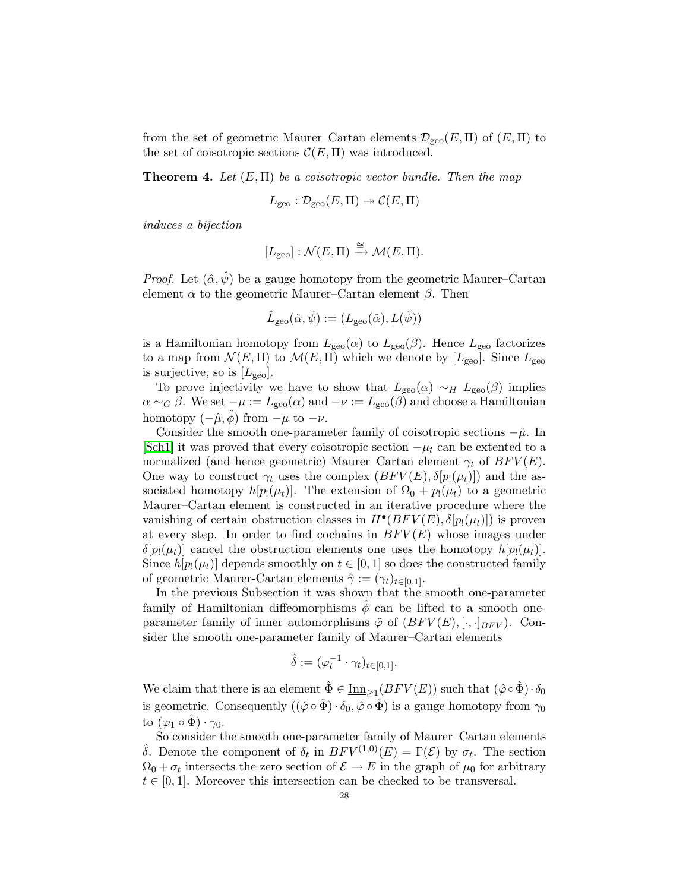from the set of geometric Maurer–Cartan elements $\mathcal{D}_{\mathrm{geo}}(E,\Pi)$ of $(E,\Pi)$ to the set of coisotropic sections $\mathcal{C}(E,\Pi)$ was introduced.

**Theorem 4.** *Let $(E,\Pi)$ be a coisotropic vector bundle. Then the map*

$$L_{\mathrm{geo}} : \mathcal{D}_{\mathrm{geo}}(E,\Pi) \twoheadrightarrow \mathcal{C}(E,\Pi)$$

*induces a bijection*

$$[L_{\mathrm{geo}}] : \mathcal{N}(E,\Pi) \xrightarrow{\cong} \mathcal{M}(E,\Pi).$$

*Proof.* Let $(\hat{\alpha},\hat{\psi})$ be a gauge homotopy from the geometric Maurer–Cartan element $\alpha$ to the geometric Maurer–Cartan element $\beta$. Then

$$\hat{L}_{\mathrm{geo}}(\hat{\alpha},\hat{\psi}) := (L_{\mathrm{geo}}(\hat{\alpha}), \underline{L}(\hat{\psi}))$$

is a Hamiltonian homotopy from $L_{\mathrm{geo}}(\alpha)$ to $L_{\mathrm{geo}}(\beta)$. Hence $L_{\mathrm{geo}}$ factorizes to a map from $\mathcal{N}(E,\Pi)$ to $\mathcal{M}(E,\Pi)$ which we denote by $[L_{\mathrm{geo}}]$. Since $L_{\mathrm{geo}}$ is surjective, so is $[L_{\mathrm{geo}}]$.

To prove injectivity we have to show that $L_{\mathrm{geo}}(\alpha) \sim_H L_{\mathrm{geo}}(\beta)$ implies $\alpha \sim_G \beta$. We set $-\mu := L_{\mathrm{geo}}(\alpha)$ and $-\nu := L_{\mathrm{geo}}(\beta)$ and choose a Hamiltonian homotopy $(-\hat{\mu},\hat{\phi})$ from $-\mu$ to $-\nu$.

Consider the smooth one-parameter family of coisotropic sections $-\hat{\mu}$. In [Sch1] it was proved that every coisotropic section $-\mu_t$ can be extented to a normalized (and hence geometric) Maurer–Cartan element $\gamma_t$ of $BFV(E)$. One way to construct $\gamma_t$ uses the complex $(BFV(E), \delta[p_!(\mu_t)])$ and the associated homotopy $h[p_!(\mu_t)]$. The extension of $\Omega_0 + p_!(\mu_t)$ to a geometric Maurer–Cartan element is constructed in an iterative procedure where the vanishing of certain obstruction classes in $H^\bullet(BFV(E), \delta[p_!(\mu_t)])$ is proven at every step. In order to find cochains in $BFV(E)$ whose images under $\delta[p_!(\mu_t)]$ cancel the obstruction elements one uses the homotopy $h[p_!(\mu_t)]$. Since $h[p_!(\mu_t)]$ depends smoothly on $t \in [0,1]$ so does the constructed family of geometric Maurer-Cartan elements $\hat{\gamma} := (\gamma_t)_{t\in[0,1]}$.

In the previous Subsection it was shown that the smooth one-parameter family of Hamiltonian diffeomorphisms $\hat{\phi}$ can be lifted to a smooth one-parameter family of inner automorphisms $\hat{\varphi}$ of $(BFV(E), [\cdot,\cdot]_{BFV})$. Consider the smooth one-parameter family of Maurer–Cartan elements

$$\hat{\delta} := (\varphi_t^{-1} \cdot \gamma_t)_{t\in[0,1]}.$$

We claim that there is an element $\hat{\Phi} \in \underline{\mathrm{Inn}}_{\geq 1}(BFV(E))$ such that $(\hat{\varphi} \circ \hat{\Phi}) \cdot \delta_0$ is geometric. Consequently $((\hat{\varphi} \circ \hat{\Phi}) \cdot \delta_0, \hat{\varphi} \circ \hat{\Phi})$ is a gauge homotopy from $\gamma_0$ to $(\varphi_1 \circ \hat{\Phi}) \cdot \gamma_0$.

So consider the smooth one-parameter family of Maurer-Cartan elements $\hat{\delta}$. Denote the component of $\delta_t$ in $BFV^{(1,0)}(E) = \Gamma(\mathcal{E})$ by $\sigma_t$. The section $\Omega_0 + \sigma_t$ intersects the zero section of $\mathcal{E} \to E$ in the graph of $\mu_0$ for arbitrary $t \in [0,1]$. Moreover this intersection can be checked to be transversal.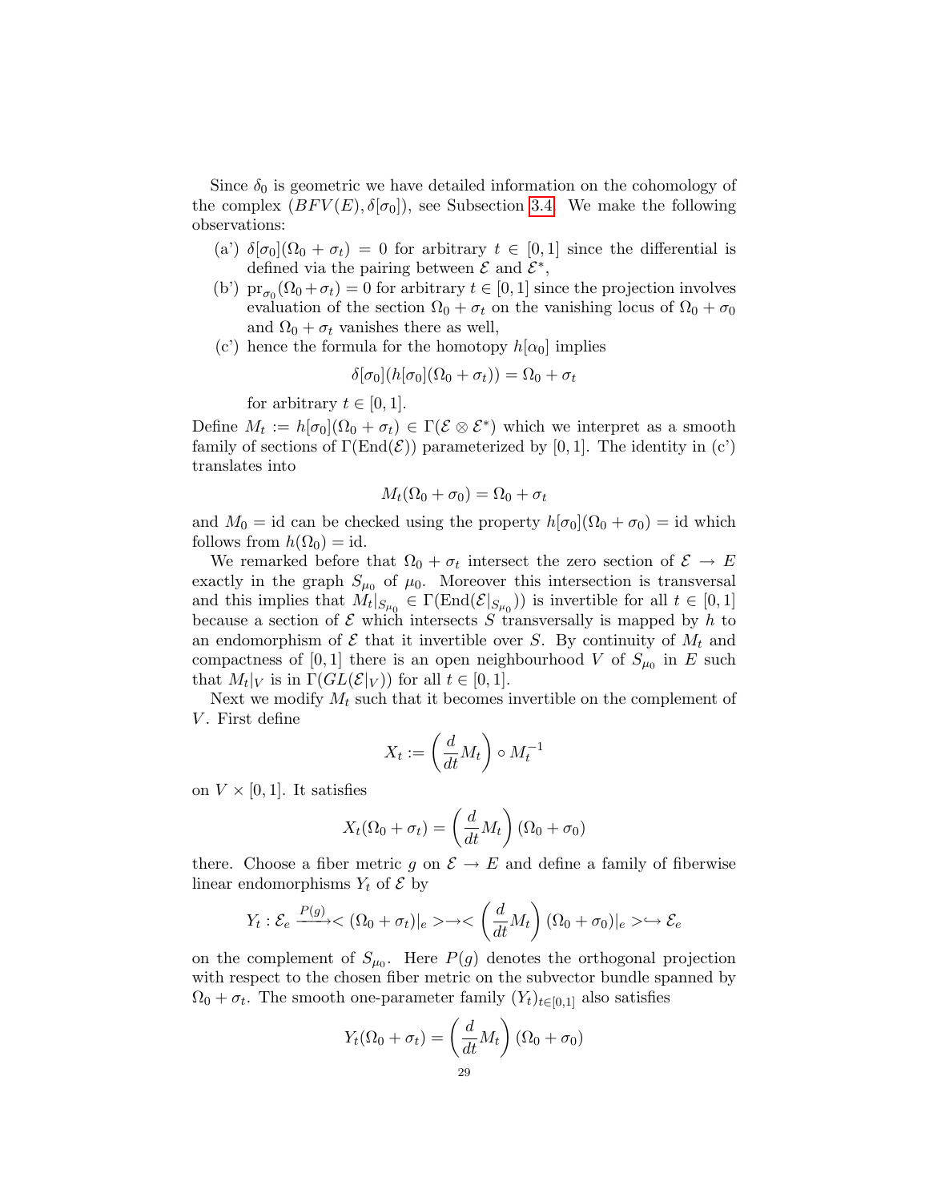Since $\delta_0$ is geometric we have detailed information on the cohomology of the complex $(BFV(E), \delta[\sigma_0])$, see Subsection 3.4. We make the following observations:

(a') $\delta[\sigma_0](\Omega_0 + \sigma_t) = 0$ for arbitrary $t \in [0,1]$ since the differential is defined via the pairing between $\mathcal{E}$ and $\mathcal{E}^*$,

(b') $\mathrm{pr}_{\sigma_0}(\Omega_0 + \sigma_t) = 0$ for arbitrary $t \in [0,1]$ since the projection involves evaluation of the section $\Omega_0 + \sigma_t$ on the vanishing locus of $\Omega_0 + \sigma_0$ and $\Omega_0 + \sigma_t$ vanishes there as well,

(c') hence the formula for the homotopy $h[\alpha_0]$ implies

$$\delta[\sigma_0](h[\sigma_0](\Omega_0 + \sigma_t)) = \Omega_0 + \sigma_t$$

for arbitrary $t \in [0,1]$.

Define $M_t := h[\sigma_0](\Omega_0 + \sigma_t) \in \Gamma(\mathcal{E} \otimes \mathcal{E}^*)$ which we interpret as a smooth family of sections of $\Gamma(\mathrm{End}(\mathcal{E}))$ parameterized by $[0,1]$. The identity in (c') translates into

$$M_t(\Omega_0 + \sigma_0) = \Omega_0 + \sigma_t$$

and $M_0 = \mathrm{id}$ can be checked using the property $h[\sigma_0](\Omega_0 + \sigma_0) = \mathrm{id}$ which follows from $h(\Omega_0) = \mathrm{id}$.

We remarked before that $\Omega_0 + \sigma_t$ intersect the zero section of $\mathcal{E} \to E$ exactly in the graph $S_{\mu_0}$ of $\mu_0$. Moreover this intersection is transversal and this implies that $M_t|_{S_{\mu_0}} \in \Gamma(\mathrm{End}(\mathcal{E}|_{S_{\mu_0}}))$ is invertible for all $t \in [0,1]$ because a section of $\mathcal{E}$ which intersects $S$ transversally is mapped by $h$ to an endomorphism of $\mathcal{E}$ that it invertible over $S$. By continuity of $M_t$ and compactness of $[0,1]$ there is an open neighbourhood $V$ of $S_{\mu_0}$ in $E$ such that $M_t|_V$ is in $\Gamma(GL(\mathcal{E}|_V))$ for all $t \in [0,1]$.

Next we modify $M_t$ such that it becomes invertible on the complement of $V$. First define

$$X_t := \left(\frac{d}{dt}M_t\right) \circ M_t^{-1}$$

on $V \times [0,1]$. It satisfies

$$X_t(\Omega_0 + \sigma_t) = \left(\frac{d}{dt}M_t\right)(\Omega_0 + \sigma_0)$$

there. Choose a fiber metric $g$ on $\mathcal{E} \to E$ and define a family of fiberwise linear endomorphisms $Y_t$ of $\mathcal{E}$ by

$$Y_t : \mathcal{E}_e \xrightarrow{P(g)} <(\Omega_0 + \sigma_t)|_e> \to <\left(\frac{d}{dt}M_t\right)(\Omega_0 + \sigma_0)|_e> \hookrightarrow \mathcal{E}_e$$

on the complement of $S_{\mu_0}$. Here $P(g)$ denotes the orthogonal projection with respect to the chosen fiber metric on the subvector bundle spanned by $\Omega_0 + \sigma_t$. The smooth one-parameter family $(Y_t)_{t \in [0,1]}$ also satisfies

$$Y_t(\Omega_0 + \sigma_t) = \left(\frac{d}{dt}M_t\right)(\Omega_0 + \sigma_0)$$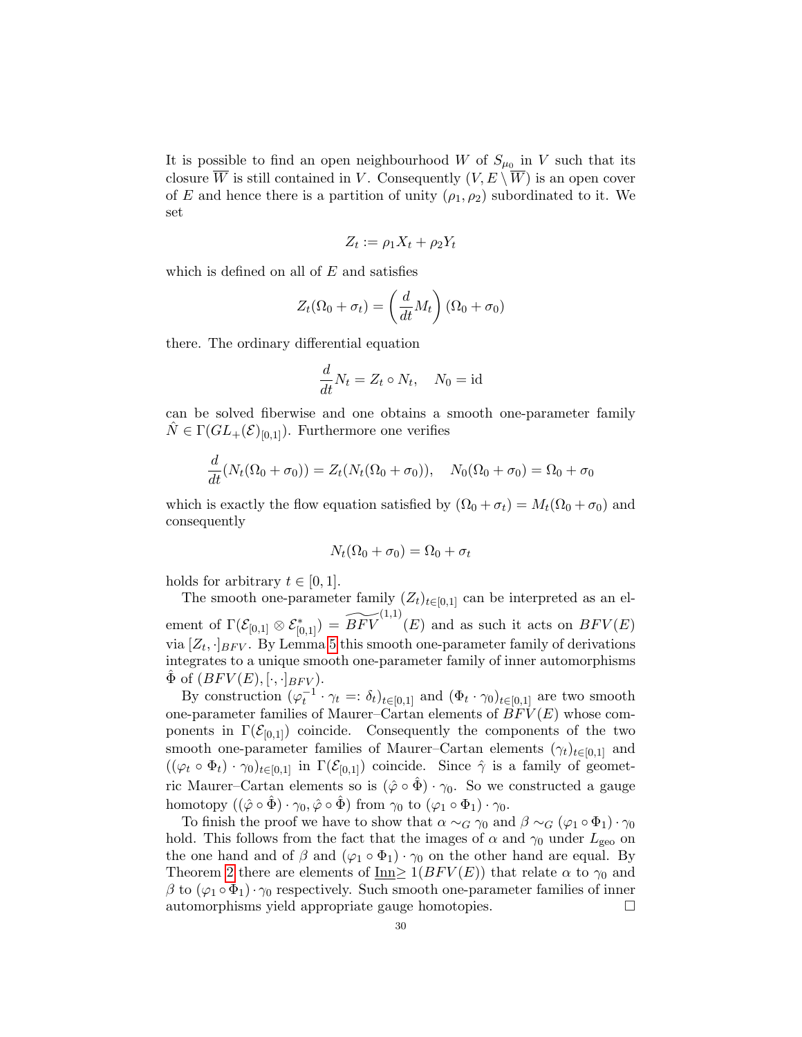It is possible to find an open neighbourhood $W$ of $S_{\mu_0}$ in $V$ such that its closure $\overline{W}$ is still contained in $V$. Consequently $(V, E \setminus \overline{W})$ is an open cover of $E$ and hence there is a partition of unity $(\rho_1, \rho_2)$ subordinated to it. We set

$$Z_t := \rho_1 X_t + \rho_2 Y_t$$

which is defined on all of $E$ and satisfies

$$Z_t(\Omega_0 + \sigma_t) = \left(\frac{d}{dt} M_t\right)(\Omega_0 + \sigma_0)$$

there. The ordinary differential equation

$$\frac{d}{dt} N_t = Z_t \circ N_t, \quad N_0 = \mathrm{id}$$

can be solved fiberwise and one obtains a smooth one-parameter family $\hat{N} \in \Gamma(GL_+(\mathcal{E})_{[0,1]})$. Furthermore one verifies

$$\frac{d}{dt}(N_t(\Omega_0 + \sigma_0)) = Z_t(N_t(\Omega_0 + \sigma_0)), \quad N_0(\Omega_0 + \sigma_0) = \Omega_0 + \sigma_0$$

which is exactly the flow equation satisfied by $(\Omega_0 + \sigma_t) = M_t(\Omega_0 + \sigma_0)$ and consequently

$$N_t(\Omega_0 + \sigma_0) = \Omega_0 + \sigma_t$$

holds for arbitrary $t \in [0, 1]$.

The smooth one-parameter family $(Z_t)_{t\in[0,1]}$ can be interpreted as an element of $\Gamma(\mathcal{E}_{[0,1]} \otimes \mathcal{E}^*_{[0,1]}) = \widetilde{BFV}^{(1,1)}(E)$ and as such it acts on $BFV(E)$ via $[Z_t, \cdot]_{BFV}$. By Lemma 5 this smooth one-parameter family of derivations integrates to a unique smooth one-parameter family of inner automorphisms $\hat{\Phi}$ of $(BFV(E), [\cdot,\cdot]_{BFV})$.

By construction $(\varphi_t^{-1} \cdot \gamma_t =: \delta_t)_{t\in[0,1]}$ and $(\Phi_t \cdot \gamma_0)_{t\in[0,1]}$ are two smooth one-parameter families of Maurer–Cartan elements of $BFV(E)$ whose components in $\Gamma(\mathcal{E}_{[0,1]})$ coincide. Consequently the components of the two smooth one-parameter families of Maurer–Cartan elements $(\gamma_t)_{t\in[0,1]}$ and $((\varphi_t \circ \Phi_t) \cdot \gamma_0)_{t\in[0,1]}$ in $\Gamma(\mathcal{E}_{[0,1]})$ coincide. Since $\hat{\gamma}$ is a family of geometric Maurer–Cartan elements so is $(\hat{\varphi} \circ \hat{\Phi}) \cdot \gamma_0$. So we constructed a gauge homotopy $((\hat{\varphi} \circ \hat{\Phi}) \cdot \gamma_0, \hat{\varphi} \circ \hat{\Phi})$ from $\gamma_0$ to $(\varphi_1 \circ \Phi_1) \cdot \gamma_0$.

To finish the proof we have to show that $\alpha \sim_G \gamma_0$ and $\beta \sim_G (\varphi_1 \circ \Phi_1) \cdot \gamma_0$ hold. This follows from the fact that the images of $\alpha$ and $\gamma_0$ under $L_{\mathrm{geo}}$ on the one hand and of $\beta$ and $(\varphi_1 \circ \Phi_1) \cdot \gamma_0$ on the other hand are equal. By Theorem 2 there are elements of $\underline{\mathrm{Inn}}_{\geq 1}(BFV(E))$ that relate $\alpha$ to $\gamma_0$ and $\beta$ to $(\varphi_1 \circ \Phi_1) \cdot \gamma_0$ respectively. Such smooth one-parameter families of inner automorphisms yield appropriate gauge homotopies. □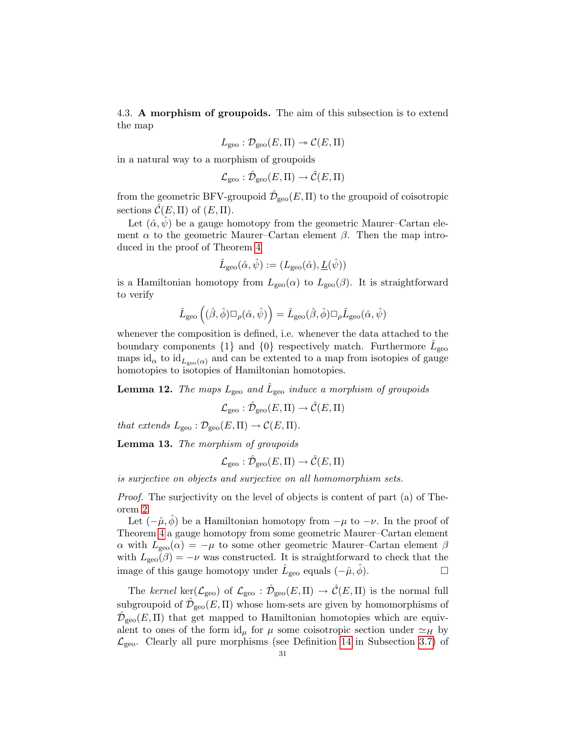4.3. **A morphism of groupoids.** The aim of this subsection is to extend the map

$$L_{\mathrm{geo}} : \mathcal{D}_{\mathrm{geo}}(E,\Pi) \twoheadrightarrow \mathcal{C}(E,\Pi)$$

in a natural way to a morphism of groupoids

$$\mathcal{L}_{\mathrm{geo}} : \hat{\mathcal{D}}_{\mathrm{geo}}(E,\Pi) \to \hat{\mathcal{C}}(E,\Pi)$$

from the geometric BFV-groupoid $\hat{\mathcal{D}}_{\mathrm{geo}}(E,\Pi)$ to the groupoid of coisotropic sections $\hat{\mathcal{C}}(E,\Pi)$ of $(E,\Pi)$.

Let $(\hat{\alpha},\hat{\psi})$ be a gauge homotopy from the geometric Maurer–Cartan element $\alpha$ to the geometric Maurer–Cartan element $\beta$. Then the map introduced in the proof of Theorem 4

$$\hat{L}_{\mathrm{geo}}(\hat{\alpha},\hat{\psi}) := (L_{\mathrm{geo}}(\hat{\alpha}), \underline{L}(\hat{\psi}))$$

is a Hamiltonian homotopy from $L_{\mathrm{geo}}(\alpha)$ to $L_{\mathrm{geo}}(\beta)$. It is straightforward to verify

$$\hat{L}_{\mathrm{geo}}\left((\hat{\beta},\hat{\phi})\Box_\rho(\hat{\alpha},\hat{\psi})\right) = \hat{L}_{\mathrm{geo}}(\hat{\beta},\hat{\phi})\Box_\rho \hat{L}_{\mathrm{geo}}(\hat{\alpha},\hat{\psi})$$

whenever the composition is defined, i.e. whenever the data attached to the boundary components $\{1\}$ and $\{0\}$ respectively match. Furthermore $\hat{L}_{\mathrm{geo}}$ maps $\mathrm{id}_\alpha$ to $\mathrm{id}_{L_{\mathrm{geo}}(\alpha)}$ and can be extented to a map from isotopies of gauge homotopies to isotopies of Hamiltonian homotopies.

**Lemma 12.** *The maps $L_{\mathrm{geo}}$ and $\hat{L}_{\mathrm{geo}}$ induce a morphism of groupoids*

$$\mathcal{L}_{\mathrm{geo}} : \hat{\mathcal{D}}_{\mathrm{geo}}(E,\Pi) \to \hat{\mathcal{C}}(E,\Pi)$$

*that extends $L_{\mathrm{geo}} : \mathcal{D}_{\mathrm{geo}}(E,\Pi) \to \mathcal{C}(E,\Pi)$.*

**Lemma 13.** *The morphism of groupoids*

$$\mathcal{L}_{\mathrm{geo}} : \hat{\mathcal{D}}_{\mathrm{geo}}(E,\Pi) \to \hat{\mathcal{C}}(E,\Pi)$$

*is surjective on objects and surjective on all homomorphism sets.*

*Proof.* The surjectivity on the level of objects is content of part (a) of Theorem 2.

Let $(-\hat{\mu},\hat{\phi})$ be a Hamiltonian homotopy from $-\mu$ to $-\nu$. In the proof of Theorem 4 a gauge homotopy from some geometric Maurer–Cartan element $\alpha$ with $L_{\mathrm{geo}}(\alpha) = -\mu$ to some other geometric Maurer–Cartan element $\beta$ with $L_{\mathrm{geo}}(\beta) = -\nu$ was constructed. It is straightforward to check that the image of this gauge homotopy under $\hat{L}_{\mathrm{geo}}$ equals $(-\hat{\mu},\hat{\phi})$. □

The *kernel* $\ker(\mathcal{L}_{\mathrm{geo}})$ of $\mathcal{L}_{\mathrm{geo}} : \hat{\mathcal{D}}_{\mathrm{geo}}(E,\Pi) \to \hat{\mathcal{C}}(E,\Pi)$ is the normal full subgroupoid of $\hat{\mathcal{D}}_{\mathrm{geo}}(E,\Pi)$ whose hom-sets are given by homomorphisms of $\hat{\mathcal{D}}_{\mathrm{geo}}(E,\Pi)$ that get mapped to Hamiltonian homotopies which are equivalent to ones of the form $\mathrm{id}_\mu$ for $\mu$ some coisotropic section under $\simeq_H$ by $\mathcal{L}_{\mathrm{geo}}$. Clearly all pure morphisms (see Definition 14 in Subsection 3.7) of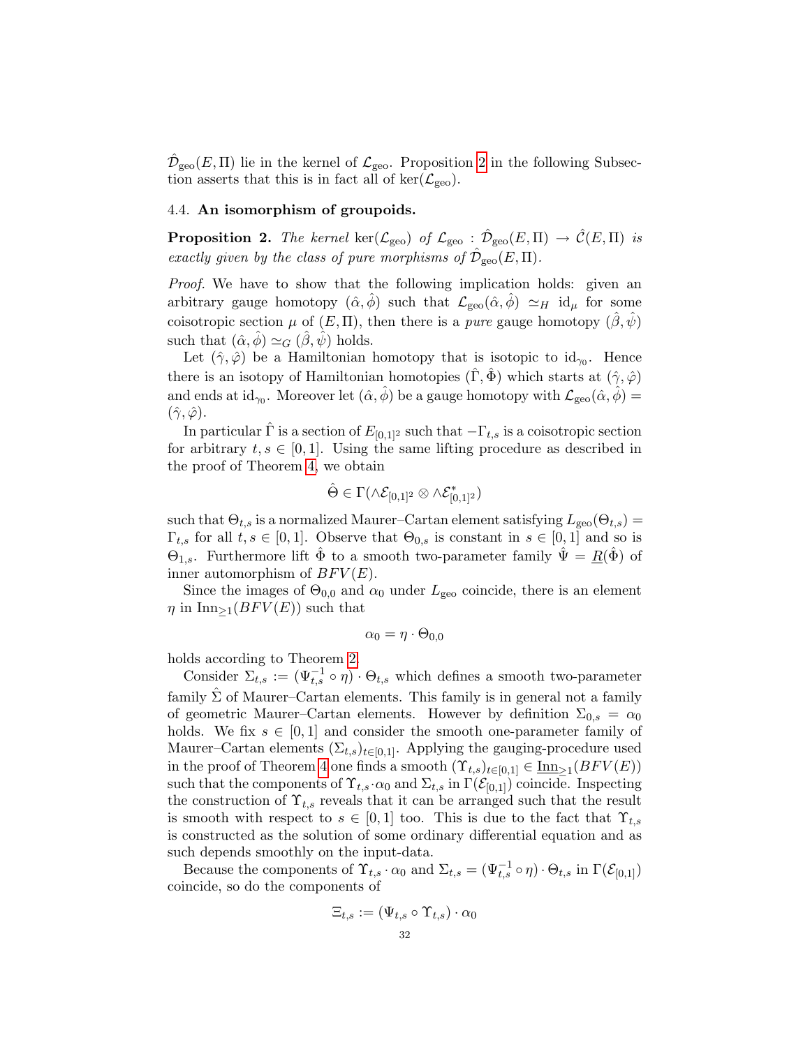$\hat{\mathcal{D}}_{\mathrm{geo}}(E,\Pi)$ lie in the kernel of $\mathcal{L}_{\mathrm{geo}}$. Proposition 2 in the following Subsection asserts that this is in fact all of $\ker(\mathcal{L}_{\mathrm{geo}})$.

### 4.4. An isomorphism of groupoids.

**Proposition 2.** *The kernel* $\ker(\mathcal{L}_{\mathrm{geo}})$ *of* $\mathcal{L}_{\mathrm{geo}} : \hat{\mathcal{D}}_{\mathrm{geo}}(E,\Pi) \to \hat{\mathcal{C}}(E,\Pi)$ *is exactly given by the class of pure morphisms of* $\hat{\mathcal{D}}_{\mathrm{geo}}(E,\Pi)$.

*Proof.* We have to show that the following implication holds: given an arbitrary gauge homotopy $(\hat{\alpha},\hat{\phi})$ such that $\mathcal{L}_{\mathrm{geo}}(\hat{\alpha},\hat{\phi}) \simeq_H \mathrm{id}_\mu$ for some coisotropic section $\mu$ of $(E,\Pi)$, then there is a *pure* gauge homotopy $(\hat{\beta},\hat{\psi})$ such that $(\hat{\alpha},\hat{\phi}) \simeq_G (\hat{\beta},\hat{\psi})$ holds.

Let $(\hat{\gamma},\hat{\varphi})$ be a Hamiltonian homotopy that is isotopic to $\mathrm{id}_{\gamma_0}$. Hence there is an isotopy of Hamiltonian homotopies $(\hat{\Gamma},\hat{\Phi})$ which starts at $(\hat{\gamma},\hat{\varphi})$ and ends at $\mathrm{id}_{\gamma_0}$. Moreover let $(\hat{\alpha},\hat{\phi})$ be a gauge homotopy with $\mathcal{L}_{\mathrm{geo}}(\hat{\alpha},\hat{\phi}) = (\hat{\gamma},\hat{\varphi})$.

In particular $\hat{\Gamma}$ is a section of $E_{[0,1]^2}$ such that $-\Gamma_{t,s}$ is a coisotropic section for arbitrary $t,s \in [0,1]$. Using the same lifting procedure as described in the proof of Theorem 4, we obtain

$$\hat{\Theta} \in \Gamma(\wedge\mathcal{E}_{[0,1]^2} \otimes \wedge\mathcal{E}^*_{[0,1]^2})$$

such that $\Theta_{t,s}$ is a normalized Maurer–Cartan element satisfying $L_{\mathrm{geo}}(\Theta_{t,s}) = \Gamma_{t,s}$ for all $t,s \in [0,1]$. Observe that $\Theta_{0,s}$ is constant in $s \in [0,1]$ and so is $\Theta_{1,s}$. Furthermore lift $\hat{\Phi}$ to a smooth two-parameter family $\hat{\Psi} = \underline{R}(\hat{\Phi})$ of inner automorphism of $BFV(E)$.

Since the images of $\Theta_{0,0}$ and $\alpha_0$ under $L_{\mathrm{geo}}$ coincide, there is an element $\eta$ in $\mathrm{Inn}_{\geq 1}(BFV(E))$ such that

$$\alpha_0 = \eta \cdot \Theta_{0,0}$$

holds according to Theorem 2.

Consider $\Sigma_{t,s} := (\Psi^{-1}_{t,s} \circ \eta) \cdot \Theta_{t,s}$ which defines a smooth two-parameter family $\hat{\Sigma}$ of Maurer–Cartan elements. This family is in general not a family of geometric Maurer–Cartan elements. However by definition $\Sigma_{0,s} = \alpha_0$ holds. We fix $s \in [0,1]$ and consider the smooth one-parameter family of Maurer–Cartan elements $(\Sigma_{t,s})_{t\in[0,1]}$. Applying the gauging-procedure used in the proof of Theorem 4 one finds a smooth $(\Upsilon_{t,s})_{t\in[0,1]} \in \underline{\mathrm{Inn}}_{\geq 1}(BFV(E))$ such that the components of $\Upsilon_{t,s}\cdot\alpha_0$ and $\Sigma_{t,s}$ in $\Gamma(\mathcal{E}_{[0,1]})$ coincide. Inspecting the construction of $\Upsilon_{t,s}$ reveals that it can be arranged such that the result is smooth with respect to $s \in [0,1]$ too. This is due to the fact that $\Upsilon_{t,s}$ is constructed as the solution of some ordinary differential equation and as such depends smoothly on the input-data.

Because the components of $\Upsilon_{t,s} \cdot \alpha_0$ and $\Sigma_{t,s} = (\Psi^{-1}_{t,s} \circ \eta) \cdot \Theta_{t,s}$ in $\Gamma(\mathcal{E}_{[0,1]})$ coincide, so do the components of

$$\Xi_{t,s} := (\Psi_{t,s} \circ \Upsilon_{t,s}) \cdot \alpha_0$$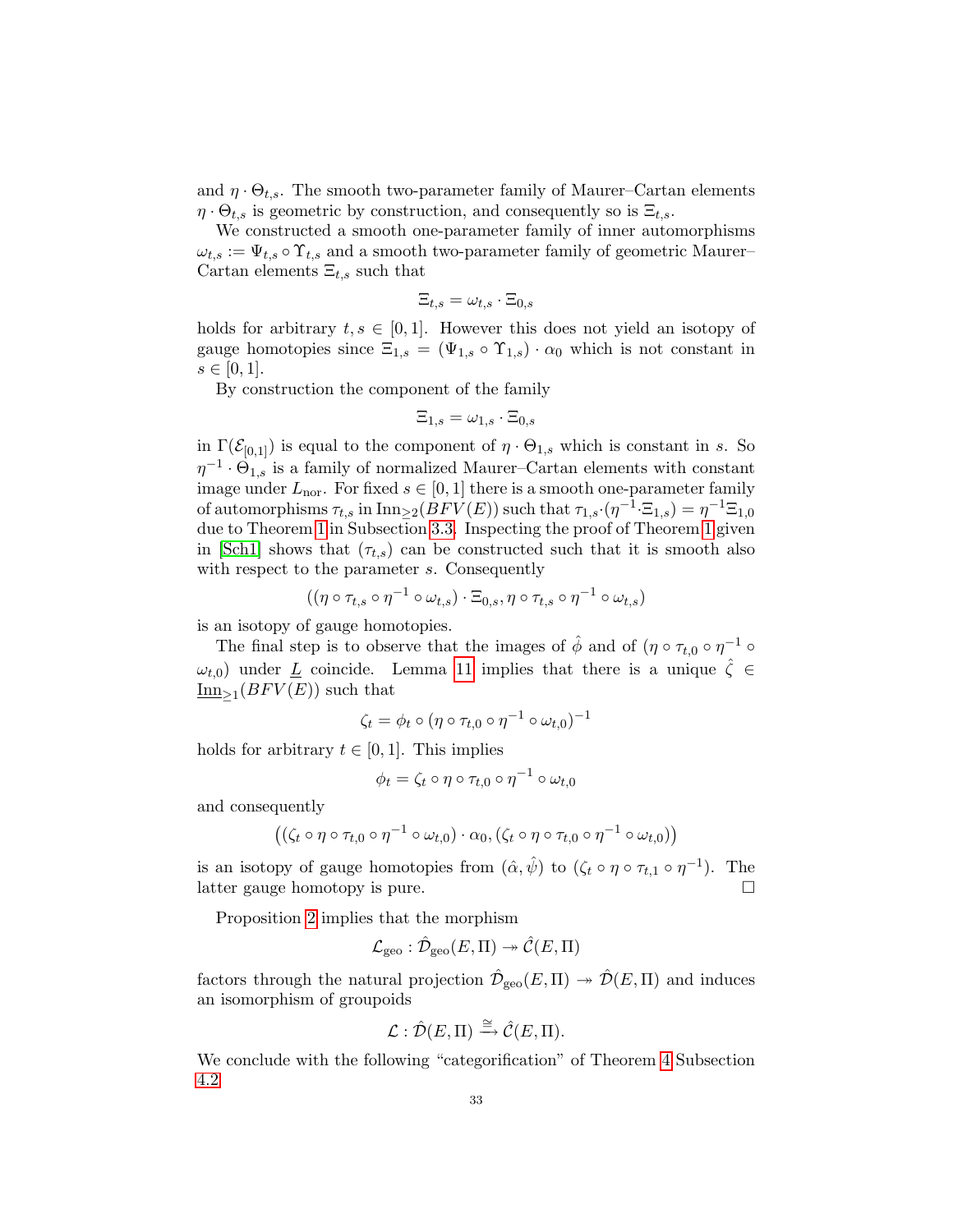and $\eta \cdot \Theta_{t,s}$. The smooth two-parameter family of Maurer–Cartan elements $\eta \cdot \Theta_{t,s}$ is geometric by construction, and consequently so is $\Xi_{t,s}$.

We constructed a smooth one-parameter family of inner automorphisms $\omega_{t,s} := \Psi_{t,s} \circ \Upsilon_{t,s}$ and a smooth two-parameter family of geometric Maurer–Cartan elements $\Xi_{t,s}$ such that

$$\Xi_{t,s} = \omega_{t,s} \cdot \Xi_{0,s}$$

holds for arbitrary $t, s \in [0,1]$. However this does not yield an isotopy of gauge homotopies since $\Xi_{1,s} = (\Psi_{1,s} \circ \Upsilon_{1,s}) \cdot \alpha_0$ which is not constant in $s \in [0,1]$.

By construction the component of the family

$$\Xi_{1,s} = \omega_{1,s} \cdot \Xi_{0,s}$$

in $\Gamma(\mathcal{E}_{[0,1]})$ is equal to the component of $\eta \cdot \Theta_{1,s}$ which is constant in $s$. So $\eta^{-1} \cdot \Theta_{1,s}$ is a family of normalized Maurer–Cartan elements with constant image under $L_{\mathrm{nor}}$. For fixed $s \in [0,1]$ there is a smooth one-parameter family of automorphisms $\tau_{t,s}$ in $\mathrm{Inn}_{\geq 2}(BFV(E))$ such that $\tau_{1,s} \cdot (\eta^{-1} \cdot \Xi_{1,s}) = \eta^{-1} \Xi_{1,0}$ due to Theorem 1 in Subsection 3.3. Inspecting the proof of Theorem 1 given in [Sch1] shows that $(\tau_{t,s})$ can be constructed such that it is smooth also with respect to the parameter $s$. Consequently

$$((\eta \circ \tau_{t,s} \circ \eta^{-1} \circ \omega_{t,s}) \cdot \Xi_{0,s}, \eta \circ \tau_{t,s} \circ \eta^{-1} \circ \omega_{t,s})$$

is an isotopy of gauge homotopies.

The final step is to observe that the images of $\hat{\phi}$ and of $(\eta \circ \tau_{t,0} \circ \eta^{-1} \circ \omega_{t,0})$ under $\underline{L}$ coincide. Lemma 11 implies that there is a unique $\hat{\zeta} \in \underline{\mathrm{Inn}}_{\geq 1}(BFV(E))$ such that

$$\zeta_t = \phi_t \circ (\eta \circ \tau_{t,0} \circ \eta^{-1} \circ \omega_{t,0})^{-1}$$

holds for arbitrary $t \in [0,1]$. This implies

$$\phi_t = \zeta_t \circ \eta \circ \tau_{t,0} \circ \eta^{-1} \circ \omega_{t,0}$$

and consequently

$$\big((\zeta_t \circ \eta \circ \tau_{t,0} \circ \eta^{-1} \circ \omega_{t,0}) \cdot \alpha_0, (\zeta_t \circ \eta \circ \tau_{t,0} \circ \eta^{-1} \circ \omega_{t,0})\big)$$

is an isotopy of gauge homotopies from $(\hat{\alpha}, \hat{\psi})$ to $(\zeta_t \circ \eta \circ \tau_{t,1} \circ \eta^{-1})$. The latter gauge homotopy is pure. $\square$

Proposition 2 implies that the morphism

$$\mathcal{L}_{\mathrm{geo}} : \hat{\mathcal{D}}_{\mathrm{geo}}(E, \Pi) \twoheadrightarrow \hat{\mathcal{C}}(E, \Pi)$$

factors through the natural projection $\hat{\mathcal{D}}_{\mathrm{geo}}(E, \Pi) \twoheadrightarrow \hat{\mathcal{D}}(E, \Pi)$ and induces an isomorphism of groupoids

$$\mathcal{L} : \hat{\mathcal{D}}(E, \Pi) \xrightarrow{\cong} \hat{\mathcal{C}}(E, \Pi).$$

We conclude with the following "categorification" of Theorem 4 Subsection 4.2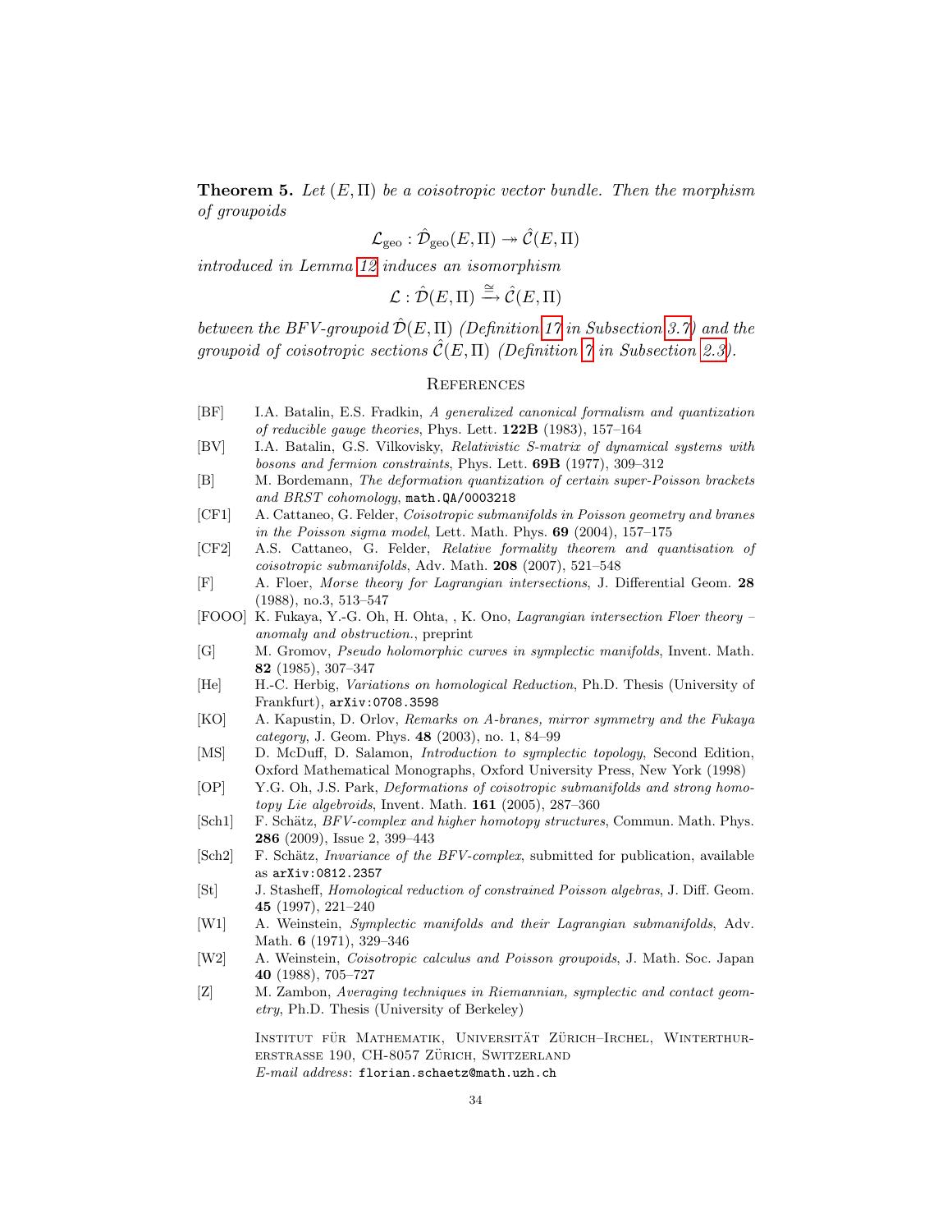**Theorem 5.** *Let $(E,\Pi)$ be a coisotropic vector bundle. Then the morphism of groupoids*

$$\mathcal{L}_{\mathrm{geo}} : \hat{\mathcal{D}}_{\mathrm{geo}}(E,\Pi) \twoheadrightarrow \hat{\mathcal{C}}(E,\Pi)$$

*introduced in Lemma 12 induces an isomorphism*

$$\mathcal{L} : \hat{\mathcal{D}}(E,\Pi) \xrightarrow{\cong} \hat{\mathcal{C}}(E,\Pi)$$

*between the BFV-groupoid $\hat{\mathcal{D}}(E,\Pi)$ (Definition 17 in Subsection 3.7) and the groupoid of coisotropic sections $\hat{\mathcal{C}}(E,\Pi)$ (Definition 7 in Subsection 2.3).*

## References

- [BF] I.A. Batalin, E.S. Fradkin, *A generalized canonical formalism and quantization of reducible gauge theories*, Phys. Lett. **122B** (1983), 157–164
- [BV] I.A. Batalin, G.S. Vilkovisky, *Relativistic S-matrix of dynamical systems with bosons and fermion constraints*, Phys. Lett. **69B** (1977), 309–312
- [B] M. Bordemann, *The deformation quantization of certain super-Poisson brackets and BRST cohomology*, `math.QA/0003218`
- [CF1] A. Cattaneo, G. Felder, *Coisotropic submanifolds in Poisson geometry and branes in the Poisson sigma model*, Lett. Math. Phys. **69** (2004), 157–175
- [CF2] A.S. Cattaneo, G. Felder, *Relative formality theorem and quantisation of coisotropic submanifolds*, Adv. Math. **208** (2007), 521–548
- [F] A. Floer, *Morse theory for Lagrangian intersections*, J. Differential Geom. **28** (1988), no.3, 513–547
- [FOOO] K. Fukaya, Y.-G. Oh, H. Ohta, , K. Ono, *Lagrangian intersection Floer theory – anomaly and obstruction.*, preprint
- [G] M. Gromov, *Pseudo holomorphic curves in symplectic manifolds*, Invent. Math. **82** (1985), 307–347
- [He] H.-C. Herbig, *Variations on homological Reduction*, Ph.D. Thesis (University of Frankfurt), `arXiv:0708.3598`
- [KO] A. Kapustin, D. Orlov, *Remarks on A-branes, mirror symmetry and the Fukaya category*, J. Geom. Phys. **48** (2003), no. 1, 84–99
- [MS] D. McDuff, D. Salamon, *Introduction to symplectic topology*, Second Edition, Oxford Mathematical Monographs, Oxford University Press, New York (1998)
- [OP] Y.G. Oh, J.S. Park, *Deformations of coisotropic submanifolds and strong homotopy Lie algebroids*, Invent. Math. **161** (2005), 287–360
- [Sch1] F. Schätz, *BFV-complex and higher homotopy structures*, Commun. Math. Phys. **286** (2009), Issue 2, 399–443
- [Sch2] F. Schätz, *Invariance of the BFV-complex*, submitted for publication, available as `arXiv:0812.2357`
- [St] J. Stasheff, *Homological reduction of constrained Poisson algebras*, J. Diff. Geom. **45** (1997), 221–240
- [W1] A. Weinstein, *Symplectic manifolds and their Lagrangian submanifolds*, Adv. Math. **6** (1971), 329–346
- [W2] A. Weinstein, *Coisotropic calculus and Poisson groupoids*, J. Math. Soc. Japan **40** (1988), 705–727
- [Z] M. Zambon, *Averaging techniques in Riemannian, symplectic and contact geometry*, Ph.D. Thesis (University of Berkeley)

Institut für Mathematik, Universität Zürich–Irchel, Winterthurerstrasse 190, CH-8057 Zürich, Switzerland

*E-mail address*: `florian.schaetz@math.uzh.ch`